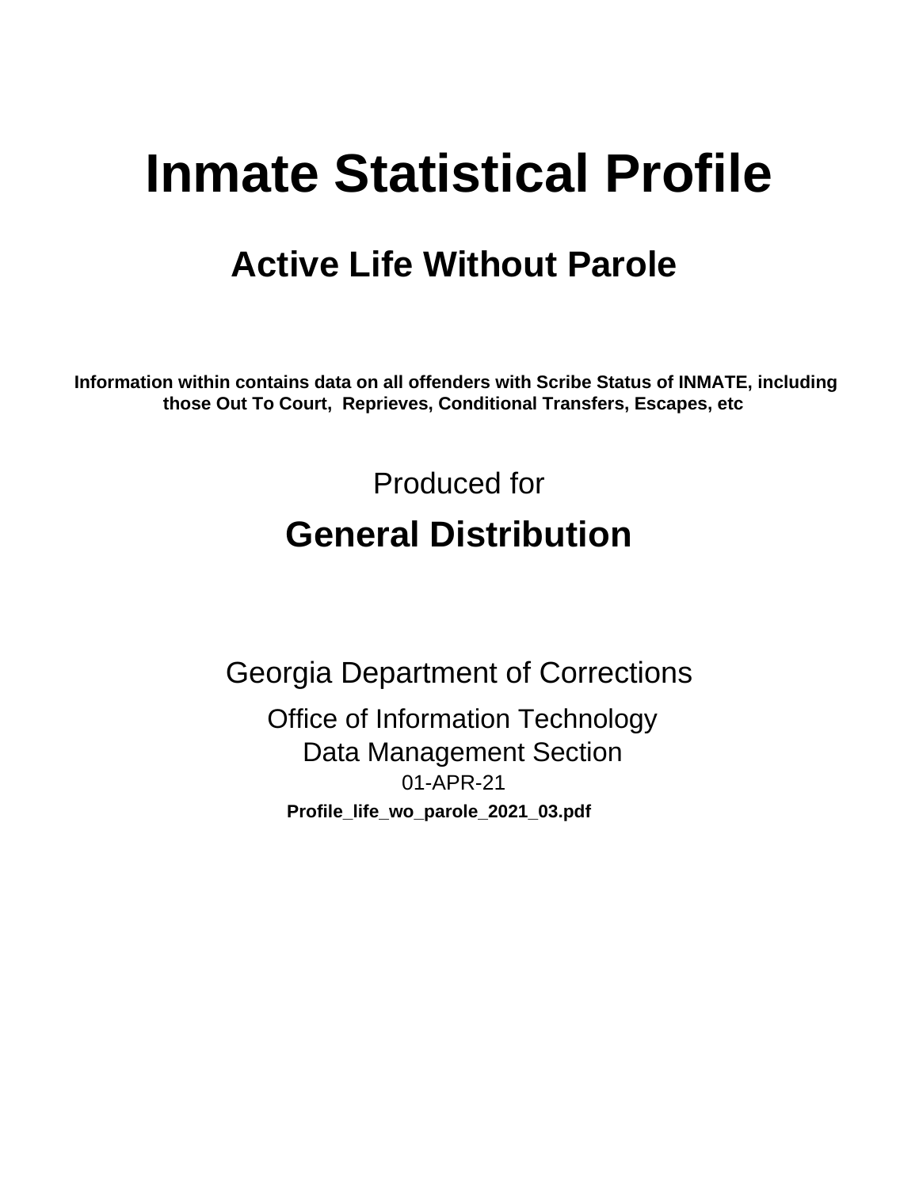# Inmate Statistical Profile

## Active Life Without Parole

**Information within contains data on all offenders with Scribe Status of INMATE, including those Out To Court, Reprieves, Conditional Transfers, Escapes, etc**

Produced for

## General Distribution

Georgia Department of Corrections

Office of Information Technology

Data Management Section

01-APR-21

**Profile_life_wo_parole_2021_03.pdf**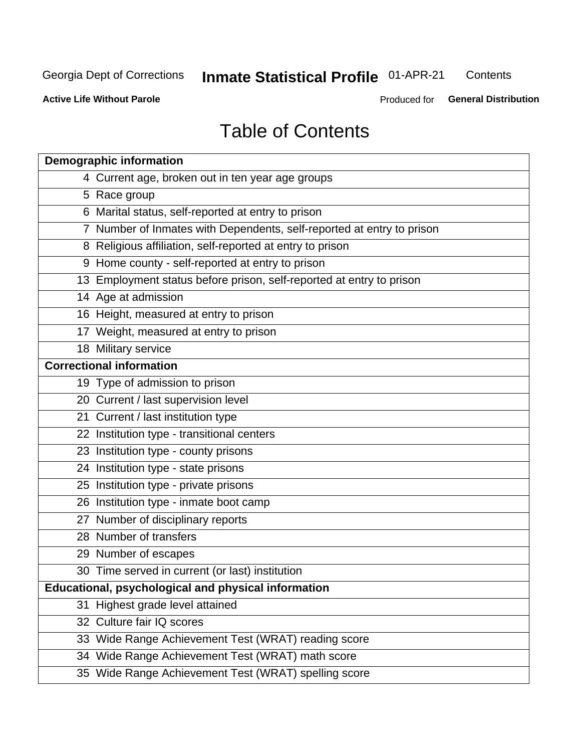# Table of Contents

| Demographic information | |
|---|---|
| 4 | Current age, broken out in ten year age groups |
| 5 | Race group |
| 6 | Marital status, self-reported at entry to prison |
| 7 | Number of Inmates with Dependents, self-reported at entry to prison |
| 8 | Religious affiliation, self-reported at entry to prison |
| 9 | Home county - self-reported at entry to prison |
| 13 | Employment status before prison, self-reported at entry to prison |
| 14 | Age at admission |
| 16 | Height, measured at entry to prison |
| 17 | Weight, measured at entry to prison |
| 18 | Military service |
| **Correctional information** | |
| 19 | Type of admission to prison |
| 20 | Current / last supervision level |
| 21 | Current / last institution type |
| 22 | Institution type - transitional centers |
| 23 | Institution type - county prisons |
| 24 | Institution type - state prisons |
| 25 | Institution type - private prisons |
| 26 | Institution type - inmate boot camp |
| 27 | Number of disciplinary reports |
| 28 | Number of transfers |
| 29 | Number of escapes |
| 30 | Time served in current (or last) institution |
| **Educational, psychological and physical information** | |
| 31 | Highest grade level attained |
| 32 | Culture fair IQ scores |
| 33 | Wide Range Achievement Test (WRAT) reading score |
| 34 | Wide Range Achievement Test (WRAT) math score |
| 35 | Wide Range Achievement Test (WRAT) spelling score |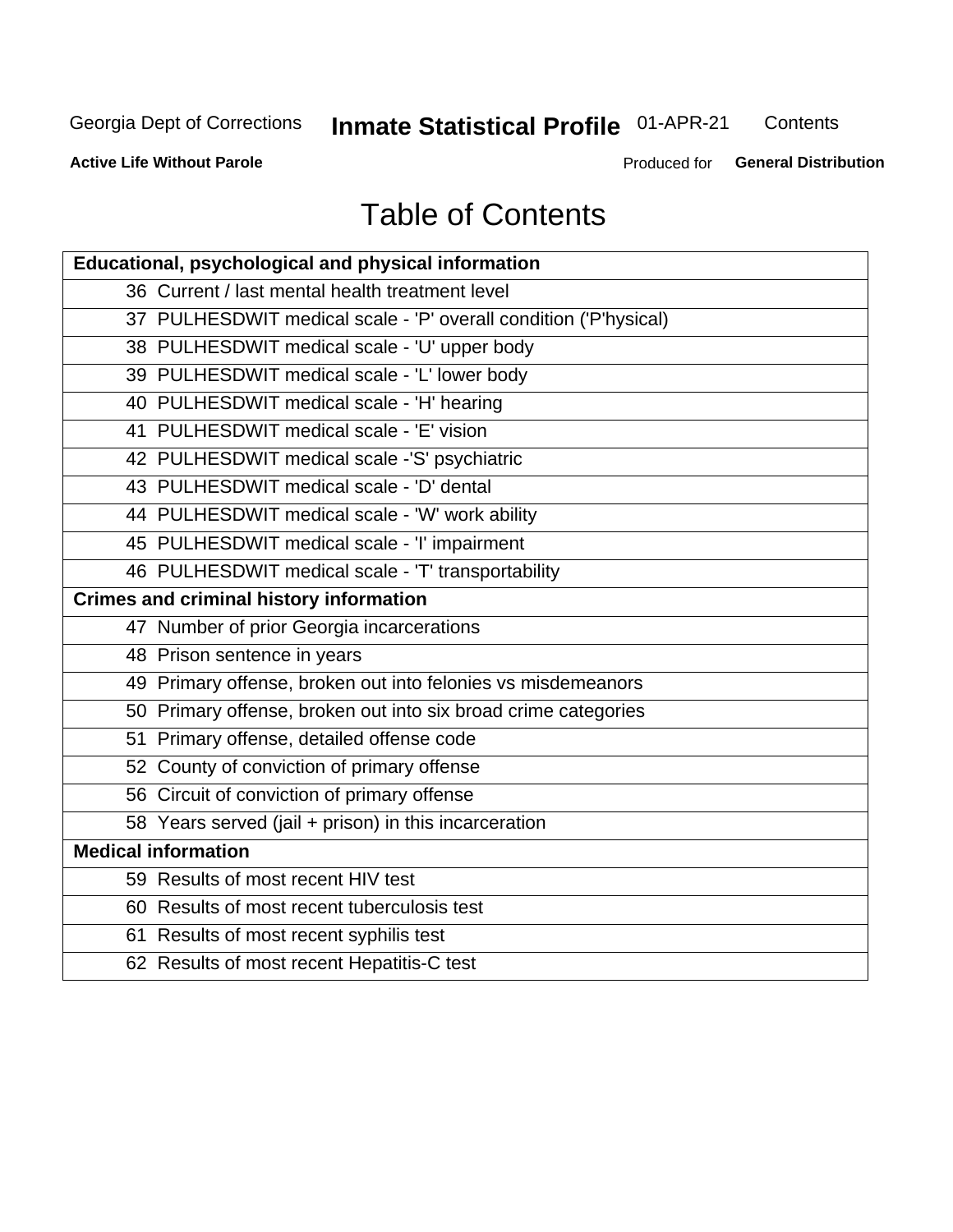# Table of Contents

| Educational, psychological and physical information |
|---|
| 36 Current / last mental health treatment level |
| 37 PULHESDWIT medical scale - 'P' overall condition ('P'hysical) |
| 38 PULHESDWIT medical scale - 'U' upper body |
| 39 PULHESDWIT medical scale - 'L' lower body |
| 40 PULHESDWIT medical scale - 'H' hearing |
| 41 PULHESDWIT medical scale - 'E' vision |
| 42 PULHESDWIT medical scale -'S' psychiatric |
| 43 PULHESDWIT medical scale - 'D' dental |
| 44 PULHESDWIT medical scale - 'W' work ability |
| 45 PULHESDWIT medical scale - 'I' impairment |
| 46 PULHESDWIT medical scale - 'T' transportability |
| **Crimes and criminal history information** |
| 47 Number of prior Georgia incarcerations |
| 48 Prison sentence in years |
| 49 Primary offense, broken out into felonies vs misdemeanors |
| 50 Primary offense, broken out into six broad crime categories |
| 51 Primary offense, detailed offense code |
| 52 County of conviction of primary offense |
| 56 Circuit of conviction of primary offense |
| 58 Years served (jail + prison) in this incarceration |
| **Medical information** |
| 59 Results of most recent HIV test |
| 60 Results of most recent tuberculosis test |
| 61 Results of most recent syphilis test |
| 62 Results of most recent Hepatitis-C test |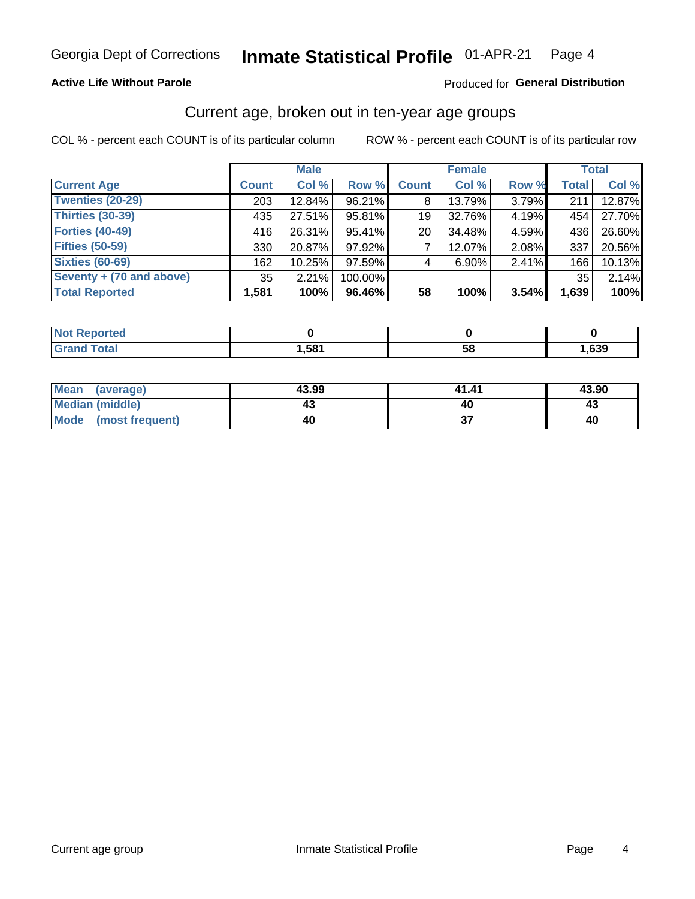Georgia Dept of Corrections **Inmate Statistical Profile** 01-APR-21

**Active Life Without Parole**

Produced for **General Distribution**

## Current age, broken out in ten-year age groups

COL % - percent each COUNT is of its particular column    ROW % - percent each COUNT is of its particular row

| | Male | | | Female | | | Total | |
|---|---|---|---|---|---|---|---|---|
| **Current Age** | **Count** | **Col %** | **Row %** | **Count** | **Col %** | **Row %** | **Total** | **Col %** |
| **Twenties (20-29)** | 203 | 12.84% | 96.21% | 8 | 13.79% | 3.79% | 211 | 12.87% |
| **Thirties (30-39)** | 435 | 27.51% | 95.81% | 19 | 32.76% | 4.19% | 454 | 27.70% |
| **Forties (40-49)** | 416 | 26.31% | 95.41% | 20 | 34.48% | 4.59% | 436 | 26.60% |
| **Fifties (50-59)** | 330 | 20.87% | 97.92% | 7 | 12.07% | 2.08% | 337 | 20.56% |
| **Sixties (60-69)** | 162 | 10.25% | 97.59% | 4 | 6.90% | 2.41% | 166 | 10.13% |
| **Seventy + (70 and above)** | 35 | 2.21% | 100.00% | | | | 35 | 2.14% |
| **Total Reported** | **1,581** | **100%** | **96.46%** | **58** | **100%** | **3.54%** | **1,639** | **100%** |

| | Male | Female | Total |
|---|---|---|---|
| **Not Reported** | **0** | **0** | **0** |
| **Grand Total** | **1,581** | **58** | **1,639** |

| | Male | Female | Total |
|---|---|---|---|
| **Mean (average)** | **43.99** | **41.41** | **43.90** |
| **Median (middle)** | **43** | **40** | **43** |
| **Mode (most frequent)** | **40** | **37** | **40** |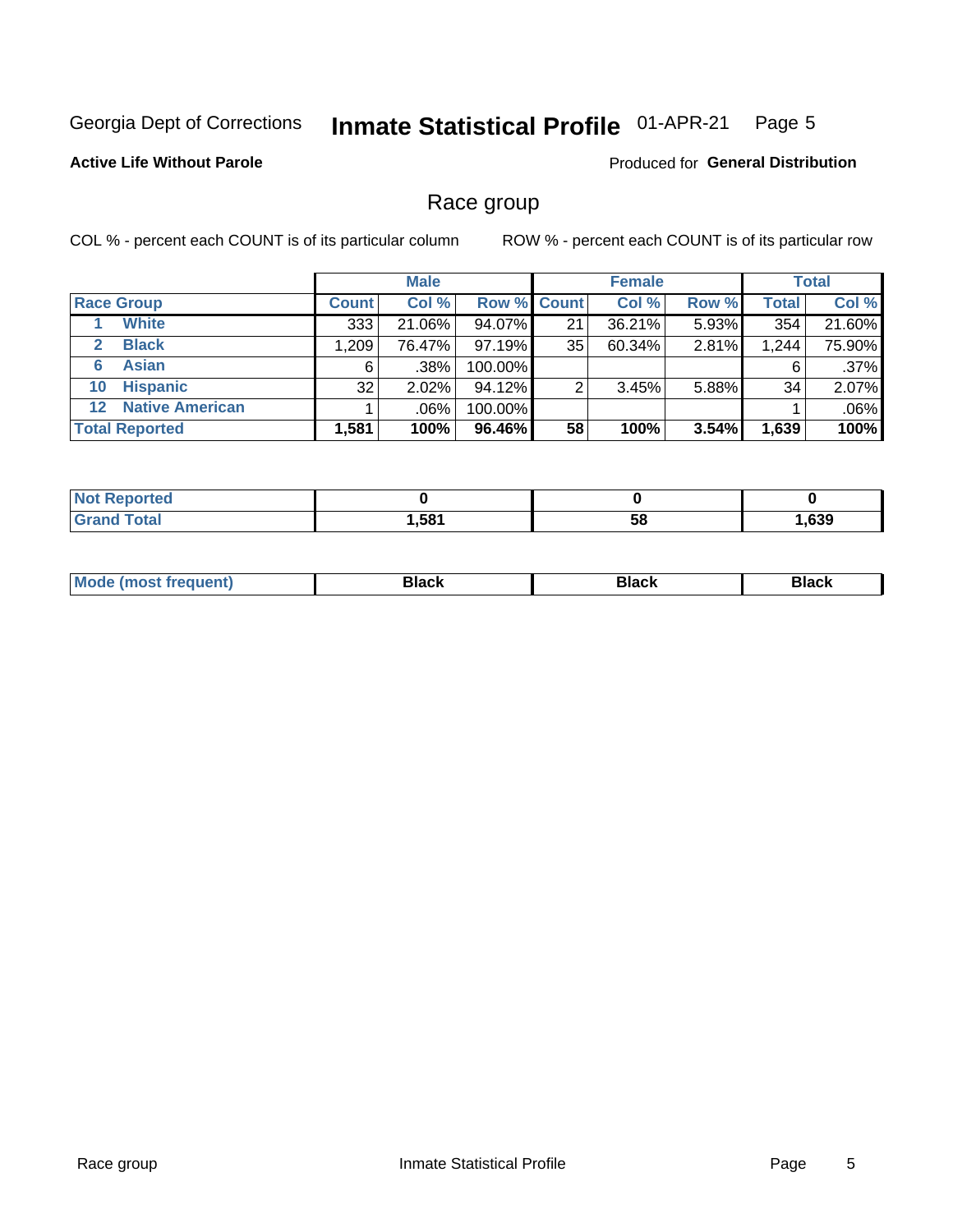Georgia Dept of Corrections **Inmate Statistical Profile** 01-APR-21

**Active Life Without Parole**

Produced for **General Distribution**

## Race group

COL % - percent each COUNT is of its particular column    ROW % - percent each COUNT is of its particular row

| Race Group | Male | | | Female | | | Total | |
|---|---|---|---|---|---|---|---|---|
| | Count | Col % | Row % | Count | Col % | Row % | Total | Col % |
| 1 White | 333 | 21.06% | 94.07% | 21 | 36.21% | 5.93% | 354 | 21.60% |
| 2 Black | 1,209 | 76.47% | 97.19% | 35 | 60.34% | 2.81% | 1,244 | 75.90% |
| 6 Asian | 6 | .38% | 100.00% | | | | 6 | .37% |
| 10 Hispanic | 32 | 2.02% | 94.12% | 2 | 3.45% | 5.88% | 34 | 2.07% |
| 12 Native American | 1 | .06% | 100.00% | | | | 1 | .06% |
| **Total Reported** | **1,581** | **100%** | **96.46%** | **58** | **100%** | **3.54%** | **1,639** | **100%** |

| | Male | Female | Total |
|---|---|---|---|
| Not Reported | **0** | **0** | **0** |
| Grand Total | **1,581** | **58** | **1,639** |

| | Male | Female | Total |
|---|---|---|---|
| Mode (most frequent) | **Black** | **Black** | **Black** |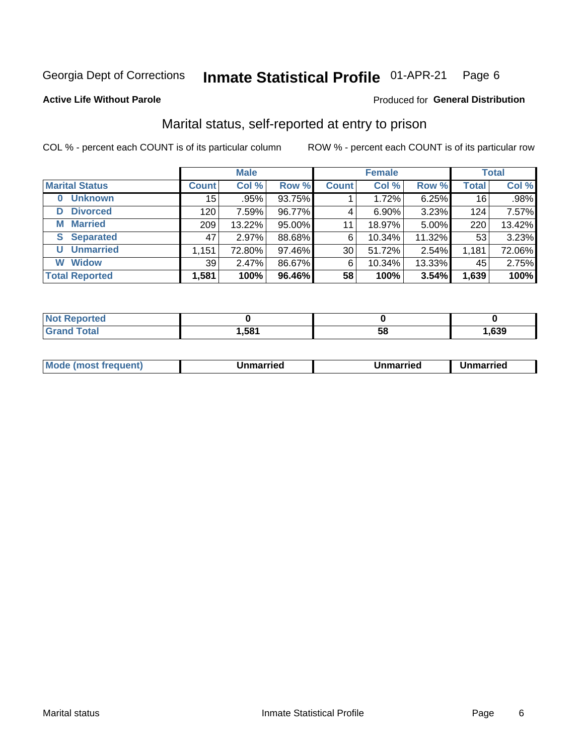Georgia Dept of Corrections **Inmate Statistical Profile** 01-APR-21

**Active Life Without Parole**

Produced for **General Distribution**

## Marital status, self-reported at entry to prison

COL % - percent each COUNT is of its particular column ROW % - percent each COUNT is of its particular row

| | Male | | | Female | | | Total | |
|---|---|---|---|---|---|---|---|---|
| **Marital Status** | **Count** | **Col %** | **Row %** | **Count** | **Col %** | **Row %** | **Total** | **Col %** |
| 0 Unknown | 15 | .95% | 93.75% | 1 | 1.72% | 6.25% | 16 | .98% |
| D Divorced | 120 | 7.59% | 96.77% | 4 | 6.90% | 3.23% | 124 | 7.57% |
| M Married | 209 | 13.22% | 95.00% | 11 | 18.97% | 5.00% | 220 | 13.42% |
| S Separated | 47 | 2.97% | 88.68% | 6 | 10.34% | 11.32% | 53 | 3.23% |
| U Unmarried | 1,151 | 72.80% | 97.46% | 30 | 51.72% | 2.54% | 1,181 | 72.06% |
| W Widow | 39 | 2.47% | 86.67% | 6 | 10.34% | 13.33% | 45 | 2.75% |
| **Total Reported** | **1,581** | **100%** | **96.46%** | **58** | **100%** | **3.54%** | **1,639** | **100%** |

| | Male | Female | Total |
|---|---|---|---|
| Not Reported | 0 | 0 | 0 |
| Grand Total | 1,581 | 58 | 1,639 |

| | Male | Female | Total |
|---|---|---|---|
| Mode (most frequent) | Unmarried | Unmarried | Unmarried |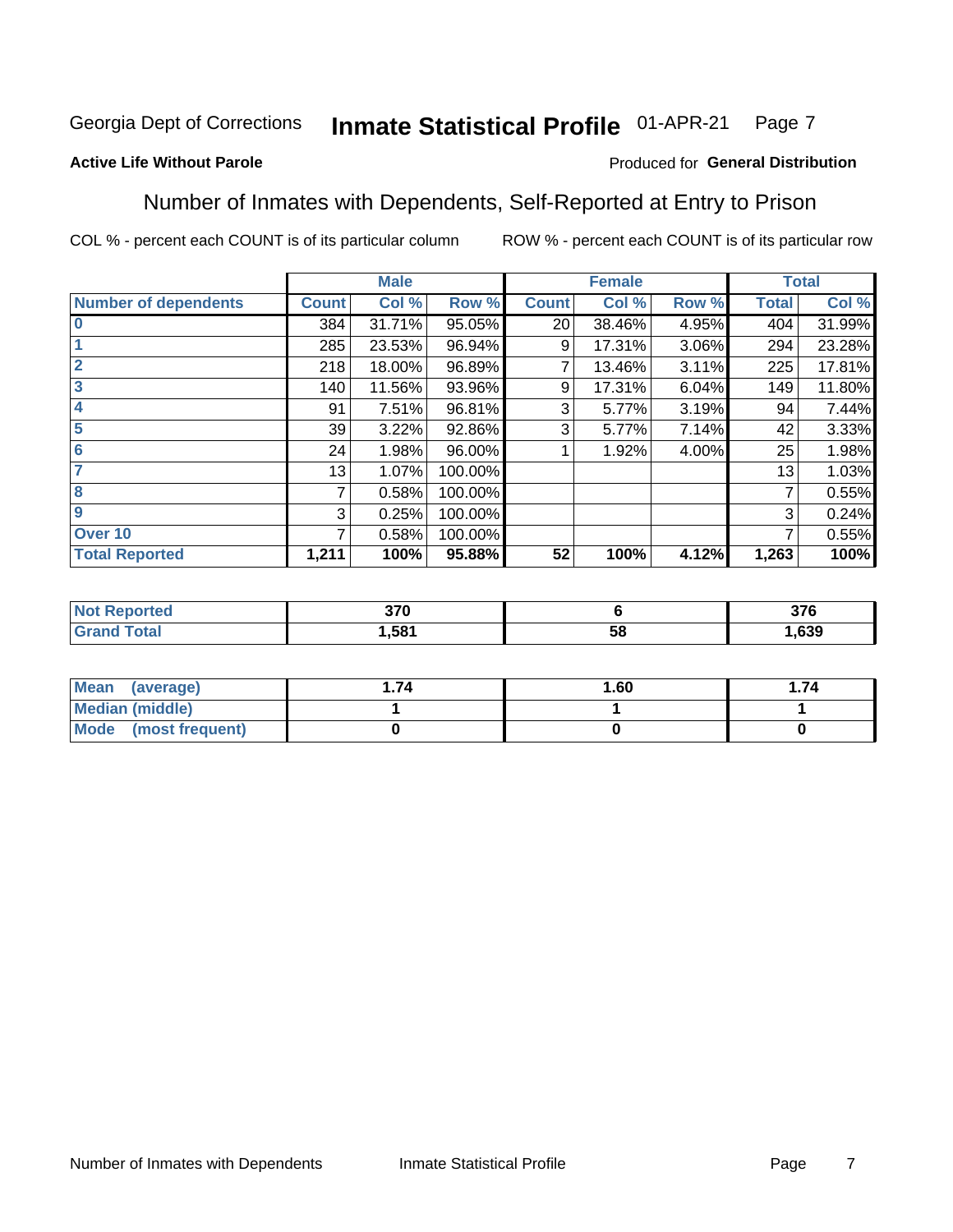Georgia Dept of Corrections **Inmate Statistical Profile** 01-APR-21

**Active Life Without Parole**

Produced for **General Distribution**

## Number of Inmates with Dependents, Self-Reported at Entry to Prison

COL % - percent each COUNT is of its particular column ROW % - percent each COUNT is of its particular row

| | Male | | | Female | | | Total | |
|---|---|---|---|---|---|---|---|---|
| **Number of dependents** | **Count** | **Col %** | **Row %** | **Count** | **Col %** | **Row %** | **Total** | **Col %** |
| **0** | 384 | 31.71% | 95.05% | 20 | 38.46% | 4.95% | 404 | 31.99% |
| **1** | 285 | 23.53% | 96.94% | 9 | 17.31% | 3.06% | 294 | 23.28% |
| **2** | 218 | 18.00% | 96.89% | 7 | 13.46% | 3.11% | 225 | 17.81% |
| **3** | 140 | 11.56% | 93.96% | 9 | 17.31% | 6.04% | 149 | 11.80% |
| **4** | 91 | 7.51% | 96.81% | 3 | 5.77% | 3.19% | 94 | 7.44% |
| **5** | 39 | 3.22% | 92.86% | 3 | 5.77% | 7.14% | 42 | 3.33% |
| **6** | 24 | 1.98% | 96.00% | 1 | 1.92% | 4.00% | 25 | 1.98% |
| **7** | 13 | 1.07% | 100.00% | | | | 13 | 1.03% |
| **8** | 7 | 0.58% | 100.00% | | | | 7 | 0.55% |
| **9** | 3 | 0.25% | 100.00% | | | | 3 | 0.24% |
| **Over 10** | 7 | 0.58% | 100.00% | | | | 7 | 0.55% |
| **Total Reported** | **1,211** | **100%** | **95.88%** | **52** | **100%** | **4.12%** | **1,263** | **100%** |

| | Male | Female | Total |
|---|---|---|---|
| **Not Reported** | **370** | **6** | **376** |
| **Grand Total** | **1,581** | **58** | **1,639** |

| | Male | Female | Total |
|---|---|---|---|
| **Mean (average)** | **1.74** | **1.60** | **1.74** |
| **Median (middle)** | **1** | **1** | **1** |
| **Mode (most frequent)** | **0** | **0** | **0** |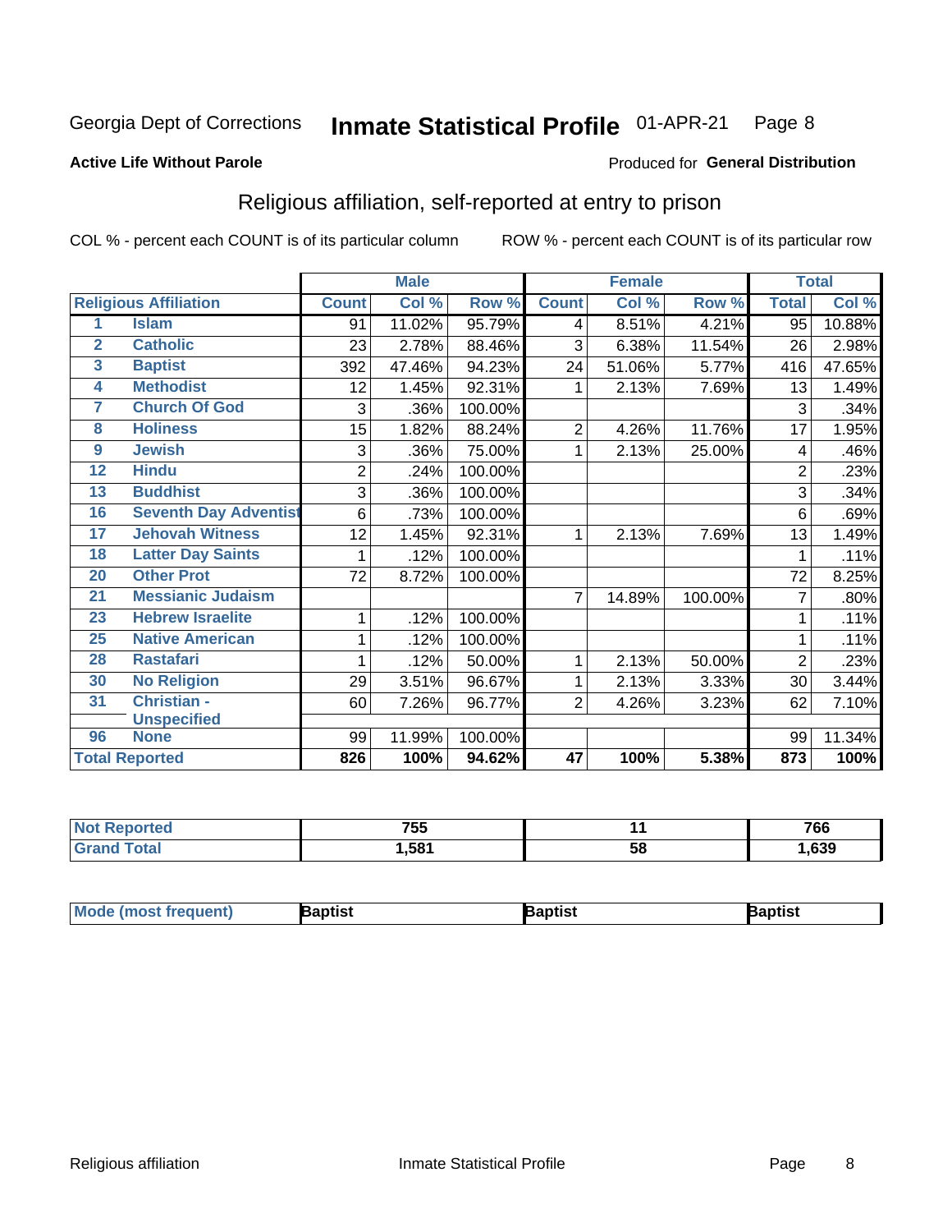Georgia Dept of Corrections **Inmate Statistical Profile** 01-APR-21

**Active Life Without Parole**

Produced for **General Distribution**

## Religious affiliation, self-reported at entry to prison

COL % - percent each COUNT is of its particular column ROW % - percent each COUNT is of its particular row

| | | Male | | | Female | | | Total | |
|---|---|---|---|---|---|---|---|---|---|
| **Religious Affiliation** | | **Count** | **Col %** | **Row %** | **Count** | **Col %** | **Row %** | **Total** | **Col %** |
| 1 | Islam | 91 | 11.02% | 95.79% | 4 | 8.51% | 4.21% | 95 | 10.88% |
| 2 | Catholic | 23 | 2.78% | 88.46% | 3 | 6.38% | 11.54% | 26 | 2.98% |
| 3 | Baptist | 392 | 47.46% | 94.23% | 24 | 51.06% | 5.77% | 416 | 47.65% |
| 4 | Methodist | 12 | 1.45% | 92.31% | 1 | 2.13% | 7.69% | 13 | 1.49% |
| 7 | Church Of God | 3 | .36% | 100.00% | | | | 3 | .34% |
| 8 | Holiness | 15 | 1.82% | 88.24% | 2 | 4.26% | 11.76% | 17 | 1.95% |
| 9 | Jewish | 3 | .36% | 75.00% | 1 | 2.13% | 25.00% | 4 | .46% |
| 12 | Hindu | 2 | .24% | 100.00% | | | | 2 | .23% |
| 13 | Buddhist | 3 | .36% | 100.00% | | | | 3 | .34% |
| 16 | Seventh Day Adventist | 6 | .73% | 100.00% | | | | 6 | .69% |
| 17 | Jehovah Witness | 12 | 1.45% | 92.31% | 1 | 2.13% | 7.69% | 13 | 1.49% |
| 18 | Latter Day Saints | 1 | .12% | 100.00% | | | | 1 | .11% |
| 20 | Other Prot | 72 | 8.72% | 100.00% | | | | 72 | 8.25% |
| 21 | Messianic Judaism | | | | 7 | 14.89% | 100.00% | 7 | .80% |
| 23 | Hebrew Israelite | 1 | .12% | 100.00% | | | | 1 | .11% |
| 25 | Native American | 1 | .12% | 100.00% | | | | 1 | .11% |
| 28 | Rastafari | 1 | .12% | 50.00% | 1 | 2.13% | 50.00% | 2 | .23% |
| 30 | No Religion | 29 | 3.51% | 96.67% | 1 | 2.13% | 3.33% | 30 | 3.44% |
| 31 | Christian - Unspecified | 60 | 7.26% | 96.77% | 2 | 4.26% | 3.23% | 62 | 7.10% |
| 96 | None | 99 | 11.99% | 100.00% | | | | 99 | 11.34% |
| **Total Reported** | | **826** | **100%** | **94.62%** | **47** | **100%** | **5.38%** | **873** | **100%** |

| | Male | Female | Total |
|---|---|---|---|
| **Not Reported** | **755** | **11** | **766** |
| **Grand Total** | **1,581** | **58** | **1,639** |

| | Male | Female | Total |
|---|---|---|---|
| **Mode (most frequent)** | **Baptist** | **Baptist** | **Baptist** |

Religious affiliation Inmate Statistical Profile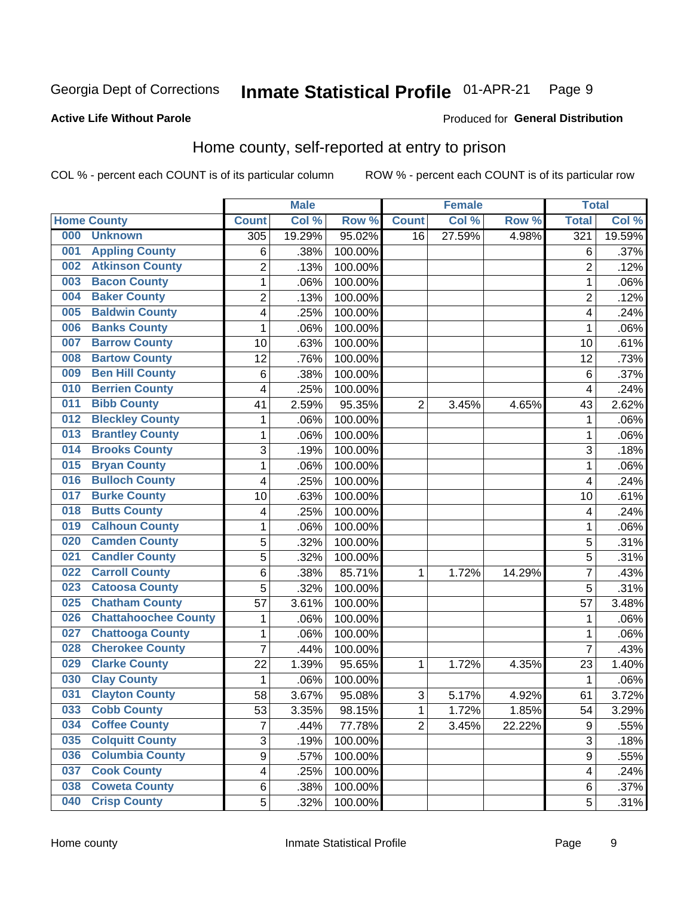Georgia Dept of Corrections **Inmate Statistical Profile** 01-APR-21

**Active Life Without Parole**

Produced for **General Distribution**

## Home county, self-reported at entry to prison

COL % - percent each COUNT is of its particular column ROW % - percent each COUNT is of its particular row

| Home County | | Male | | | Female | | | Total | |
|---|---|---|---|---|---|---|---|---|---|
| | | Count | Col % | Row % | Count | Col % | Row % | Total | Col % |
| 000 | Unknown | 305 | 19.29% | 95.02% | 16 | 27.59% | 4.98% | 321 | 19.59% |
| 001 | Appling County | 6 | .38% | 100.00% | | | | 6 | .37% |
| 002 | Atkinson County | 2 | .13% | 100.00% | | | | 2 | .12% |
| 003 | Bacon County | 1 | .06% | 100.00% | | | | 1 | .06% |
| 004 | Baker County | 2 | .13% | 100.00% | | | | 2 | .12% |
| 005 | Baldwin County | 4 | .25% | 100.00% | | | | 4 | .24% |
| 006 | Banks County | 1 | .06% | 100.00% | | | | 1 | .06% |
| 007 | Barrow County | 10 | .63% | 100.00% | | | | 10 | .61% |
| 008 | Bartow County | 12 | .76% | 100.00% | | | | 12 | .73% |
| 009 | Ben Hill County | 6 | .38% | 100.00% | | | | 6 | .37% |
| 010 | Berrien County | 4 | .25% | 100.00% | | | | 4 | .24% |
| 011 | Bibb County | 41 | 2.59% | 95.35% | 2 | 3.45% | 4.65% | 43 | 2.62% |
| 012 | Bleckley County | 1 | .06% | 100.00% | | | | 1 | .06% |
| 013 | Brantley County | 1 | .06% | 100.00% | | | | 1 | .06% |
| 014 | Brooks County | 3 | .19% | 100.00% | | | | 3 | .18% |
| 015 | Bryan County | 1 | .06% | 100.00% | | | | 1 | .06% |
| 016 | Bulloch County | 4 | .25% | 100.00% | | | | 4 | .24% |
| 017 | Burke County | 10 | .63% | 100.00% | | | | 10 | .61% |
| 018 | Butts County | 4 | .25% | 100.00% | | | | 4 | .24% |
| 019 | Calhoun County | 1 | .06% | 100.00% | | | | 1 | .06% |
| 020 | Camden County | 5 | .32% | 100.00% | | | | 5 | .31% |
| 021 | Candler County | 5 | .32% | 100.00% | | | | 5 | .31% |
| 022 | Carroll County | 6 | .38% | 85.71% | 1 | 1.72% | 14.29% | 7 | .43% |
| 023 | Catoosa County | 5 | .32% | 100.00% | | | | 5 | .31% |
| 025 | Chatham County | 57 | 3.61% | 100.00% | | | | 57 | 3.48% |
| 026 | Chattahoochee County | 1 | .06% | 100.00% | | | | 1 | .06% |
| 027 | Chattooga County | 1 | .06% | 100.00% | | | | 1 | .06% |
| 028 | Cherokee County | 7 | .44% | 100.00% | | | | 7 | .43% |
| 029 | Clarke County | 22 | 1.39% | 95.65% | 1 | 1.72% | 4.35% | 23 | 1.40% |
| 030 | Clay County | 1 | .06% | 100.00% | | | | 1 | .06% |
| 031 | Clayton County | 58 | 3.67% | 95.08% | 3 | 5.17% | 4.92% | 61 | 3.72% |
| 033 | Cobb County | 53 | 3.35% | 98.15% | 1 | 1.72% | 1.85% | 54 | 3.29% |
| 034 | Coffee County | 7 | .44% | 77.78% | 2 | 3.45% | 22.22% | 9 | .55% |
| 035 | Colquitt County | 3 | .19% | 100.00% | | | | 3 | .18% |
| 036 | Columbia County | 9 | .57% | 100.00% | | | | 9 | .55% |
| 037 | Cook County | 4 | .25% | 100.00% | | | | 4 | .24% |
| 038 | Coweta County | 6 | .38% | 100.00% | | | | 6 | .37% |
| 040 | Crisp County | 5 | .32% | 100.00% | | | | 5 | .31% |

Home county Inmate Statistical Profile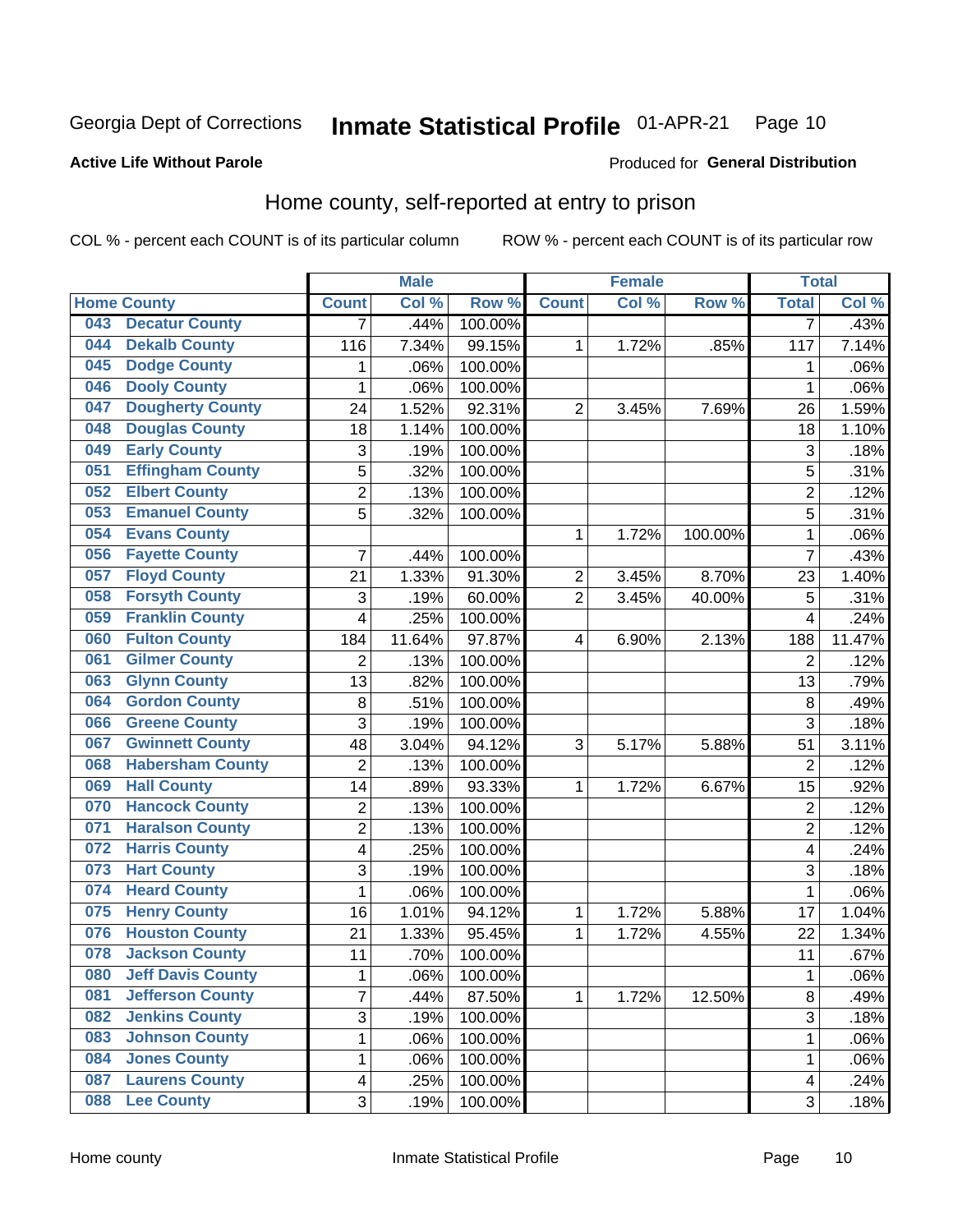Georgia Dept of Corrections **Inmate Statistical Profile** 01-APR-21 Page 10

**Active Life Without Parole**

Produced for **General Distribution**

## Home county, self-reported at entry to prison

COL % - percent each COUNT is of its particular column ROW % - percent each COUNT is of its particular row

| Home County | | Male | | | Female | | | Total | |
|---|---|---|---|---|---|---|---|---|---|
| | | Count | Col % | Row % | Count | Col % | Row % | Total | Col % |
| 043 | Decatur County | 7 | .44% | 100.00% | | | | 7 | .43% |
| 044 | Dekalb County | 116 | 7.34% | 99.15% | 1 | 1.72% | .85% | 117 | 7.14% |
| 045 | Dodge County | 1 | .06% | 100.00% | | | | 1 | .06% |
| 046 | Dooly County | 1 | .06% | 100.00% | | | | 1 | .06% |
| 047 | Dougherty County | 24 | 1.52% | 92.31% | 2 | 3.45% | 7.69% | 26 | 1.59% |
| 048 | Douglas County | 18 | 1.14% | 100.00% | | | | 18 | 1.10% |
| 049 | Early County | 3 | .19% | 100.00% | | | | 3 | .18% |
| 051 | Effingham County | 5 | .32% | 100.00% | | | | 5 | .31% |
| 052 | Elbert County | 2 | .13% | 100.00% | | | | 2 | .12% |
| 053 | Emanuel County | 5 | .32% | 100.00% | | | | 5 | .31% |
| 054 | Evans County | | | | 1 | 1.72% | 100.00% | 1 | .06% |
| 056 | Fayette County | 7 | .44% | 100.00% | | | | 7 | .43% |
| 057 | Floyd County | 21 | 1.33% | 91.30% | 2 | 3.45% | 8.70% | 23 | 1.40% |
| 058 | Forsyth County | 3 | .19% | 60.00% | 2 | 3.45% | 40.00% | 5 | .31% |
| 059 | Franklin County | 4 | .25% | 100.00% | | | | 4 | .24% |
| 060 | Fulton County | 184 | 11.64% | 97.87% | 4 | 6.90% | 2.13% | 188 | 11.47% |
| 061 | Gilmer County | 2 | .13% | 100.00% | | | | 2 | .12% |
| 063 | Glynn County | 13 | .82% | 100.00% | | | | 13 | .79% |
| 064 | Gordon County | 8 | .51% | 100.00% | | | | 8 | .49% |
| 066 | Greene County | 3 | .19% | 100.00% | | | | 3 | .18% |
| 067 | Gwinnett County | 48 | 3.04% | 94.12% | 3 | 5.17% | 5.88% | 51 | 3.11% |
| 068 | Habersham County | 2 | .13% | 100.00% | | | | 2 | .12% |
| 069 | Hall County | 14 | .89% | 93.33% | 1 | 1.72% | 6.67% | 15 | .92% |
| 070 | Hancock County | 2 | .13% | 100.00% | | | | 2 | .12% |
| 071 | Haralson County | 2 | .13% | 100.00% | | | | 2 | .12% |
| 072 | Harris County | 4 | .25% | 100.00% | | | | 4 | .24% |
| 073 | Hart County | 3 | .19% | 100.00% | | | | 3 | .18% |
| 074 | Heard County | 1 | .06% | 100.00% | | | | 1 | .06% |
| 075 | Henry County | 16 | 1.01% | 94.12% | 1 | 1.72% | 5.88% | 17 | 1.04% |
| 076 | Houston County | 21 | 1.33% | 95.45% | 1 | 1.72% | 4.55% | 22 | 1.34% |
| 078 | Jackson County | 11 | .70% | 100.00% | | | | 11 | .67% |
| 080 | Jeff Davis County | 1 | .06% | 100.00% | | | | 1 | .06% |
| 081 | Jefferson County | 7 | .44% | 87.50% | 1 | 1.72% | 12.50% | 8 | .49% |
| 082 | Jenkins County | 3 | .19% | 100.00% | | | | 3 | .18% |
| 083 | Johnson County | 1 | .06% | 100.00% | | | | 1 | .06% |
| 084 | Jones County | 1 | .06% | 100.00% | | | | 1 | .06% |
| 087 | Laurens County | 4 | .25% | 100.00% | | | | 4 | .24% |
| 088 | Lee County | 3 | .19% | 100.00% | | | | 3 | .18% |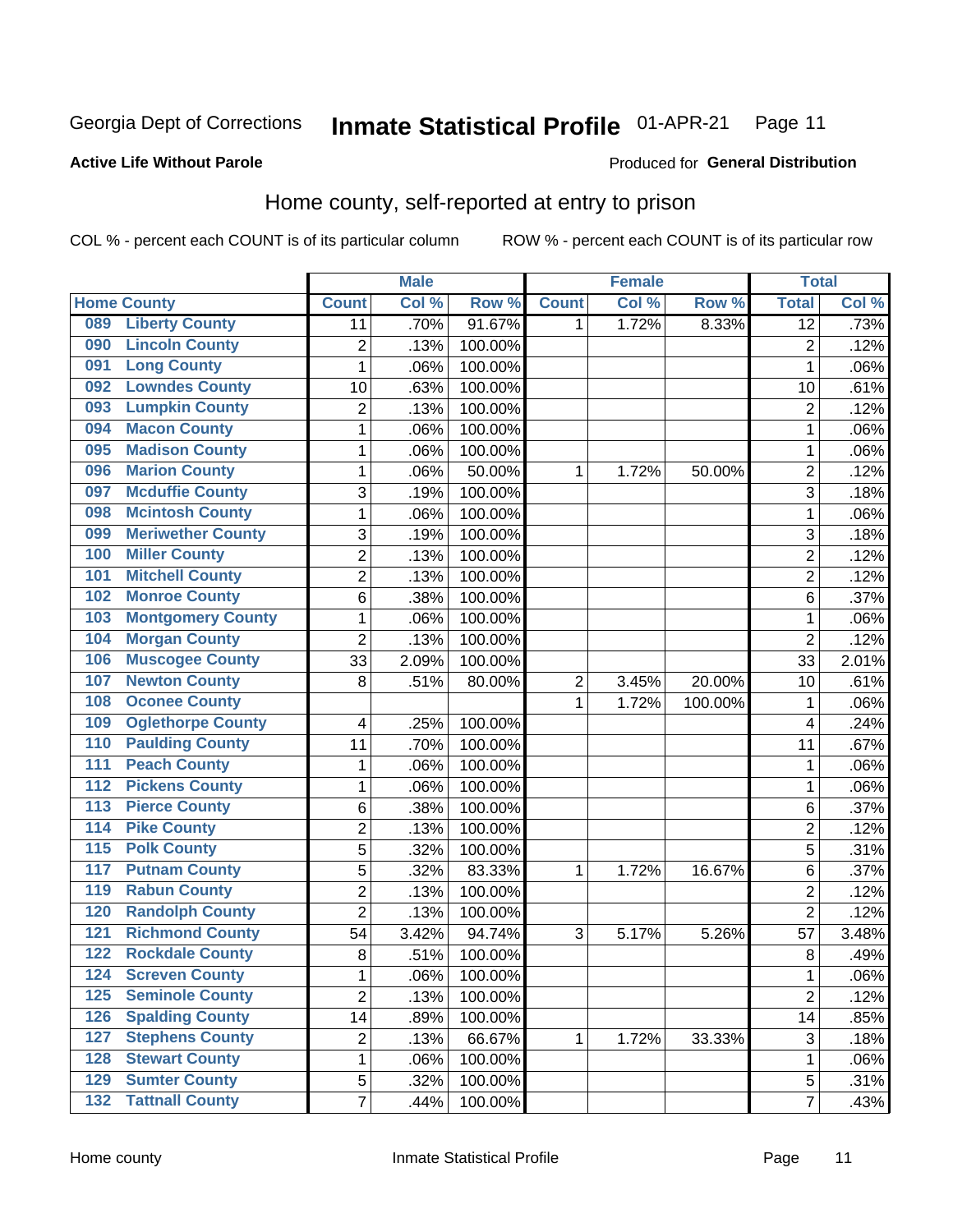Georgia Dept of Corrections **Inmate Statistical Profile** 01-APR-21

**Active Life Without Parole**

Produced for **General Distribution**

## Home county, self-reported at entry to prison

COL % - percent each COUNT is of its particular column ROW % - percent each COUNT is of its particular row

| Home County | | Male | | | Female | | | Total | |
|---|---|---|---|---|---|---|---|---|---|
| | | Count | Col % | Row % | Count | Col % | Row % | Total | Col % |
| 089 | Liberty County | 11 | .70% | 91.67% | 1 | 1.72% | 8.33% | 12 | .73% |
| 090 | Lincoln County | 2 | .13% | 100.00% | | | | 2 | .12% |
| 091 | Long County | 1 | .06% | 100.00% | | | | 1 | .06% |
| 092 | Lowndes County | 10 | .63% | 100.00% | | | | 10 | .61% |
| 093 | Lumpkin County | 2 | .13% | 100.00% | | | | 2 | .12% |
| 094 | Macon County | 1 | .06% | 100.00% | | | | 1 | .06% |
| 095 | Madison County | 1 | .06% | 100.00% | | | | 1 | .06% |
| 096 | Marion County | 1 | .06% | 50.00% | 1 | 1.72% | 50.00% | 2 | .12% |
| 097 | Mcduffie County | 3 | .19% | 100.00% | | | | 3 | .18% |
| 098 | Mcintosh County | 1 | .06% | 100.00% | | | | 1 | .06% |
| 099 | Meriwether County | 3 | .19% | 100.00% | | | | 3 | .18% |
| 100 | Miller County | 2 | .13% | 100.00% | | | | 2 | .12% |
| 101 | Mitchell County | 2 | .13% | 100.00% | | | | 2 | .12% |
| 102 | Monroe County | 6 | .38% | 100.00% | | | | 6 | .37% |
| 103 | Montgomery County | 1 | .06% | 100.00% | | | | 1 | .06% |
| 104 | Morgan County | 2 | .13% | 100.00% | | | | 2 | .12% |
| 106 | Muscogee County | 33 | 2.09% | 100.00% | | | | 33 | 2.01% |
| 107 | Newton County | 8 | .51% | 80.00% | 2 | 3.45% | 20.00% | 10 | .61% |
| 108 | Oconee County | | | | 1 | 1.72% | 100.00% | 1 | .06% |
| 109 | Oglethorpe County | 4 | .25% | 100.00% | | | | 4 | .24% |
| 110 | Paulding County | 11 | .70% | 100.00% | | | | 11 | .67% |
| 111 | Peach County | 1 | .06% | 100.00% | | | | 1 | .06% |
| 112 | Pickens County | 1 | .06% | 100.00% | | | | 1 | .06% |
| 113 | Pierce County | 6 | .38% | 100.00% | | | | 6 | .37% |
| 114 | Pike County | 2 | .13% | 100.00% | | | | 2 | .12% |
| 115 | Polk County | 5 | .32% | 100.00% | | | | 5 | .31% |
| 117 | Putnam County | 5 | .32% | 83.33% | 1 | 1.72% | 16.67% | 6 | .37% |
| 119 | Rabun County | 2 | .13% | 100.00% | | | | 2 | .12% |
| 120 | Randolph County | 2 | .13% | 100.00% | | | | 2 | .12% |
| 121 | Richmond County | 54 | 3.42% | 94.74% | 3 | 5.17% | 5.26% | 57 | 3.48% |
| 122 | Rockdale County | 8 | .51% | 100.00% | | | | 8 | .49% |
| 124 | Screven County | 1 | .06% | 100.00% | | | | 1 | .06% |
| 125 | Seminole County | 2 | .13% | 100.00% | | | | 2 | .12% |
| 126 | Spalding County | 14 | .89% | 100.00% | | | | 14 | .85% |
| 127 | Stephens County | 2 | .13% | 66.67% | 1 | 1.72% | 33.33% | 3 | .18% |
| 128 | Stewart County | 1 | .06% | 100.00% | | | | 1 | .06% |
| 129 | Sumter County | 5 | .32% | 100.00% | | | | 5 | .31% |
| 132 | Tattnall County | 7 | .44% | 100.00% | | | | 7 | .43% |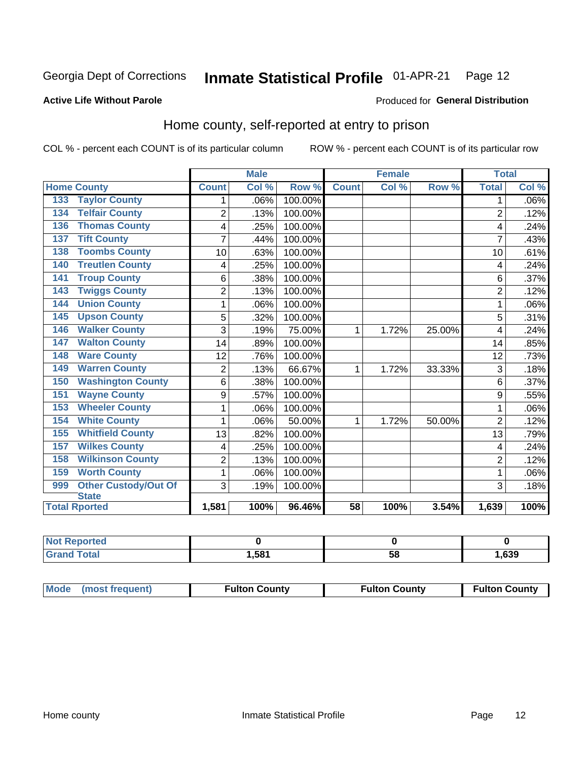Georgia Dept of Corrections **Inmate Statistical Profile** 01-APR-21 Page 12

**Active Life Without Parole**

Produced for **General Distribution**

## Home county, self-reported at entry to prison

COL % - percent each COUNT is of its particular column

ROW % - percent each COUNT is of its particular row

| Home County | | Male | | | Female | | | Total | |
|---|---|---|---|---|---|---|---|---|---|
| | | Count | Col % | Row % | Count | Col % | Row % | Total | Col % |
| 133 | Taylor County | 1 | .06% | 100.00% | | | | 1 | .06% |
| 134 | Telfair County | 2 | .13% | 100.00% | | | | 2 | .12% |
| 136 | Thomas County | 4 | .25% | 100.00% | | | | 4 | .24% |
| 137 | Tift County | 7 | .44% | 100.00% | | | | 7 | .43% |
| 138 | Toombs County | 10 | .63% | 100.00% | | | | 10 | .61% |
| 140 | Treutlen County | 4 | .25% | 100.00% | | | | 4 | .24% |
| 141 | Troup County | 6 | .38% | 100.00% | | | | 6 | .37% |
| 143 | Twiggs County | 2 | .13% | 100.00% | | | | 2 | .12% |
| 144 | Union County | 1 | .06% | 100.00% | | | | 1 | .06% |
| 145 | Upson County | 5 | .32% | 100.00% | | | | 5 | .31% |
| 146 | Walker County | 3 | .19% | 75.00% | 1 | 1.72% | 25.00% | 4 | .24% |
| 147 | Walton County | 14 | .89% | 100.00% | | | | 14 | .85% |
| 148 | Ware County | 12 | .76% | 100.00% | | | | 12 | .73% |
| 149 | Warren County | 2 | .13% | 66.67% | 1 | 1.72% | 33.33% | 3 | .18% |
| 150 | Washington County | 6 | .38% | 100.00% | | | | 6 | .37% |
| 151 | Wayne County | 9 | .57% | 100.00% | | | | 9 | .55% |
| 153 | Wheeler County | 1 | .06% | 100.00% | | | | 1 | .06% |
| 154 | White County | 1 | .06% | 50.00% | 1 | 1.72% | 50.00% | 2 | .12% |
| 155 | Whitfield County | 13 | .82% | 100.00% | | | | 13 | .79% |
| 157 | Wilkes County | 4 | .25% | 100.00% | | | | 4 | .24% |
| 158 | Wilkinson County | 2 | .13% | 100.00% | | | | 2 | .12% |
| 159 | Worth County | 1 | .06% | 100.00% | | | | 1 | .06% |
| 999 | Other Custody/Out Of State | 3 | .19% | 100.00% | | | | 3 | .18% |
| **Total Rported** | | **1,581** | **100%** | **96.46%** | **58** | **100%** | **3.54%** | **1,639** | **100%** |

| | Male | Female | Total |
|---|---|---|---|
| **Not Reported** | **0** | **0** | **0** |
| **Grand Total** | **1,581** | **58** | **1,639** |

| | Male | Female | Total |
|---|---|---|---|
| **Mode (most frequent)** | **Fulton County** | **Fulton County** | **Fulton County** |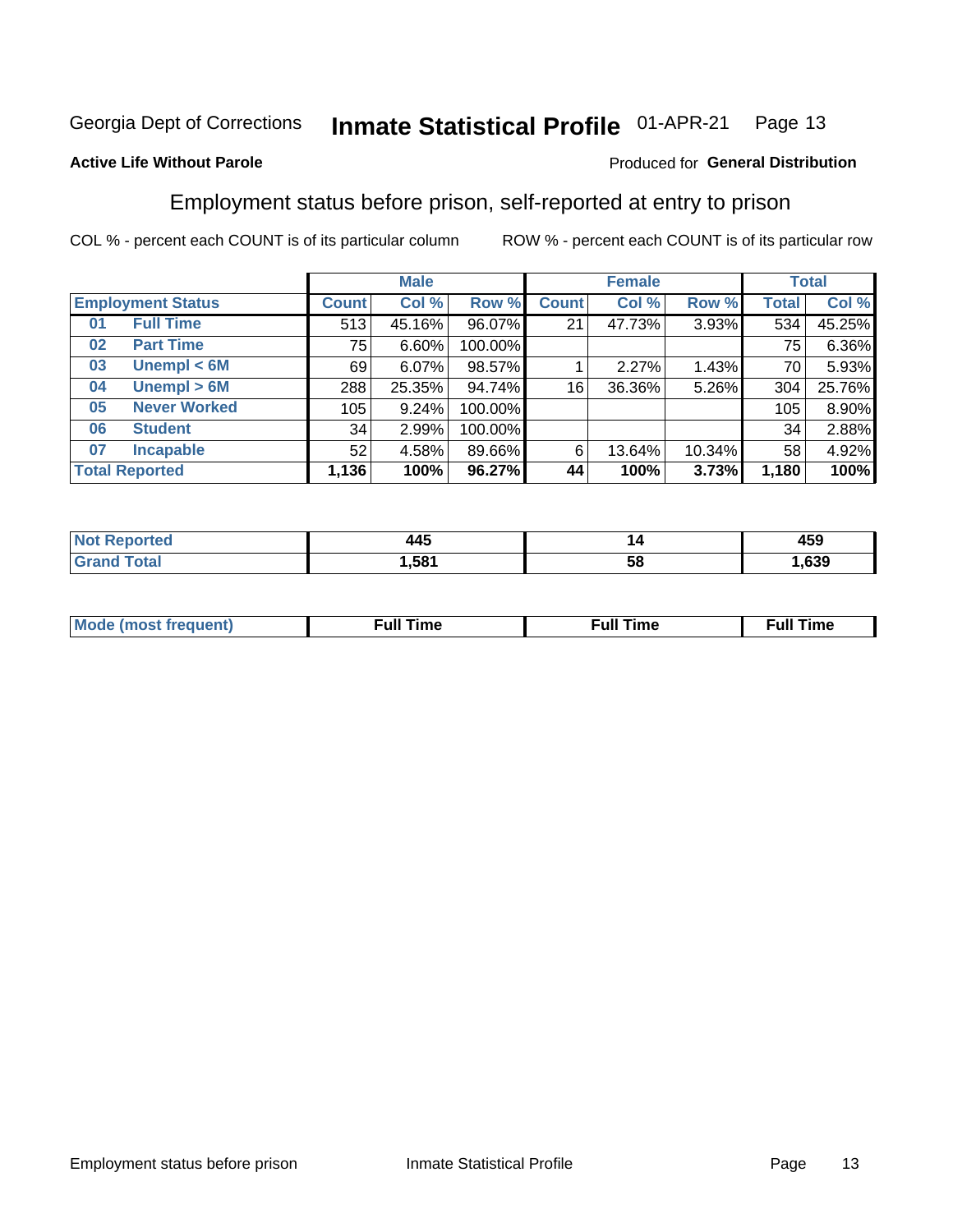Georgia Dept of Corrections **Inmate Statistical Profile** 01-APR-21 Page 13

**Active Life Without Parole**

Produced for **General Distribution**

## Employment status before prison, self-reported at entry to prison

COL % - percent each COUNT is of its particular column ROW % - percent each COUNT is of its particular row

| Employment Status | | Male | | | Female | | | Total | |
|---|---|---|---|---|---|---|---|---|---|
| | | Count | Col % | Row % | Count | Col % | Row % | Total | Col % |
| 01 | Full Time | 513 | 45.16% | 96.07% | 21 | 47.73% | 3.93% | 534 | 45.25% |
| 02 | Part Time | 75 | 6.60% | 100.00% | | | | 75 | 6.36% |
| 03 | Unempl < 6M | 69 | 6.07% | 98.57% | 1 | 2.27% | 1.43% | 70 | 5.93% |
| 04 | Unempl > 6M | 288 | 25.35% | 94.74% | 16 | 36.36% | 5.26% | 304 | 25.76% |
| 05 | Never Worked | 105 | 9.24% | 100.00% | | | | 105 | 8.90% |
| 06 | Student | 34 | 2.99% | 100.00% | | | | 34 | 2.88% |
| 07 | Incapable | 52 | 4.58% | 89.66% | 6 | 13.64% | 10.34% | 58 | 4.92% |
| **Total Reported** | | **1,136** | **100%** | **96.27%** | **44** | **100%** | **3.73%** | **1,180** | **100%** |

| | Male | Female | Total |
|---|---|---|---|
| Not Reported | 445 | 14 | 459 |
| Grand Total | 1,581 | 58 | 1,639 |

| | Male | Female | Total |
|---|---|---|---|
| Mode (most frequent) | Full Time | Full Time | Full Time |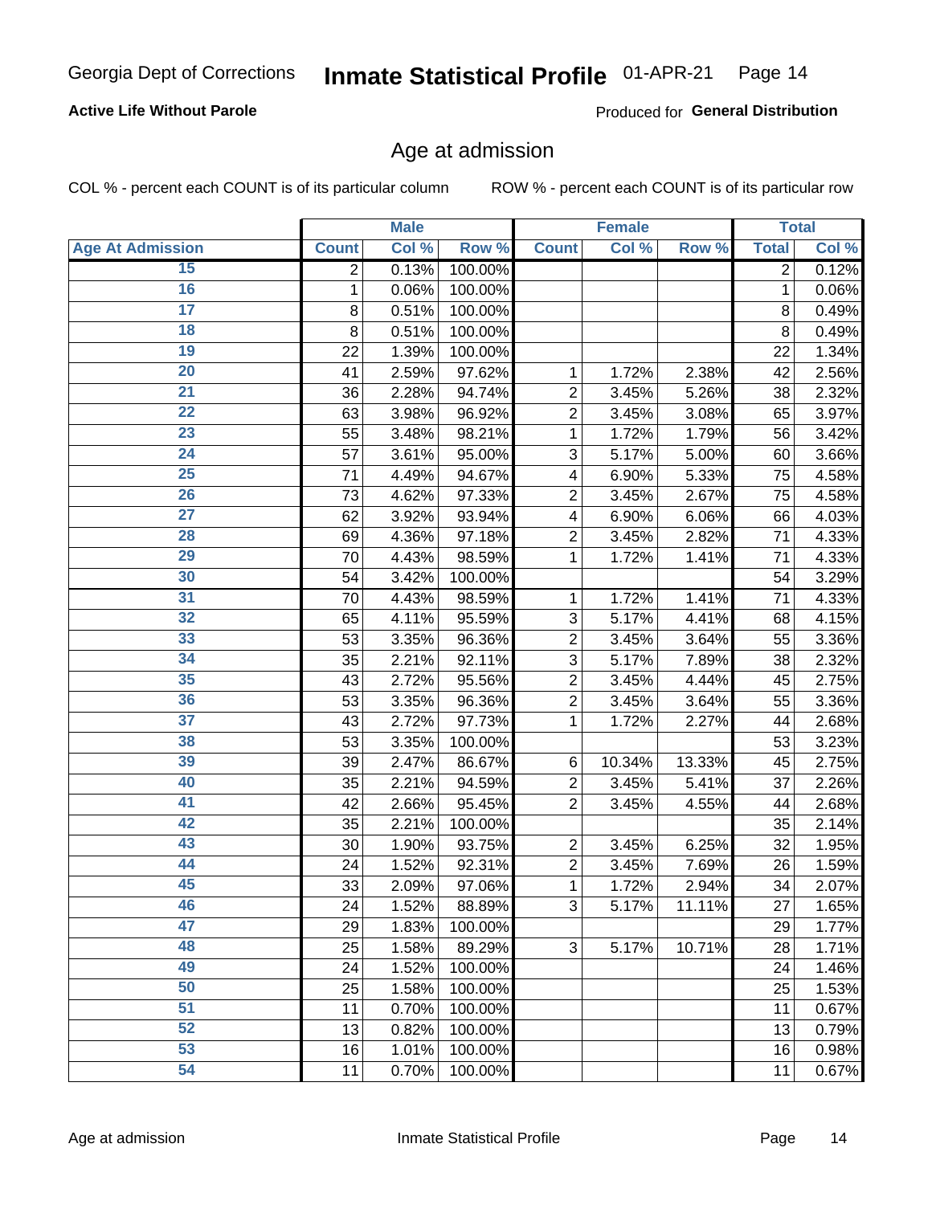Georgia Dept of Corrections **Inmate Statistical Profile** 01-APR-21 Page 14

**Active Life Without Parole**

Produced for **General Distribution**

## Age at admission

COL % - percent each COUNT is of its particular column ROW % - percent each COUNT is of its particular row

| | Male | | | Female | | | Total | |
|---|---|---|---|---|---|---|---|---|
| **Age At Admission** | **Count** | **Col %** | **Row %** | **Count** | **Col %** | **Row %** | **Total** | **Col %** |
| 15 | 2 | 0.13% | 100.00% | | | | 2 | 0.12% |
| 16 | 1 | 0.06% | 100.00% | | | | 1 | 0.06% |
| 17 | 8 | 0.51% | 100.00% | | | | 8 | 0.49% |
| 18 | 8 | 0.51% | 100.00% | | | | 8 | 0.49% |
| 19 | 22 | 1.39% | 100.00% | | | | 22 | 1.34% |
| 20 | 41 | 2.59% | 97.62% | 1 | 1.72% | 2.38% | 42 | 2.56% |
| 21 | 36 | 2.28% | 94.74% | 2 | 3.45% | 5.26% | 38 | 2.32% |
| 22 | 63 | 3.98% | 96.92% | 2 | 3.45% | 3.08% | 65 | 3.97% |
| 23 | 55 | 3.48% | 98.21% | 1 | 1.72% | 1.79% | 56 | 3.42% |
| 24 | 57 | 3.61% | 95.00% | 3 | 5.17% | 5.00% | 60 | 3.66% |
| 25 | 71 | 4.49% | 94.67% | 4 | 6.90% | 5.33% | 75 | 4.58% |
| 26 | 73 | 4.62% | 97.33% | 2 | 3.45% | 2.67% | 75 | 4.58% |
| 27 | 62 | 3.92% | 93.94% | 4 | 6.90% | 6.06% | 66 | 4.03% |
| 28 | 69 | 4.36% | 97.18% | 2 | 3.45% | 2.82% | 71 | 4.33% |
| 29 | 70 | 4.43% | 98.59% | 1 | 1.72% | 1.41% | 71 | 4.33% |
| 30 | 54 | 3.42% | 100.00% | | | | 54 | 3.29% |
| 31 | 70 | 4.43% | 98.59% | 1 | 1.72% | 1.41% | 71 | 4.33% |
| 32 | 65 | 4.11% | 95.59% | 3 | 5.17% | 4.41% | 68 | 4.15% |
| 33 | 53 | 3.35% | 96.36% | 2 | 3.45% | 3.64% | 55 | 3.36% |
| 34 | 35 | 2.21% | 92.11% | 3 | 5.17% | 7.89% | 38 | 2.32% |
| 35 | 43 | 2.72% | 95.56% | 2 | 3.45% | 4.44% | 45 | 2.75% |
| 36 | 53 | 3.35% | 96.36% | 2 | 3.45% | 3.64% | 55 | 3.36% |
| 37 | 43 | 2.72% | 97.73% | 1 | 1.72% | 2.27% | 44 | 2.68% |
| 38 | 53 | 3.35% | 100.00% | | | | 53 | 3.23% |
| 39 | 39 | 2.47% | 86.67% | 6 | 10.34% | 13.33% | 45 | 2.75% |
| 40 | 35 | 2.21% | 94.59% | 2 | 3.45% | 5.41% | 37 | 2.26% |
| 41 | 42 | 2.66% | 95.45% | 2 | 3.45% | 4.55% | 44 | 2.68% |
| 42 | 35 | 2.21% | 100.00% | | | | 35 | 2.14% |
| 43 | 30 | 1.90% | 93.75% | 2 | 3.45% | 6.25% | 32 | 1.95% |
| 44 | 24 | 1.52% | 92.31% | 2 | 3.45% | 7.69% | 26 | 1.59% |
| 45 | 33 | 2.09% | 97.06% | 1 | 1.72% | 2.94% | 34 | 2.07% |
| 46 | 24 | 1.52% | 88.89% | 3 | 5.17% | 11.11% | 27 | 1.65% |
| 47 | 29 | 1.83% | 100.00% | | | | 29 | 1.77% |
| 48 | 25 | 1.58% | 89.29% | 3 | 5.17% | 10.71% | 28 | 1.71% |
| 49 | 24 | 1.52% | 100.00% | | | | 24 | 1.46% |
| 50 | 25 | 1.58% | 100.00% | | | | 25 | 1.53% |
| 51 | 11 | 0.70% | 100.00% | | | | 11 | 0.67% |
| 52 | 13 | 0.82% | 100.00% | | | | 13 | 0.79% |
| 53 | 16 | 1.01% | 100.00% | | | | 16 | 0.98% |
| 54 | 11 | 0.70% | 100.00% | | | | 11 | 0.67% |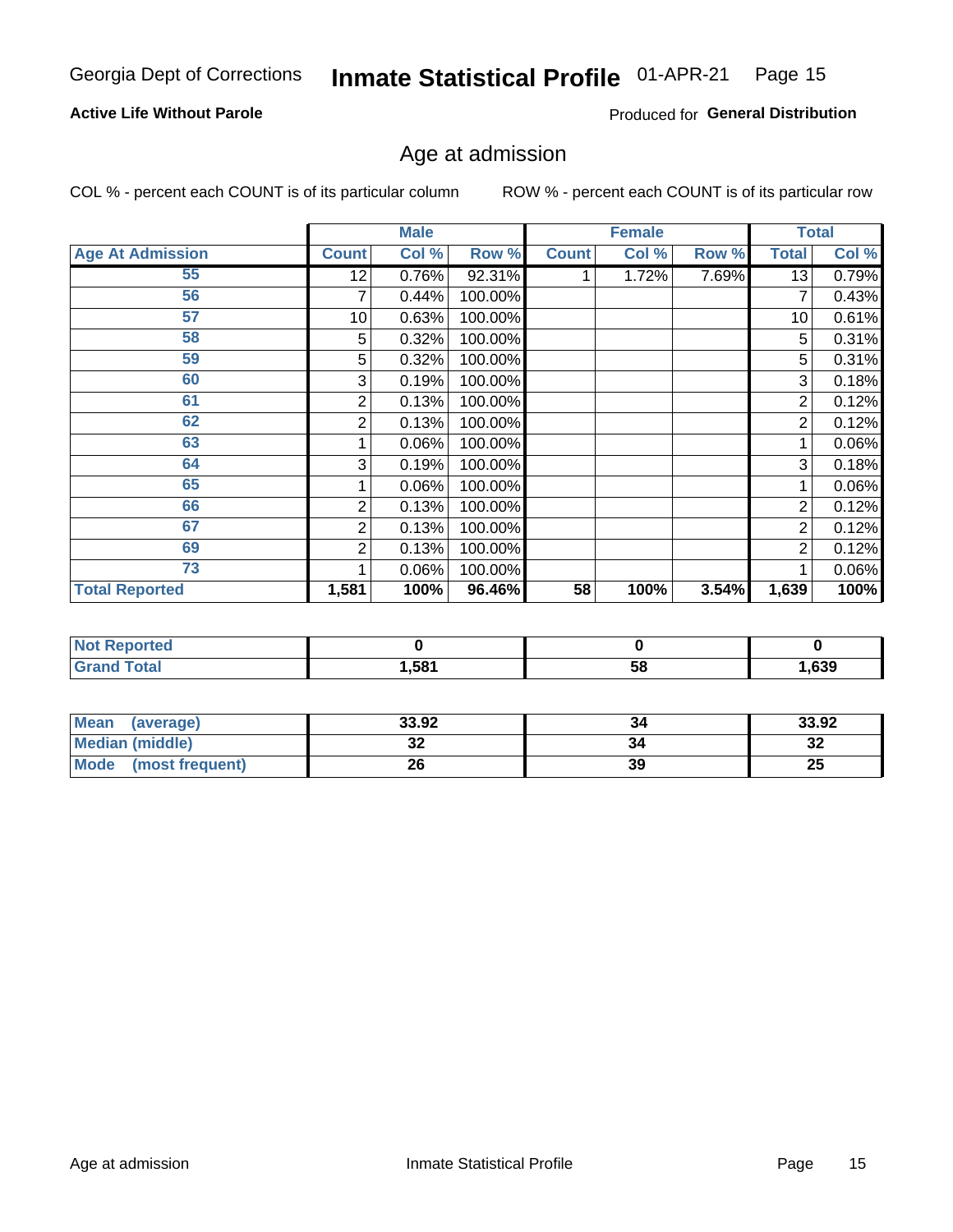Georgia Dept of Corrections **Inmate Statistical Profile** 01-APR-21

**Active Life Without Parole**

Produced for **General Distribution**

## Age at admission

COL % - percent each COUNT is of its particular column ROW % - percent each COUNT is of its particular row

| | Male | | | Female | | | Total | |
|---|---|---|---|---|---|---|---|---|
| **Age At Admission** | **Count** | **Col %** | **Row %** | **Count** | **Col %** | **Row %** | **Total** | **Col %** |
| 55 | 12 | 0.76% | 92.31% | 1 | 1.72% | 7.69% | 13 | 0.79% |
| 56 | 7 | 0.44% | 100.00% | | | | 7 | 0.43% |
| 57 | 10 | 0.63% | 100.00% | | | | 10 | 0.61% |
| 58 | 5 | 0.32% | 100.00% | | | | 5 | 0.31% |
| 59 | 5 | 0.32% | 100.00% | | | | 5 | 0.31% |
| 60 | 3 | 0.19% | 100.00% | | | | 3 | 0.18% |
| 61 | 2 | 0.13% | 100.00% | | | | 2 | 0.12% |
| 62 | 2 | 0.13% | 100.00% | | | | 2 | 0.12% |
| 63 | 1 | 0.06% | 100.00% | | | | 1 | 0.06% |
| 64 | 3 | 0.19% | 100.00% | | | | 3 | 0.18% |
| 65 | 1 | 0.06% | 100.00% | | | | 1 | 0.06% |
| 66 | 2 | 0.13% | 100.00% | | | | 2 | 0.12% |
| 67 | 2 | 0.13% | 100.00% | | | | 2 | 0.12% |
| 69 | 2 | 0.13% | 100.00% | | | | 2 | 0.12% |
| 73 | 1 | 0.06% | 100.00% | | | | 1 | 0.06% |
| **Total Reported** | **1,581** | **100%** | **96.46%** | **58** | **100%** | **3.54%** | **1,639** | **100%** |

| | Male | Female | Total |
|---|---|---|---|
| **Not Reported** | **0** | **0** | **0** |
| **Grand Total** | **1,581** | **58** | **1,639** |

| | Male | Female | Total |
|---|---|---|---|
| **Mean (average)** | **33.92** | **34** | **33.92** |
| **Median (middle)** | **32** | **34** | **32** |
| **Mode (most frequent)** | **26** | **39** | **25** |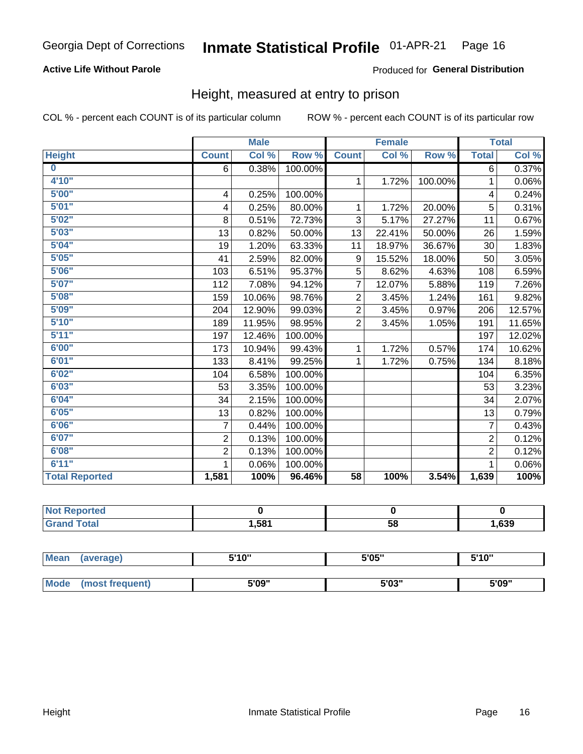Georgia Dept of Corrections **Inmate Statistical Profile** 01-APR-21

**Active Life Without Parole**

Produced for **General Distribution**

## Height, measured at entry to prison

COL % - percent each COUNT is of its particular column ROW % - percent each COUNT is of its particular row

| | Male | | | Female | | | Total | |
|---|---|---|---|---|---|---|---|---|
| **Height** | **Count** | **Col %** | **Row %** | **Count** | **Col %** | **Row %** | **Total** | **Col %** |
| **0** | 6 | 0.38% | 100.00% | | | | 6 | 0.37% |
| **4'10"** | | | | 1 | 1.72% | 100.00% | 1 | 0.06% |
| **5'00"** | 4 | 0.25% | 100.00% | | | | 4 | 0.24% |
| **5'01"** | 4 | 0.25% | 80.00% | 1 | 1.72% | 20.00% | 5 | 0.31% |
| **5'02"** | 8 | 0.51% | 72.73% | 3 | 5.17% | 27.27% | 11 | 0.67% |
| **5'03"** | 13 | 0.82% | 50.00% | 13 | 22.41% | 50.00% | 26 | 1.59% |
| **5'04"** | 19 | 1.20% | 63.33% | 11 | 18.97% | 36.67% | 30 | 1.83% |
| **5'05"** | 41 | 2.59% | 82.00% | 9 | 15.52% | 18.00% | 50 | 3.05% |
| **5'06"** | 103 | 6.51% | 95.37% | 5 | 8.62% | 4.63% | 108 | 6.59% |
| **5'07"** | 112 | 7.08% | 94.12% | 7 | 12.07% | 5.88% | 119 | 7.26% |
| **5'08"** | 159 | 10.06% | 98.76% | 2 | 3.45% | 1.24% | 161 | 9.82% |
| **5'09"** | 204 | 12.90% | 99.03% | 2 | 3.45% | 0.97% | 206 | 12.57% |
| **5'10"** | 189 | 11.95% | 98.95% | 2 | 3.45% | 1.05% | 191 | 11.65% |
| **5'11"** | 197 | 12.46% | 100.00% | | | | 197 | 12.02% |
| **6'00"** | 173 | 10.94% | 99.43% | 1 | 1.72% | 0.57% | 174 | 10.62% |
| **6'01"** | 133 | 8.41% | 99.25% | 1 | 1.72% | 0.75% | 134 | 8.18% |
| **6'02"** | 104 | 6.58% | 100.00% | | | | 104 | 6.35% |
| **6'03"** | 53 | 3.35% | 100.00% | | | | 53 | 3.23% |
| **6'04"** | 34 | 2.15% | 100.00% | | | | 34 | 2.07% |
| **6'05"** | 13 | 0.82% | 100.00% | | | | 13 | 0.79% |
| **6'06"** | 7 | 0.44% | 100.00% | | | | 7 | 0.43% |
| **6'07"** | 2 | 0.13% | 100.00% | | | | 2 | 0.12% |
| **6'08"** | 2 | 0.13% | 100.00% | | | | 2 | 0.12% |
| **6'11"** | 1 | 0.06% | 100.00% | | | | 1 | 0.06% |
| **Total Reported** | **1,581** | **100%** | **96.46%** | **58** | **100%** | **3.54%** | **1,639** | **100%** |

| | Male | Female | Total |
|---|---|---|---|
| **Not Reported** | **0** | **0** | **0** |
| **Grand Total** | **1,581** | **58** | **1,639** |

| | Male | Female | Total |
|---|---|---|---|
| **Mean (average)** | **5'10"** | **5'05"** | **5'10"** |
| **Mode (most frequent)** | **5'09"** | **5'03"** | **5'09"** |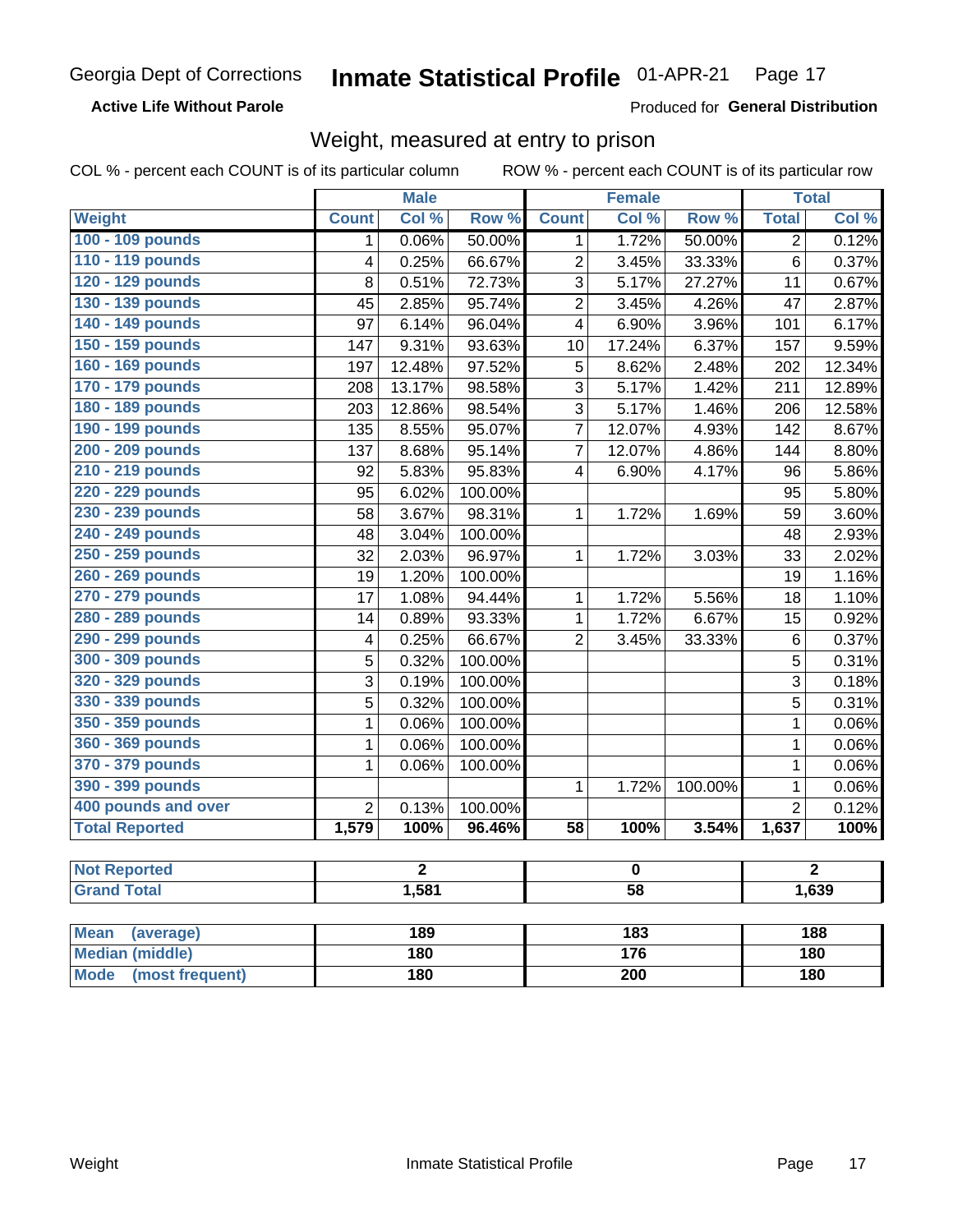Georgia Dept of Corrections **Inmate Statistical Profile** 01-APR-21 Page 17

**Active Life Without Parole**

Produced for **General Distribution**

## Weight, measured at entry to prison

COL % - percent each COUNT is of its particular column ROW % - percent each COUNT is of its particular row

| | Male | | | Female | | | Total | |
|---|---|---|---|---|---|---|---|---|
| **Weight** | **Count** | **Col %** | **Row %** | **Count** | **Col %** | **Row %** | **Total** | **Col %** |
| 100 - 109 pounds | 1 | 0.06% | 50.00% | 1 | 1.72% | 50.00% | 2 | 0.12% |
| 110 - 119 pounds | 4 | 0.25% | 66.67% | 2 | 3.45% | 33.33% | 6 | 0.37% |
| 120 - 129 pounds | 8 | 0.51% | 72.73% | 3 | 5.17% | 27.27% | 11 | 0.67% |
| 130 - 139 pounds | 45 | 2.85% | 95.74% | 2 | 3.45% | 4.26% | 47 | 2.87% |
| 140 - 149 pounds | 97 | 6.14% | 96.04% | 4 | 6.90% | 3.96% | 101 | 6.17% |
| 150 - 159 pounds | 147 | 9.31% | 93.63% | 10 | 17.24% | 6.37% | 157 | 9.59% |
| 160 - 169 pounds | 197 | 12.48% | 97.52% | 5 | 8.62% | 2.48% | 202 | 12.34% |
| 170 - 179 pounds | 208 | 13.17% | 98.58% | 3 | 5.17% | 1.42% | 211 | 12.89% |
| 180 - 189 pounds | 203 | 12.86% | 98.54% | 3 | 5.17% | 1.46% | 206 | 12.58% |
| 190 - 199 pounds | 135 | 8.55% | 95.07% | 7 | 12.07% | 4.93% | 142 | 8.67% |
| 200 - 209 pounds | 137 | 8.68% | 95.14% | 7 | 12.07% | 4.86% | 144 | 8.80% |
| 210 - 219 pounds | 92 | 5.83% | 95.83% | 4 | 6.90% | 4.17% | 96 | 5.86% |
| 220 - 229 pounds | 95 | 6.02% | 100.00% | | | | 95 | 5.80% |
| 230 - 239 pounds | 58 | 3.67% | 98.31% | 1 | 1.72% | 1.69% | 59 | 3.60% |
| 240 - 249 pounds | 48 | 3.04% | 100.00% | | | | 48 | 2.93% |
| 250 - 259 pounds | 32 | 2.03% | 96.97% | 1 | 1.72% | 3.03% | 33 | 2.02% |
| 260 - 269 pounds | 19 | 1.20% | 100.00% | | | | 19 | 1.16% |
| 270 - 279 pounds | 17 | 1.08% | 94.44% | 1 | 1.72% | 5.56% | 18 | 1.10% |
| 280 - 289 pounds | 14 | 0.89% | 93.33% | 1 | 1.72% | 6.67% | 15 | 0.92% |
| 290 - 299 pounds | 4 | 0.25% | 66.67% | 2 | 3.45% | 33.33% | 6 | 0.37% |
| 300 - 309 pounds | 5 | 0.32% | 100.00% | | | | 5 | 0.31% |
| 320 - 329 pounds | 3 | 0.19% | 100.00% | | | | 3 | 0.18% |
| 330 - 339 pounds | 5 | 0.32% | 100.00% | | | | 5 | 0.31% |
| 350 - 359 pounds | 1 | 0.06% | 100.00% | | | | 1 | 0.06% |
| 360 - 369 pounds | 1 | 0.06% | 100.00% | | | | 1 | 0.06% |
| 370 - 379 pounds | 1 | 0.06% | 100.00% | | | | 1 | 0.06% |
| 390 - 399 pounds | | | | 1 | 1.72% | 100.00% | 1 | 0.06% |
| 400 pounds and over | 2 | 0.13% | 100.00% | | | | 2 | 0.12% |
| **Total Reported** | **1,579** | **100%** | **96.46%** | **58** | **100%** | **3.54%** | **1,637** | **100%** |

| | Male | Female | Total |
|---|---|---|---|
| Not Reported | 2 | 0 | 2 |
| Grand Total | 1,581 | 58 | 1,639 |

| | Male | Female | Total |
|---|---|---|---|
| Mean (average) | 189 | 183 | 188 |
| Median (middle) | 180 | 176 | 180 |
| Mode (most frequent) | 180 | 200 | 180 |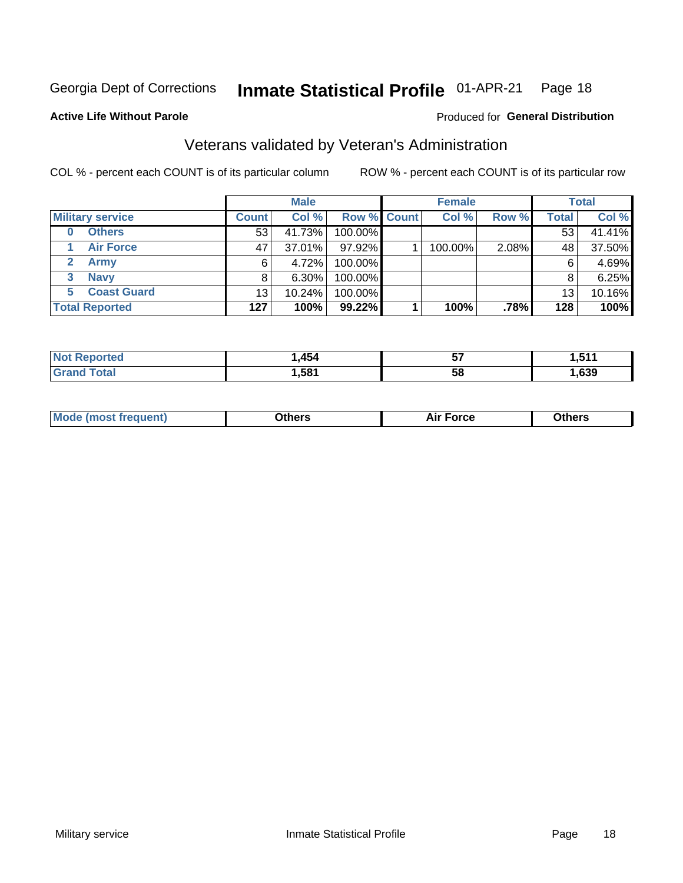Georgia Dept of Corrections **Inmate Statistical Profile** 01-APR-21 Page 18

**Active Life Without Parole**

Produced for **General Distribution**

## Veterans validated by Veteran's Administration

COL % - percent each COUNT is of its particular column ROW % - percent each COUNT is of its particular row

| Military service | Male | | | Female | | | Total | |
|---|---|---|---|---|---|---|---|---|
| | Count | Col % | Row % | Count | Col % | Row % | Total | Col % |
| 0 Others | 53 | 41.73% | 100.00% | | | | 53 | 41.41% |
| 1 Air Force | 47 | 37.01% | 97.92% | 1 | 100.00% | 2.08% | 48 | 37.50% |
| 2 Army | 6 | 4.72% | 100.00% | | | | 6 | 4.69% |
| 3 Navy | 8 | 6.30% | 100.00% | | | | 8 | 6.25% |
| 5 Coast Guard | 13 | 10.24% | 100.00% | | | | 13 | 10.16% |
| **Total Reported** | **127** | **100%** | **99.22%** | **1** | **100%** | **.78%** | **128** | **100%** |

| | Male | Female | Total |
|---|---|---|---|
| Not Reported | 1,454 | 57 | 1,511 |
| Grand Total | 1,581 | 58 | 1,639 |

| | Male | Female | Total |
|---|---|---|---|
| Mode (most frequent) | Others | Air Force | Others |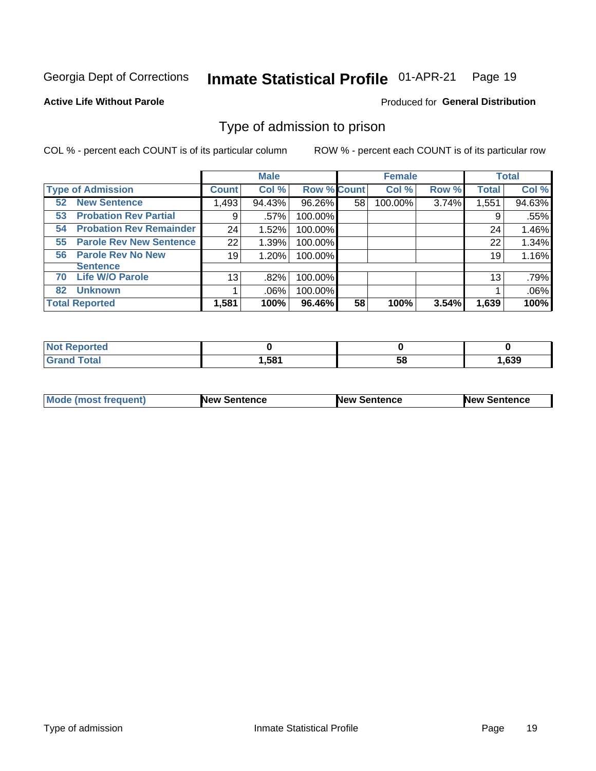Georgia Dept of Corrections **Inmate Statistical Profile** 01-APR-21 Page 19

**Active Life Without Parole**

Produced for **General Distribution**

## Type of admission to prison

COL % - percent each COUNT is of its particular column

ROW % - percent each COUNT is of its particular row

| | Male | | | Female | | | Total | |
|---|---|---|---|---|---|---|---|---|
| **Type of Admission** | **Count** | **Col %** | **Row %** | **Count** | **Col %** | **Row %** | **Total** | **Col %** |
| 52 **New Sentence** | 1,493 | 94.43% | 96.26% | 58 | 100.00% | 3.74% | 1,551 | 94.63% |
| 53 **Probation Rev Partial** | 9 | .57% | 100.00% | | | | 9 | .55% |
| 54 **Probation Rev Remainder** | 24 | 1.52% | 100.00% | | | | 24 | 1.46% |
| 55 **Parole Rev New Sentence** | 22 | 1.39% | 100.00% | | | | 22 | 1.34% |
| 56 **Parole Rev No New Sentence** | 19 | 1.20% | 100.00% | | | | 19 | 1.16% |
| 70 **Life W/O Parole** | 13 | .82% | 100.00% | | | | 13 | .79% |
| 82 **Unknown** | 1 | .06% | 100.00% | | | | 1 | .06% |
| **Total Reported** | **1,581** | **100%** | **96.46%** | **58** | **100%** | **3.54%** | **1,639** | **100%** |

| | Male | Female | Total |
|---|---|---|---|
| **Not Reported** | **0** | **0** | **0** |
| **Grand Total** | **1,581** | **58** | **1,639** |

| | Male | Female | Total |
|---|---|---|---|
| **Mode (most frequent)** | **New Sentence** | **New Sentence** | **New Sentence** |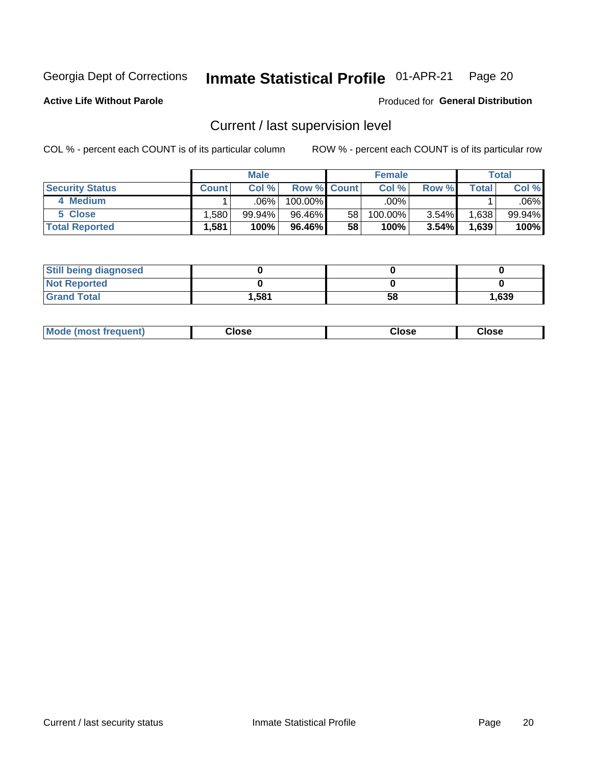Georgia Dept of Corrections **Inmate Statistical Profile** 01-APR-21 Page 20

**Active Life Without Parole**

Produced for **General Distribution**

## Current / last supervision level

COL % - percent each COUNT is of its particular column ROW % - percent each COUNT is of its particular row

| | Male | | | Female | | | Total | |
|---|---|---|---|---|---|---|---|---|
| **Security Status** | **Count** | **Col %** | **Row %** | **Count** | **Col %** | **Row %** | **Total** | **Col %** |
| 4 Medium | 1 | .06% | 100.00% | | .00% | | 1 | .06% |
| 5 Close | 1,580 | 99.94% | 96.46% | 58 | 100.00% | 3.54% | 1,638 | 99.94% |
| **Total Reported** | **1,581** | **100%** | **96.46%** | **58** | **100%** | **3.54%** | **1,639** | **100%** |

| | Male | Female | Total |
|---|---|---|---|
| **Still being diagnosed** | **0** | **0** | **0** |
| **Not Reported** | **0** | **0** | **0** |
| **Grand Total** | **1,581** | **58** | **1,639** |

| | Male | Female | Total |
|---|---|---|---|
| **Mode (most frequent)** | **Close** | **Close** | **Close** |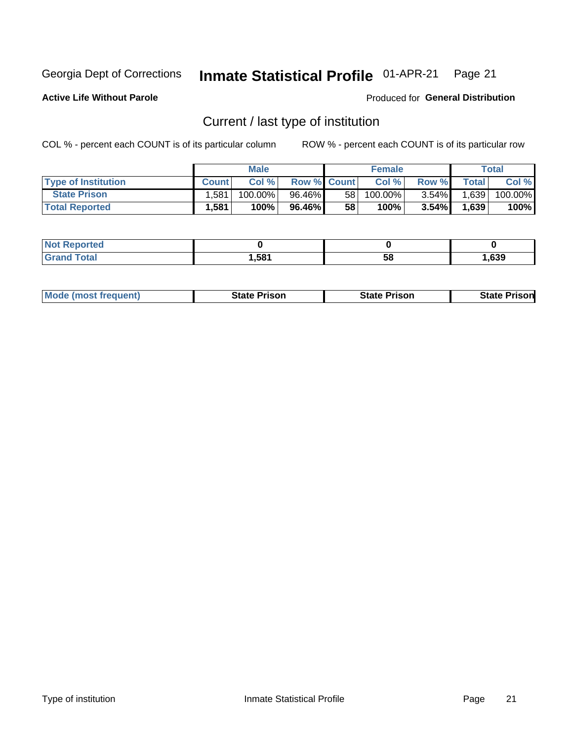Georgia Dept of Corrections **Inmate Statistical Profile** 01-APR-21

**Active Life Without Parole**

Produced for **General Distribution**

## Current / last type of institution

COL % - percent each COUNT is of its particular column

ROW % - percent each COUNT is of its particular row

| | Male | | | Female | | | Total | |
|---|---|---|---|---|---|---|---|---|
| **Type of Institution** | **Count** | **Col %** | **Row %** | **Count** | **Col %** | **Row %** | **Total** | **Col %** |
| State Prison | 1,581 | 100.00% | 96.46% | 58 | 100.00% | 3.54% | 1,639 | 100.00% |
| **Total Reported** | **1,581** | **100%** | **96.46%** | **58** | **100%** | **3.54%** | **1,639** | **100%** |

| | Male | Female | Total |
|---|---|---|---|
| **Not Reported** | **0** | **0** | **0** |
| **Grand Total** | **1,581** | **58** | **1,639** |

| | Male | Female | Total |
|---|---|---|---|
| **Mode (most frequent)** | **State Prison** | **State Prison** | **State Prison** |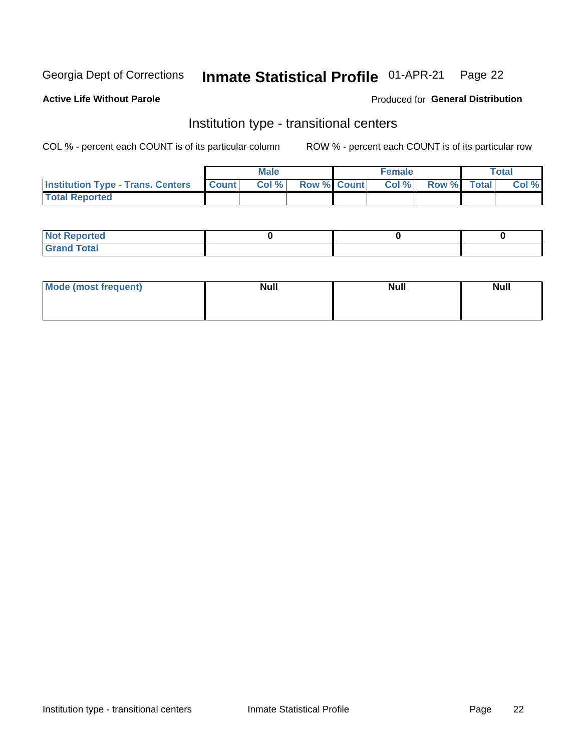Georgia Dept of Corrections **Inmate Statistical Profile** 01-APR-21

**Active Life Without Parole**

Produced for **General Distribution**

## Institution type - transitional centers

COL % - percent each COUNT is of its particular column

ROW % - percent each COUNT is of its particular row

| | Male | | | Female | | | Total | |
|---|---|---|---|---|---|---|---|---|
| Institution Type - Trans. Centers | Count | Col % | Row % | Count | Col % | Row % | Total | Col % |
| Total Reported | | | | | | | | |

| | Male | Female | Total |
|---|---|---|---|
| Not Reported | 0 | 0 | 0 |
| Grand Total | | | |

| | Male | Female | Total |
|---|---|---|---|
| Mode (most frequent) | Null | Null | Null |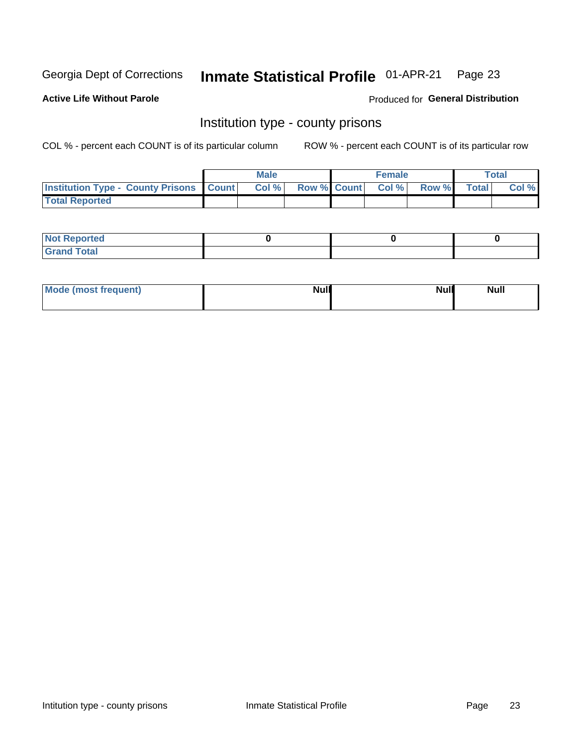Georgia Dept of Corrections **Inmate Statistical Profile** 01-APR-21 Page 23

**Active Life Without Parole**

Produced for **General Distribution**

## Institution type - county prisons

COL % - percent each COUNT is of its particular column

ROW % - percent each COUNT is of its particular row

| | Male | | | Female | | | Total | |
|---|---|---|---|---|---|---|---|---|
| **Institution Type - County Prisons** | **Count** | **Col %** | **Row %** | **Count** | **Col %** | **Row %** | **Total** | **Col %** |
| **Total Reported** | | | | | | | | |

| | Male | Female | Total |
|---|---|---|---|
| **Not Reported** | 0 | 0 | 0 |
| **Grand Total** | | | |

| | Male | Female | Total |
|---|---|---|---|
| **Mode (most frequent)** | Null | Null | Null |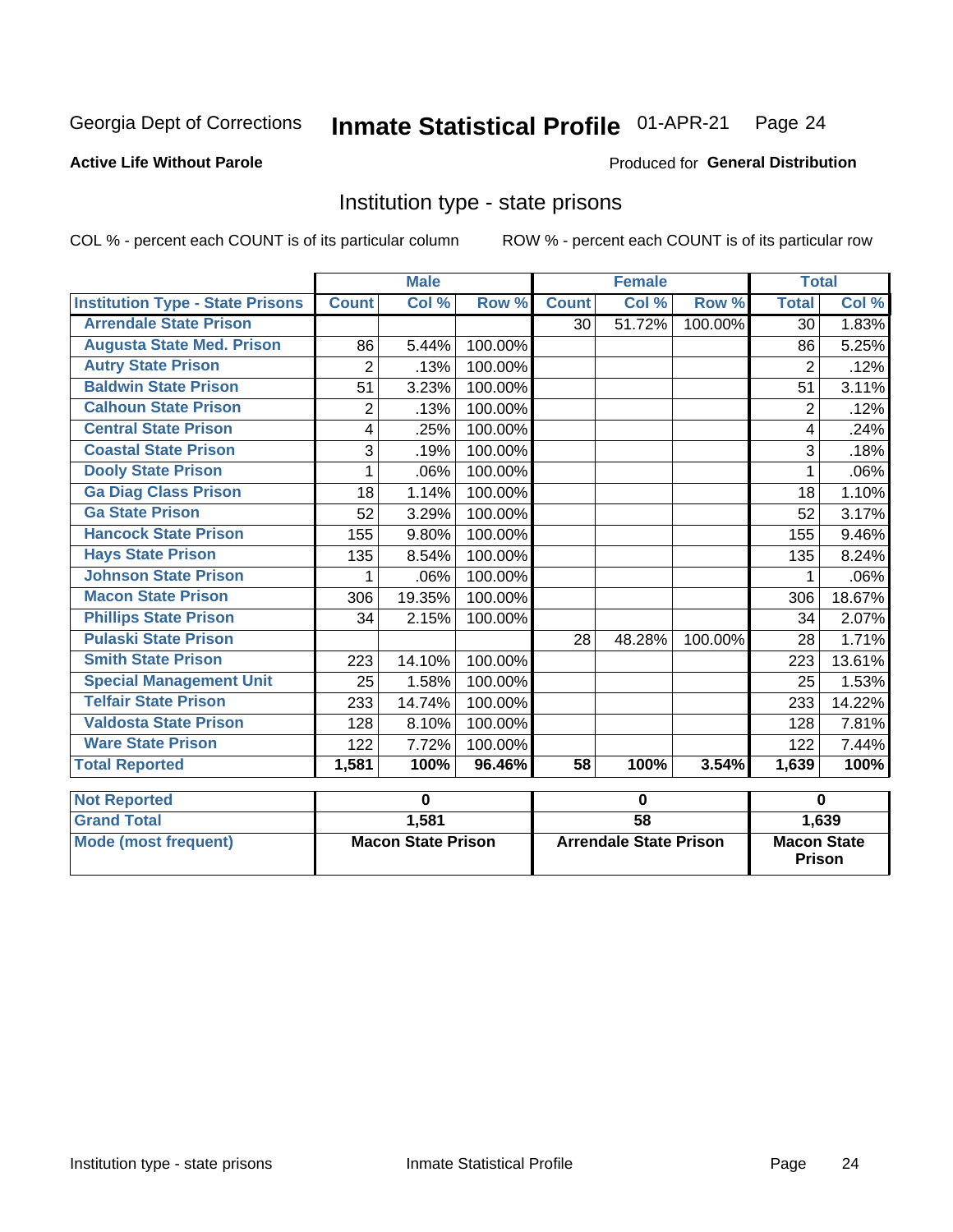Georgia Dept of Corrections **Inmate Statistical Profile** 01-APR-21

**Active Life Without Parole**

Produced for **General Distribution**

## Institution type - state prisons

COL % - percent each COUNT is of its particular column ROW % - percent each COUNT is of its particular row

| | Male | | | Female | | | Total | |
|---|---|---|---|---|---|---|---|---|
| **Institution Type - State Prisons** | **Count** | **Col %** | **Row %** | **Count** | **Col %** | **Row %** | **Total** | **Col %** |
| **Arrendale State Prison** | | | | 30 | 51.72% | 100.00% | 30 | 1.83% |
| **Augusta State Med. Prison** | 86 | 5.44% | 100.00% | | | | 86 | 5.25% |
| **Autry State Prison** | 2 | .13% | 100.00% | | | | 2 | .12% |
| **Baldwin State Prison** | 51 | 3.23% | 100.00% | | | | 51 | 3.11% |
| **Calhoun State Prison** | 2 | .13% | 100.00% | | | | 2 | .12% |
| **Central State Prison** | 4 | .25% | 100.00% | | | | 4 | .24% |
| **Coastal State Prison** | 3 | .19% | 100.00% | | | | 3 | .18% |
| **Dooly State Prison** | 1 | .06% | 100.00% | | | | 1 | .06% |
| **Ga Diag Class Prison** | 18 | 1.14% | 100.00% | | | | 18 | 1.10% |
| **Ga State Prison** | 52 | 3.29% | 100.00% | | | | 52 | 3.17% |
| **Hancock State Prison** | 155 | 9.80% | 100.00% | | | | 155 | 9.46% |
| **Hays State Prison** | 135 | 8.54% | 100.00% | | | | 135 | 8.24% |
| **Johnson State Prison** | 1 | .06% | 100.00% | | | | 1 | .06% |
| **Macon State Prison** | 306 | 19.35% | 100.00% | | | | 306 | 18.67% |
| **Phillips State Prison** | 34 | 2.15% | 100.00% | | | | 34 | 2.07% |
| **Pulaski State Prison** | | | | 28 | 48.28% | 100.00% | 28 | 1.71% |
| **Smith State Prison** | 223 | 14.10% | 100.00% | | | | 223 | 13.61% |
| **Special Management Unit** | 25 | 1.58% | 100.00% | | | | 25 | 1.53% |
| **Telfair State Prison** | 233 | 14.74% | 100.00% | | | | 233 | 14.22% |
| **Valdosta State Prison** | 128 | 8.10% | 100.00% | | | | 128 | 7.81% |
| **Ware State Prison** | 122 | 7.72% | 100.00% | | | | 122 | 7.44% |
| **Total Reported** | **1,581** | **100%** | **96.46%** | **58** | **100%** | **3.54%** | **1,639** | **100%** |

| | Male | Female | Total |
|---|---|---|---|
| **Not Reported** | **0** | **0** | **0** |
| **Grand Total** | **1,581** | **58** | **1,639** |
| **Mode (most frequent)** | **Macon State Prison** | **Arrendale State Prison** | **Macon State Prison** |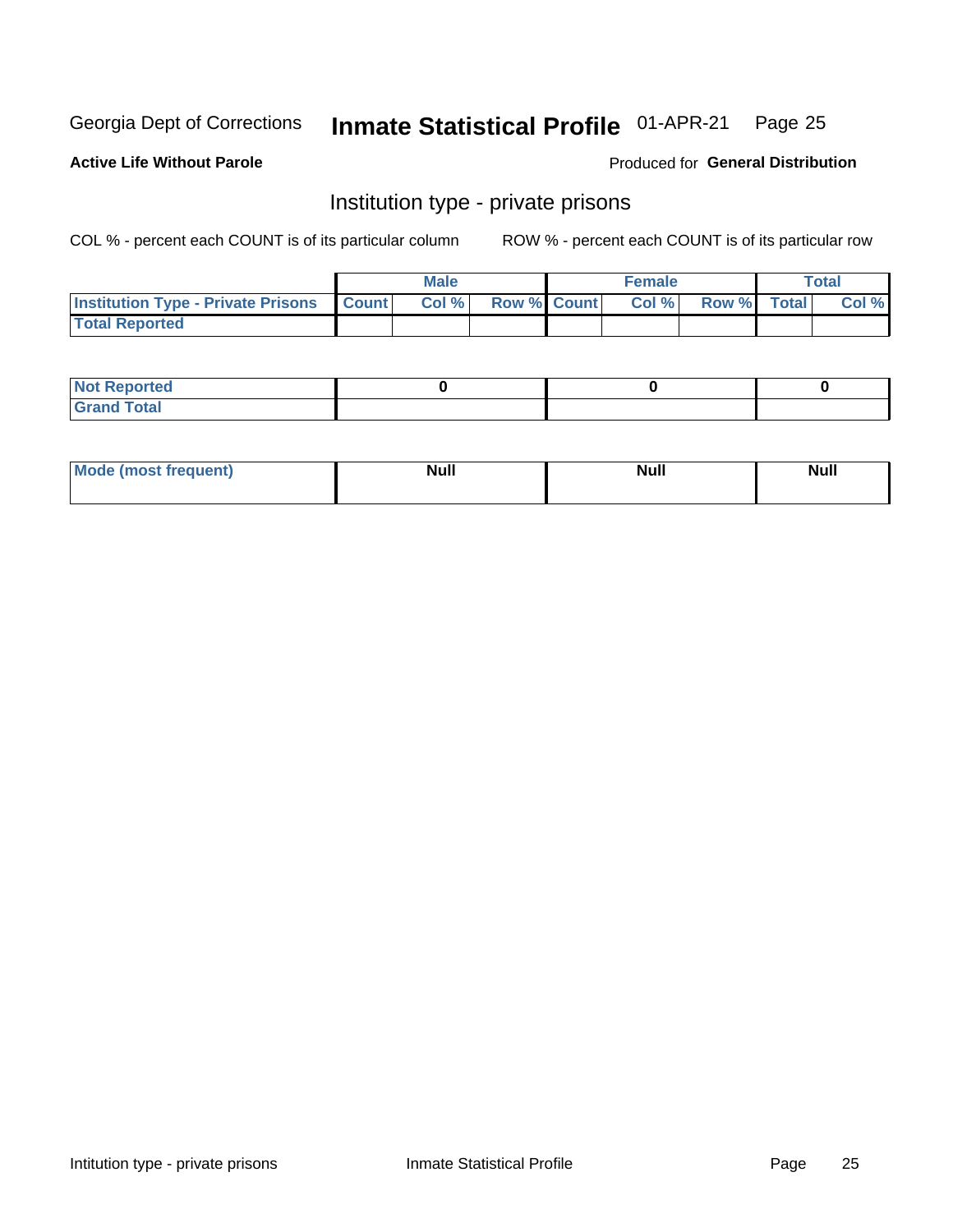Georgia Dept of Corrections **Inmate Statistical Profile** 01-APR-21 Page 25

**Active Life Without Parole**

Produced for **General Distribution**

## Institution type - private prisons

COL % - percent each COUNT is of its particular column ROW % - percent each COUNT is of its particular row

| | Male | | | Female | | | Total | |
|---|---|---|---|---|---|---|---|---|
| **Institution Type - Private Prisons** | **Count** | **Col %** | **Row %** | **Count** | **Col %** | **Row %** | **Total** | **Col %** |
| **Total Reported** | | | | | | | | |

| | Male | Female | Total |
|---|---|---|---|
| **Not Reported** | 0 | 0 | 0 |
| **Grand Total** | | | |

| | Male | Female | Total |
|---|---|---|---|
| **Mode (most frequent)** | Null | Null | Null |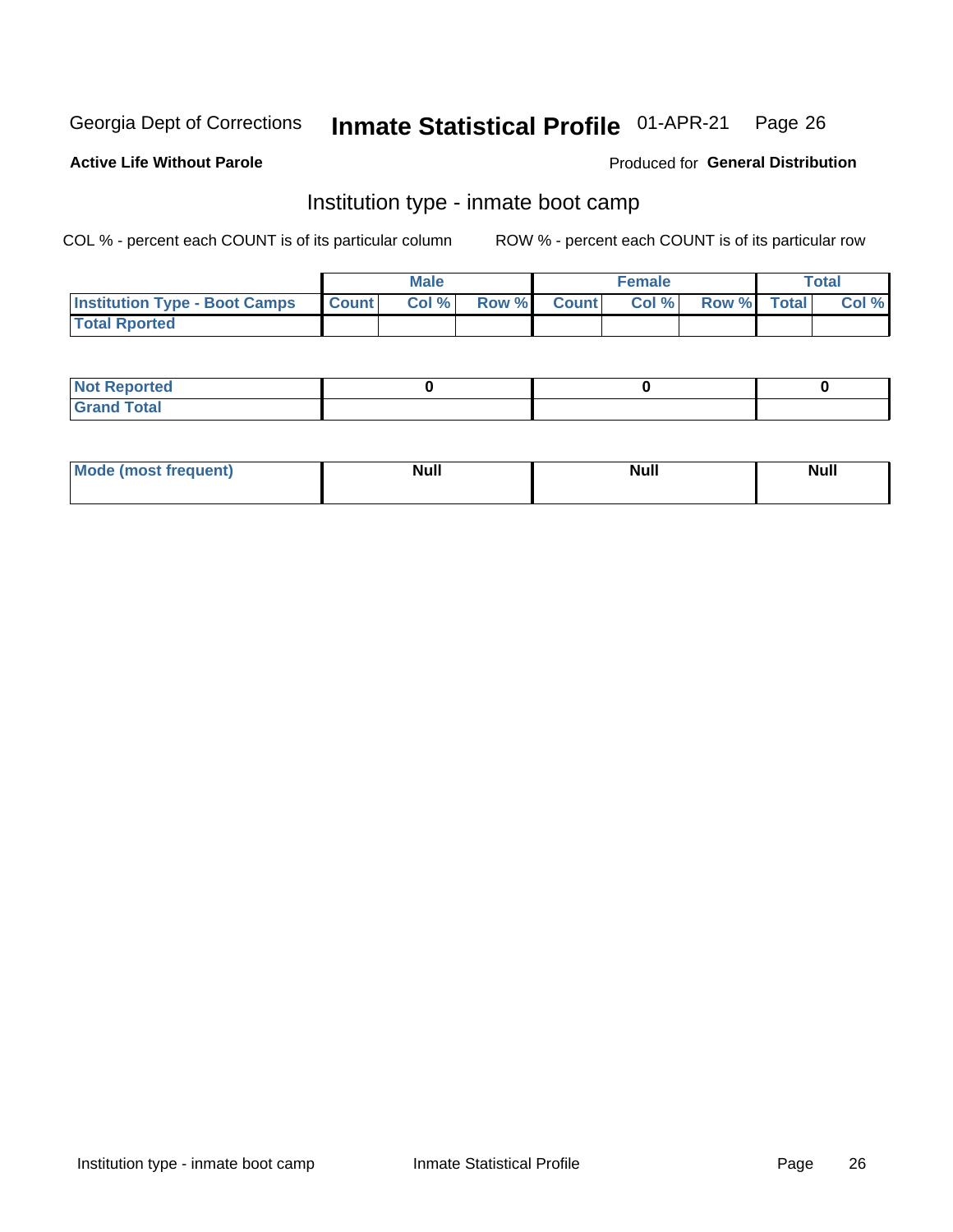Georgia Dept of Corrections **Inmate Statistical Profile** 01-APR-21

**Active Life Without Parole**

Produced for **General Distribution**

## Institution type - inmate boot camp

COL % - percent each COUNT is of its particular column

ROW % - percent each COUNT is of its particular row

| | Male | | | Female | | | Total | |
|---|---|---|---|---|---|---|---|---|
| Institution Type - Boot Camps | Count | Col % | Row % | Count | Col % | Row % | Total | Col % |
| Total Rported | | | | | | | | |

| | Male | Female | Total |
|---|---|---|---|
| Not Reported | 0 | 0 | 0 |
| Grand Total | | | |

| | Male | Female | Total |
|---|---|---|---|
| Mode (most frequent) | Null | Null | Null |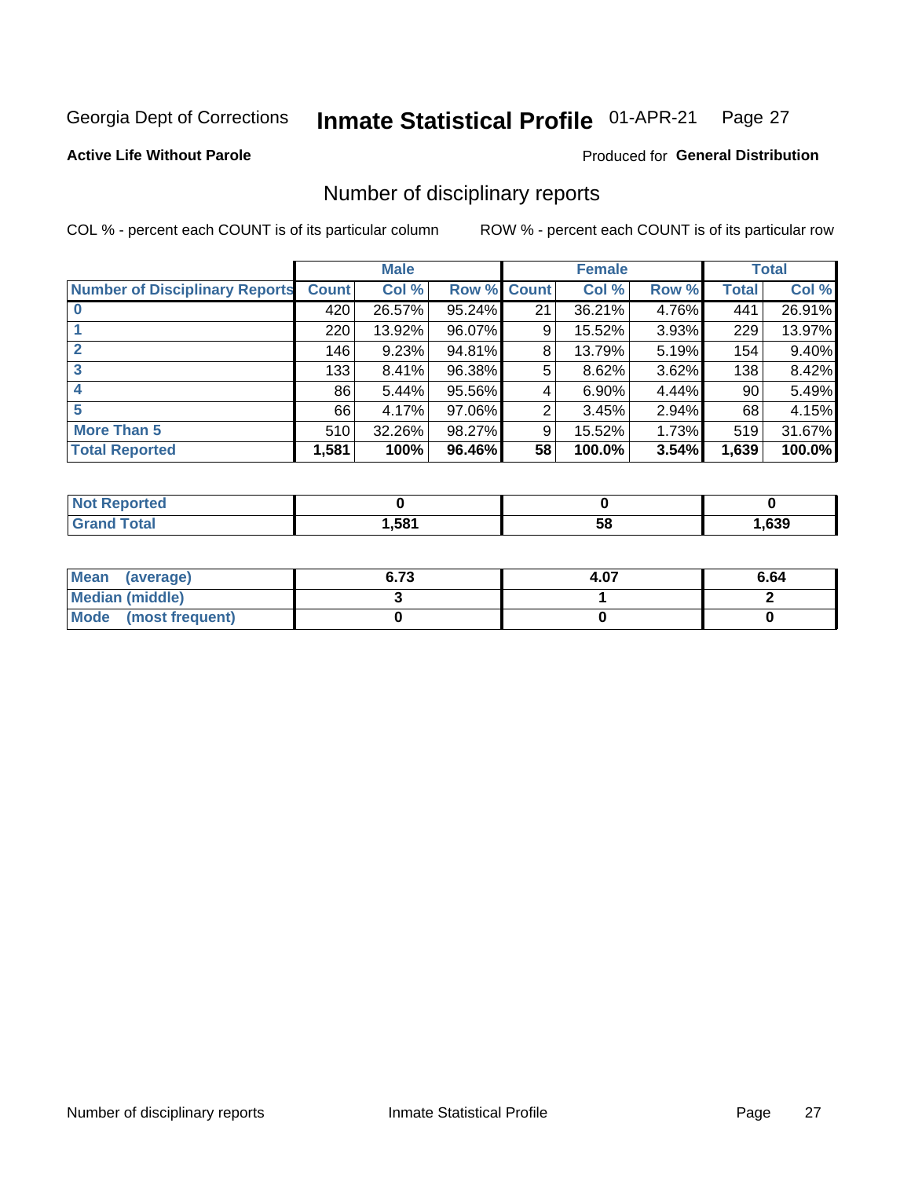Georgia Dept of Corrections **Inmate Statistical Profile** 01-APR-21 Page 27

**Active Life Without Parole**

Produced for **General Distribution**

## Number of disciplinary reports

COL % - percent each COUNT is of its particular column ROW % - percent each COUNT is of its particular row

| | Male | | | Female | | | Total | |
|---|---|---|---|---|---|---|---|---|
| **Number of Disciplinary Reports** | **Count** | **Col %** | **Row %** | **Count** | **Col %** | **Row %** | **Total** | **Col %** |
| **0** | 420 | 26.57% | 95.24% | 21 | 36.21% | 4.76% | 441 | 26.91% |
| **1** | 220 | 13.92% | 96.07% | 9 | 15.52% | 3.93% | 229 | 13.97% |
| **2** | 146 | 9.23% | 94.81% | 8 | 13.79% | 5.19% | 154 | 9.40% |
| **3** | 133 | 8.41% | 96.38% | 5 | 8.62% | 3.62% | 138 | 8.42% |
| **4** | 86 | 5.44% | 95.56% | 4 | 6.90% | 4.44% | 90 | 5.49% |
| **5** | 66 | 4.17% | 97.06% | 2 | 3.45% | 2.94% | 68 | 4.15% |
| **More Than 5** | 510 | 32.26% | 98.27% | 9 | 15.52% | 1.73% | 519 | 31.67% |
| **Total Reported** | **1,581** | **100%** | **96.46%** | **58** | **100.0%** | **3.54%** | **1,639** | **100.0%** |

| | Male | Female | Total |
|---|---|---|---|
| **Not Reported** | **0** | **0** | **0** |
| **Grand Total** | **1,581** | **58** | **1,639** |

| | Male | Female | Total |
|---|---|---|---|
| **Mean (average)** | **6.73** | **4.07** | **6.64** |
| **Median (middle)** | **3** | **1** | **2** |
| **Mode (most frequent)** | **0** | **0** | **0** |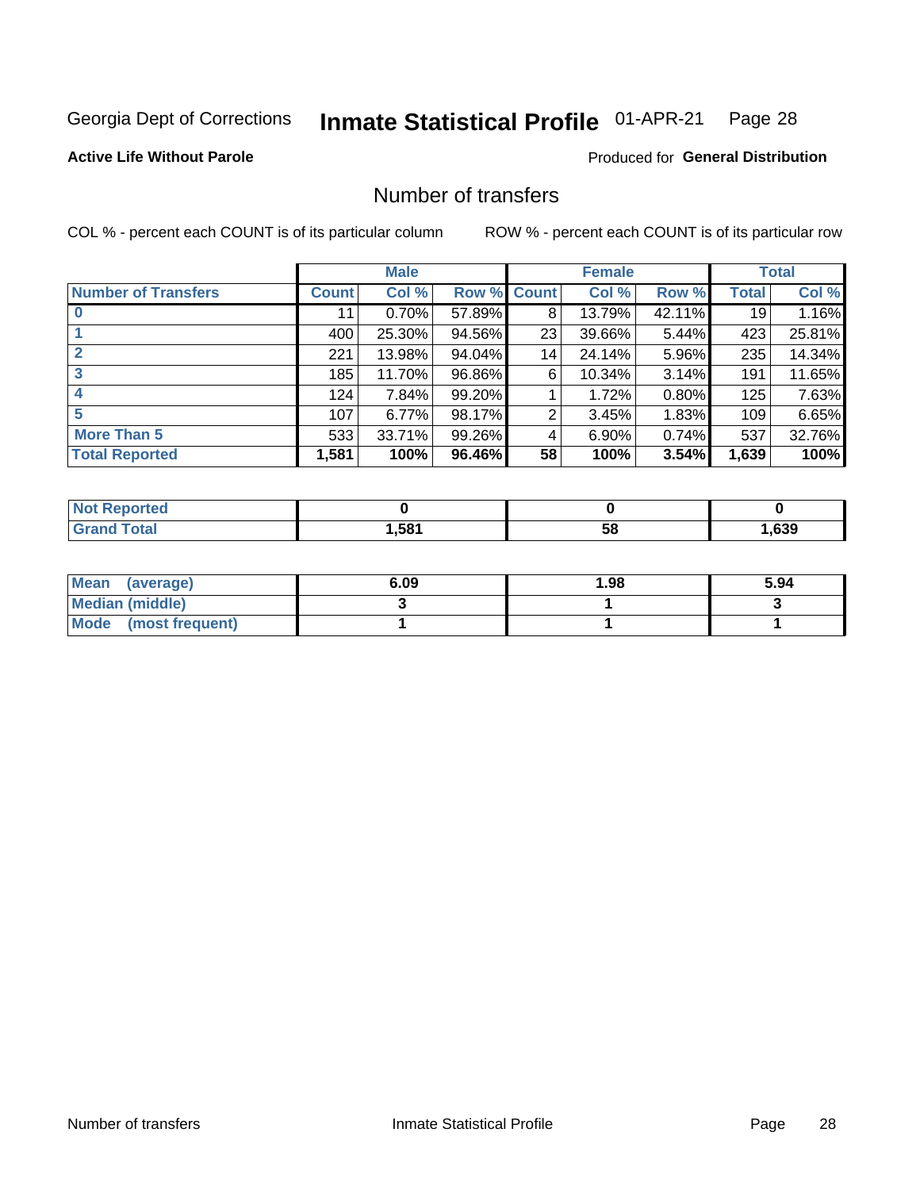Georgia Dept of Corrections **Inmate Statistical Profile** 01-APR-21

**Active Life Without Parole**

Produced for **General Distribution**

## Number of transfers

COL % - percent each COUNT is of its particular column ROW % - percent each COUNT is of its particular row

| | Male | | | Female | | | Total | |
|---|---|---|---|---|---|---|---|---|
| **Number of Transfers** | **Count** | **Col %** | **Row %** | **Count** | **Col %** | **Row %** | **Total** | **Col %** |
| **0** | 11 | 0.70% | 57.89% | 8 | 13.79% | 42.11% | 19 | 1.16% |
| **1** | 400 | 25.30% | 94.56% | 23 | 39.66% | 5.44% | 423 | 25.81% |
| **2** | 221 | 13.98% | 94.04% | 14 | 24.14% | 5.96% | 235 | 14.34% |
| **3** | 185 | 11.70% | 96.86% | 6 | 10.34% | 3.14% | 191 | 11.65% |
| **4** | 124 | 7.84% | 99.20% | 1 | 1.72% | 0.80% | 125 | 7.63% |
| **5** | 107 | 6.77% | 98.17% | 2 | 3.45% | 1.83% | 109 | 6.65% |
| **More Than 5** | 533 | 33.71% | 99.26% | 4 | 6.90% | 0.74% | 537 | 32.76% |
| **Total Reported** | **1,581** | **100%** | **96.46%** | **58** | **100%** | **3.54%** | **1,639** | **100%** |

| | Male | Female | Total |
|---|---|---|---|
| **Not Reported** | **0** | **0** | **0** |
| **Grand Total** | **1,581** | **58** | **1,639** |

| | Male | Female | Total |
|---|---|---|---|
| **Mean (average)** | **6.09** | **1.98** | **5.94** |
| **Median (middle)** | **3** | **1** | **3** |
| **Mode (most frequent)** | **1** | **1** | **1** |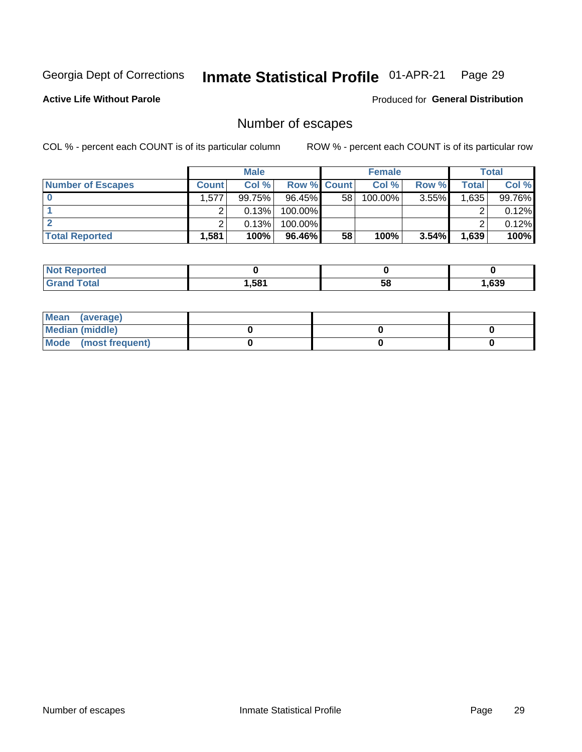Georgia Dept of Corrections **Inmate Statistical Profile** 01-APR-21

**Active Life Without Parole**

Produced for **General Distribution**

## Number of escapes

COL % - percent each COUNT is of its particular column ROW % - percent each COUNT is of its particular row

| | Male | | | Female | | | Total | |
|---|---|---|---|---|---|---|---|---|
| **Number of Escapes** | **Count** | **Col %** | **Row %** | **Count** | **Col %** | **Row %** | **Total** | **Col %** |
| **0** | 1,577 | 99.75% | 96.45% | 58 | 100.00% | 3.55% | 1,635 | 99.76% |
| **1** | 2 | 0.13% | 100.00% | | | | 2 | 0.12% |
| **2** | 2 | 0.13% | 100.00% | | | | 2 | 0.12% |
| **Total Reported** | **1,581** | **100%** | **96.46%** | **58** | **100%** | **3.54%** | **1,639** | **100%** |

| | Male | Female | Total |
|---|---|---|---|
| **Not Reported** | **0** | **0** | **0** |
| **Grand Total** | **1,581** | **58** | **1,639** |

| | Male | Female | Total |
|---|---|---|---|
| **Mean (average)** | | | |
| **Median (middle)** | **0** | **0** | **0** |
| **Mode (most frequent)** | **0** | **0** | **0** |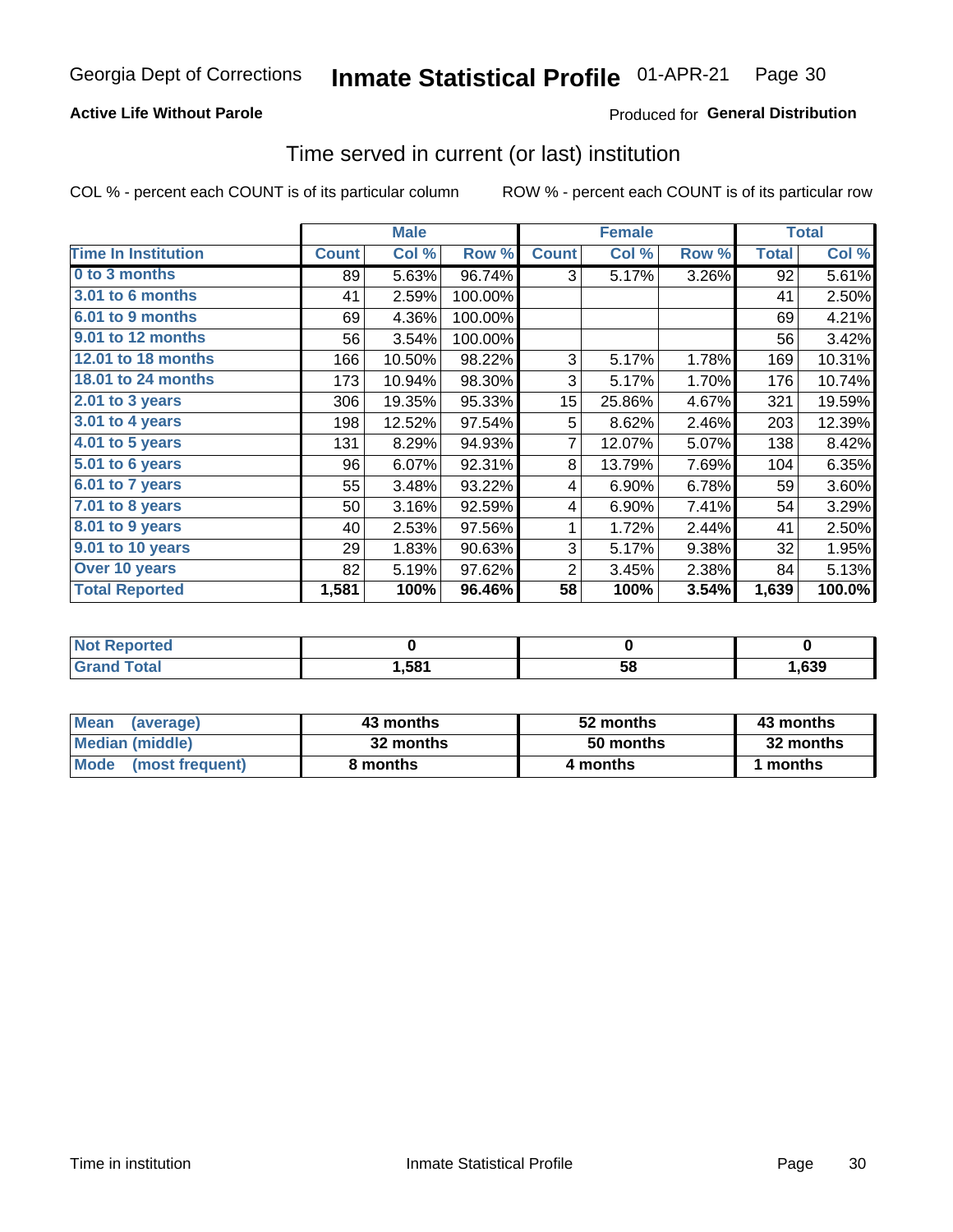Georgia Dept of Corrections **Inmate Statistical Profile** 01-APR-21

**Active Life Without Parole**

Produced for **General Distribution**

## Time served in current (or last) institution

COL % - percent each COUNT is of its particular column ROW % - percent each COUNT is of its particular row

| | Male | | | Female | | | Total | |
|---|---|---|---|---|---|---|---|---|
| **Time In Institution** | **Count** | **Col %** | **Row %** | **Count** | **Col %** | **Row %** | **Total** | **Col %** |
| 0 to 3 months | 89 | 5.63% | 96.74% | 3 | 5.17% | 3.26% | 92 | 5.61% |
| 3.01 to 6 months | 41 | 2.59% | 100.00% | | | | 41 | 2.50% |
| 6.01 to 9 months | 69 | 4.36% | 100.00% | | | | 69 | 4.21% |
| 9.01 to 12 months | 56 | 3.54% | 100.00% | | | | 56 | 3.42% |
| 12.01 to 18 months | 166 | 10.50% | 98.22% | 3 | 5.17% | 1.78% | 169 | 10.31% |
| 18.01 to 24 months | 173 | 10.94% | 98.30% | 3 | 5.17% | 1.70% | 176 | 10.74% |
| 2.01 to 3 years | 306 | 19.35% | 95.33% | 15 | 25.86% | 4.67% | 321 | 19.59% |
| 3.01 to 4 years | 198 | 12.52% | 97.54% | 5 | 8.62% | 2.46% | 203 | 12.39% |
| 4.01 to 5 years | 131 | 8.29% | 94.93% | 7 | 12.07% | 5.07% | 138 | 8.42% |
| 5.01 to 6 years | 96 | 6.07% | 92.31% | 8 | 13.79% | 7.69% | 104 | 6.35% |
| 6.01 to 7 years | 55 | 3.48% | 93.22% | 4 | 6.90% | 6.78% | 59 | 3.60% |
| 7.01 to 8 years | 50 | 3.16% | 92.59% | 4 | 6.90% | 7.41% | 54 | 3.29% |
| 8.01 to 9 years | 40 | 2.53% | 97.56% | 1 | 1.72% | 2.44% | 41 | 2.50% |
| 9.01 to 10 years | 29 | 1.83% | 90.63% | 3 | 5.17% | 9.38% | 32 | 1.95% |
| Over 10 years | 82 | 5.19% | 97.62% | 2 | 3.45% | 2.38% | 84 | 5.13% |
| **Total Reported** | **1,581** | **100%** | **96.46%** | **58** | **100%** | **3.54%** | **1,639** | **100.0%** |

| | Male | Female | Total |
|---|---|---|---|
| Not Reported | **0** | **0** | **0** |
| Grand Total | **1,581** | **58** | **1,639** |

| | Male | Female | Total |
|---|---|---|---|
| Mean (average) | **43 months** | **52 months** | **43 months** |
| Median (middle) | **32 months** | **50 months** | **32 months** |
| Mode (most frequent) | **8 months** | **4 months** | **1 months** |

Time in institution Inmate Statistical Profile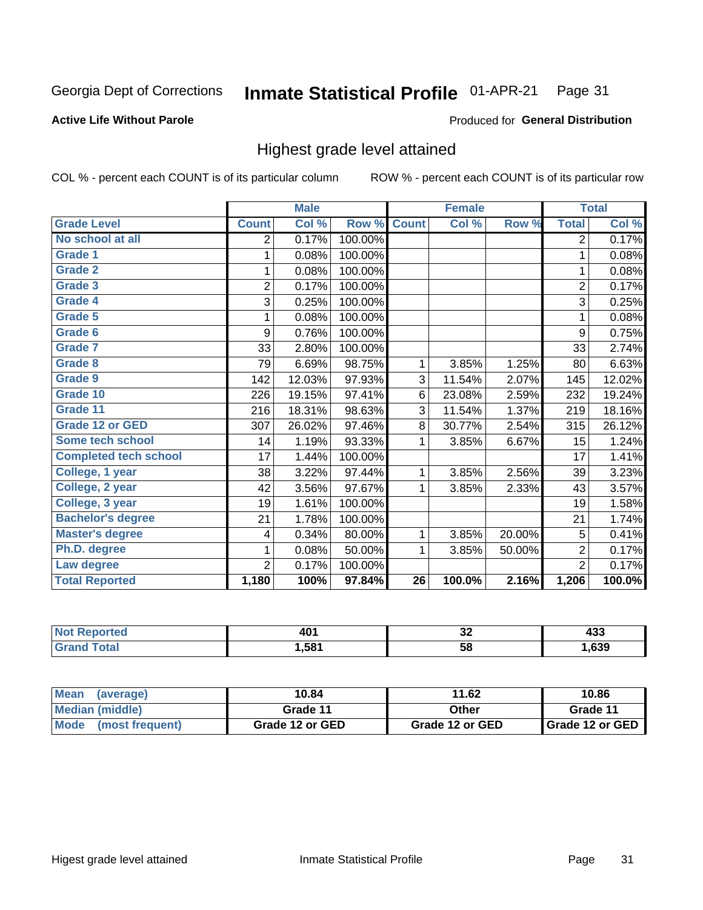Georgia Dept of Corrections **Inmate Statistical Profile** 01-APR-21

**Active Life Without Parole**

Produced for **General Distribution**

## Highest grade level attained

COL % - percent each COUNT is of its particular column

ROW % - percent each COUNT is of its particular row

| | Male | | | Female | | | Total | |
|---|---|---|---|---|---|---|---|---|
| **Grade Level** | **Count** | **Col %** | **Row %** | **Count** | **Col %** | **Row %** | **Total** | **Col %** |
| No school at all | 2 | 0.17% | 100.00% | | | | 2 | 0.17% |
| Grade 1 | 1 | 0.08% | 100.00% | | | | 1 | 0.08% |
| Grade 2 | 1 | 0.08% | 100.00% | | | | 1 | 0.08% |
| Grade 3 | 2 | 0.17% | 100.00% | | | | 2 | 0.17% |
| Grade 4 | 3 | 0.25% | 100.00% | | | | 3 | 0.25% |
| Grade 5 | 1 | 0.08% | 100.00% | | | | 1 | 0.08% |
| Grade 6 | 9 | 0.76% | 100.00% | | | | 9 | 0.75% |
| Grade 7 | 33 | 2.80% | 100.00% | | | | 33 | 2.74% |
| Grade 8 | 79 | 6.69% | 98.75% | 1 | 3.85% | 1.25% | 80 | 6.63% |
| Grade 9 | 142 | 12.03% | 97.93% | 3 | 11.54% | 2.07% | 145 | 12.02% |
| Grade 10 | 226 | 19.15% | 97.41% | 6 | 23.08% | 2.59% | 232 | 19.24% |
| Grade 11 | 216 | 18.31% | 98.63% | 3 | 11.54% | 1.37% | 219 | 18.16% |
| Grade 12 or GED | 307 | 26.02% | 97.46% | 8 | 30.77% | 2.54% | 315 | 26.12% |
| Some tech school | 14 | 1.19% | 93.33% | 1 | 3.85% | 6.67% | 15 | 1.24% |
| Completed tech school | 17 | 1.44% | 100.00% | | | | 17 | 1.41% |
| College, 1 year | 38 | 3.22% | 97.44% | 1 | 3.85% | 2.56% | 39 | 3.23% |
| College, 2 year | 42 | 3.56% | 97.67% | 1 | 3.85% | 2.33% | 43 | 3.57% |
| College, 3 year | 19 | 1.61% | 100.00% | | | | 19 | 1.58% |
| Bachelor's degree | 21 | 1.78% | 100.00% | | | | 21 | 1.74% |
| Master's degree | 4 | 0.34% | 80.00% | 1 | 3.85% | 20.00% | 5 | 0.41% |
| Ph.D. degree | 1 | 0.08% | 50.00% | 1 | 3.85% | 50.00% | 2 | 0.17% |
| Law degree | 2 | 0.17% | 100.00% | | | | 2 | 0.17% |
| **Total Reported** | **1,180** | **100%** | **97.84%** | **26** | **100.0%** | **2.16%** | **1,206** | **100.0%** |

| | Male | Female | Total |
|---|---|---|---|
| Not Reported | 401 | 32 | 433 |
| Grand Total | 1,581 | 58 | 1,639 |

| | Male | Female | Total |
|---|---|---|---|
| Mean (average) | 10.84 | 11.62 | 10.86 |
| Median (middle) | Grade 11 | Other | Grade 11 |
| Mode (most frequent) | Grade 12 or GED | Grade 12 or GED | Grade 12 or GED |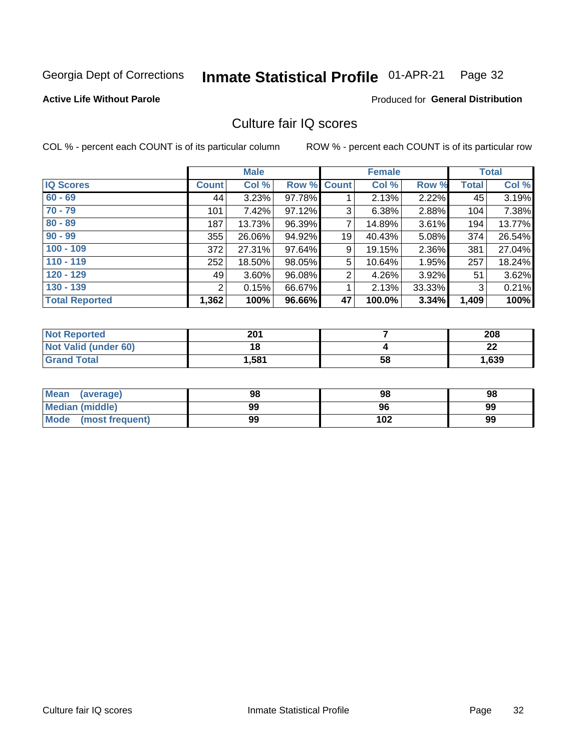Georgia Dept of Corrections **Inmate Statistical Profile** 01-APR-21 Page 32

**Active Life Without Parole**

Produced for **General Distribution**

## Culture fair IQ scores

COL % - percent each COUNT is of its particular column ROW % - percent each COUNT is of its particular row

| | Male | | | Female | | | Total | |
|---|---|---|---|---|---|---|---|---|
| **IQ Scores** | **Count** | **Col %** | **Row %** | **Count** | **Col %** | **Row %** | **Total** | **Col %** |
| 60 - 69 | 44 | 3.23% | 97.78% | 1 | 2.13% | 2.22% | 45 | 3.19% |
| 70 - 79 | 101 | 7.42% | 97.12% | 3 | 6.38% | 2.88% | 104 | 7.38% |
| 80 - 89 | 187 | 13.73% | 96.39% | 7 | 14.89% | 3.61% | 194 | 13.77% |
| 90 - 99 | 355 | 26.06% | 94.92% | 19 | 40.43% | 5.08% | 374 | 26.54% |
| 100 - 109 | 372 | 27.31% | 97.64% | 9 | 19.15% | 2.36% | 381 | 27.04% |
| 110 - 119 | 252 | 18.50% | 98.05% | 5 | 10.64% | 1.95% | 257 | 18.24% |
| 120 - 129 | 49 | 3.60% | 96.08% | 2 | 4.26% | 3.92% | 51 | 3.62% |
| 130 - 139 | 2 | 0.15% | 66.67% | 1 | 2.13% | 33.33% | 3 | 0.21% |
| **Total Reported** | **1,362** | **100%** | **96.66%** | **47** | **100.0%** | **3.34%** | **1,409** | **100%** |

| | Male | Female | Total |
|---|---|---|---|
| **Not Reported** | **201** | **7** | **208** |
| **Not Valid (under 60)** | **18** | **4** | **22** |
| **Grand Total** | **1,581** | **58** | **1,639** |

| | Male | Female | Total |
|---|---|---|---|
| **Mean (average)** | **98** | **98** | **98** |
| **Median (middle)** | **99** | **96** | **99** |
| **Mode (most frequent)** | **99** | **102** | **99** |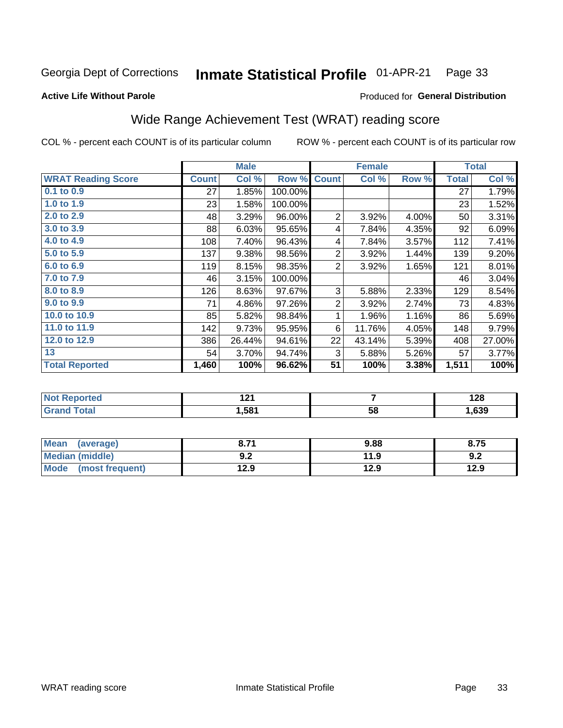Georgia Dept of Corrections **Inmate Statistical Profile** 01-APR-21 Page 33

**Active Life Without Parole**

Produced for **General Distribution**

## Wide Range Achievement Test (WRAT) reading score

COL % - percent each COUNT is of its particular column ROW % - percent each COUNT is of its particular row

| | Male | | | Female | | | Total | |
|---|---|---|---|---|---|---|---|---|
| **WRAT Reading Score** | **Count** | **Col %** | **Row %** | **Count** | **Col %** | **Row %** | **Total** | **Col %** |
| 0.1 to 0.9 | 27 | 1.85% | 100.00% | | | | 27 | 1.79% |
| 1.0 to 1.9 | 23 | 1.58% | 100.00% | | | | 23 | 1.52% |
| 2.0 to 2.9 | 48 | 3.29% | 96.00% | 2 | 3.92% | 4.00% | 50 | 3.31% |
| 3.0 to 3.9 | 88 | 6.03% | 95.65% | 4 | 7.84% | 4.35% | 92 | 6.09% |
| 4.0 to 4.9 | 108 | 7.40% | 96.43% | 4 | 7.84% | 3.57% | 112 | 7.41% |
| 5.0 to 5.9 | 137 | 9.38% | 98.56% | 2 | 3.92% | 1.44% | 139 | 9.20% |
| 6.0 to 6.9 | 119 | 8.15% | 98.35% | 2 | 3.92% | 1.65% | 121 | 8.01% |
| 7.0 to 7.9 | 46 | 3.15% | 100.00% | | | | 46 | 3.04% |
| 8.0 to 8.9 | 126 | 8.63% | 97.67% | 3 | 5.88% | 2.33% | 129 | 8.54% |
| 9.0 to 9.9 | 71 | 4.86% | 97.26% | 2 | 3.92% | 2.74% | 73 | 4.83% |
| 10.0 to 10.9 | 85 | 5.82% | 98.84% | 1 | 1.96% | 1.16% | 86 | 5.69% |
| 11.0 to 11.9 | 142 | 9.73% | 95.95% | 6 | 11.76% | 4.05% | 148 | 9.79% |
| 12.0 to 12.9 | 386 | 26.44% | 94.61% | 22 | 43.14% | 5.39% | 408 | 27.00% |
| 13 | 54 | 3.70% | 94.74% | 3 | 5.88% | 5.26% | 57 | 3.77% |
| **Total Reported** | **1,460** | **100%** | **96.62%** | **51** | **100%** | **3.38%** | **1,511** | **100%** |

| | Male | Female | Total |
|---|---|---|---|
| **Not Reported** | **121** | **7** | **128** |
| **Grand Total** | **1,581** | **58** | **1,639** |

| | Male | Female | Total |
|---|---|---|---|
| **Mean (average)** | **8.71** | **9.88** | **8.75** |
| **Median (middle)** | **9.2** | **11.9** | **9.2** |
| **Mode (most frequent)** | **12.9** | **12.9** | **12.9** |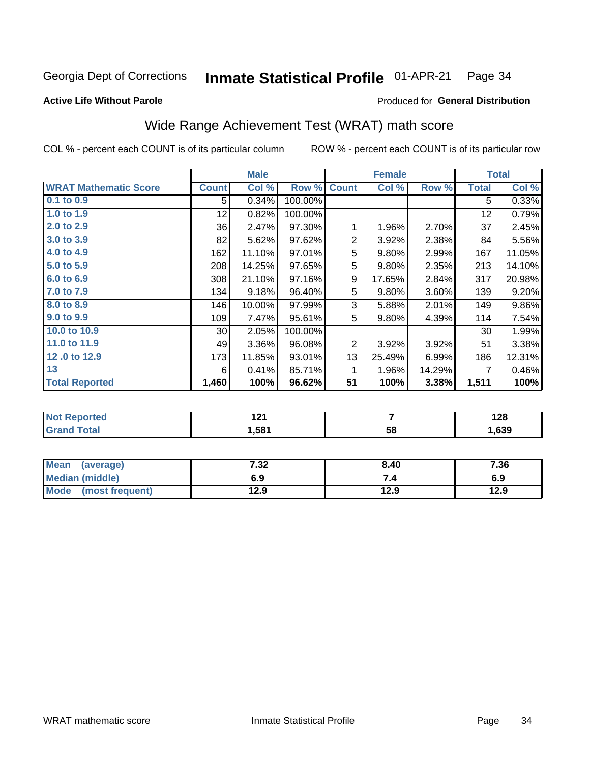Georgia Dept of Corrections **Inmate Statistical Profile** 01-APR-21 Page 34

**Active Life Without Parole**

Produced for **General Distribution**

## Wide Range Achievement Test (WRAT) math score

COL % - percent each COUNT is of its particular column ROW % - percent each COUNT is of its particular row

| | Male | | | Female | | | Total | |
|---|---|---|---|---|---|---|---|---|
| **WRAT Mathematic Score** | **Count** | **Col %** | **Row %** | **Count** | **Col %** | **Row %** | **Total** | **Col %** |
| 0.1 to 0.9 | 5 | 0.34% | 100.00% | | | | 5 | 0.33% |
| 1.0 to 1.9 | 12 | 0.82% | 100.00% | | | | 12 | 0.79% |
| 2.0 to 2.9 | 36 | 2.47% | 97.30% | 1 | 1.96% | 2.70% | 37 | 2.45% |
| 3.0 to 3.9 | 82 | 5.62% | 97.62% | 2 | 3.92% | 2.38% | 84 | 5.56% |
| 4.0 to 4.9 | 162 | 11.10% | 97.01% | 5 | 9.80% | 2.99% | 167 | 11.05% |
| 5.0 to 5.9 | 208 | 14.25% | 97.65% | 5 | 9.80% | 2.35% | 213 | 14.10% |
| 6.0 to 6.9 | 308 | 21.10% | 97.16% | 9 | 17.65% | 2.84% | 317 | 20.98% |
| 7.0 to 7.9 | 134 | 9.18% | 96.40% | 5 | 9.80% | 3.60% | 139 | 9.20% |
| 8.0 to 8.9 | 146 | 10.00% | 97.99% | 3 | 5.88% | 2.01% | 149 | 9.86% |
| 9.0 to 9.9 | 109 | 7.47% | 95.61% | 5 | 9.80% | 4.39% | 114 | 7.54% |
| 10.0 to 10.9 | 30 | 2.05% | 100.00% | | | | 30 | 1.99% |
| 11.0 to 11.9 | 49 | 3.36% | 96.08% | 2 | 3.92% | 3.92% | 51 | 3.38% |
| 12 .0 to 12.9 | 173 | 11.85% | 93.01% | 13 | 25.49% | 6.99% | 186 | 12.31% |
| 13 | 6 | 0.41% | 85.71% | 1 | 1.96% | 14.29% | 7 | 0.46% |
| **Total Reported** | **1,460** | **100%** | **96.62%** | **51** | **100%** | **3.38%** | **1,511** | **100%** |

| | Male | Female | Total |
|---|---|---|---|
| **Not Reported** | **121** | **7** | **128** |
| **Grand Total** | **1,581** | **58** | **1,639** |

| | Male | Female | Total |
|---|---|---|---|
| **Mean (average)** | **7.32** | **8.40** | **7.36** |
| **Median (middle)** | **6.9** | **7.4** | **6.9** |
| **Mode (most frequent)** | **12.9** | **12.9** | **12.9** |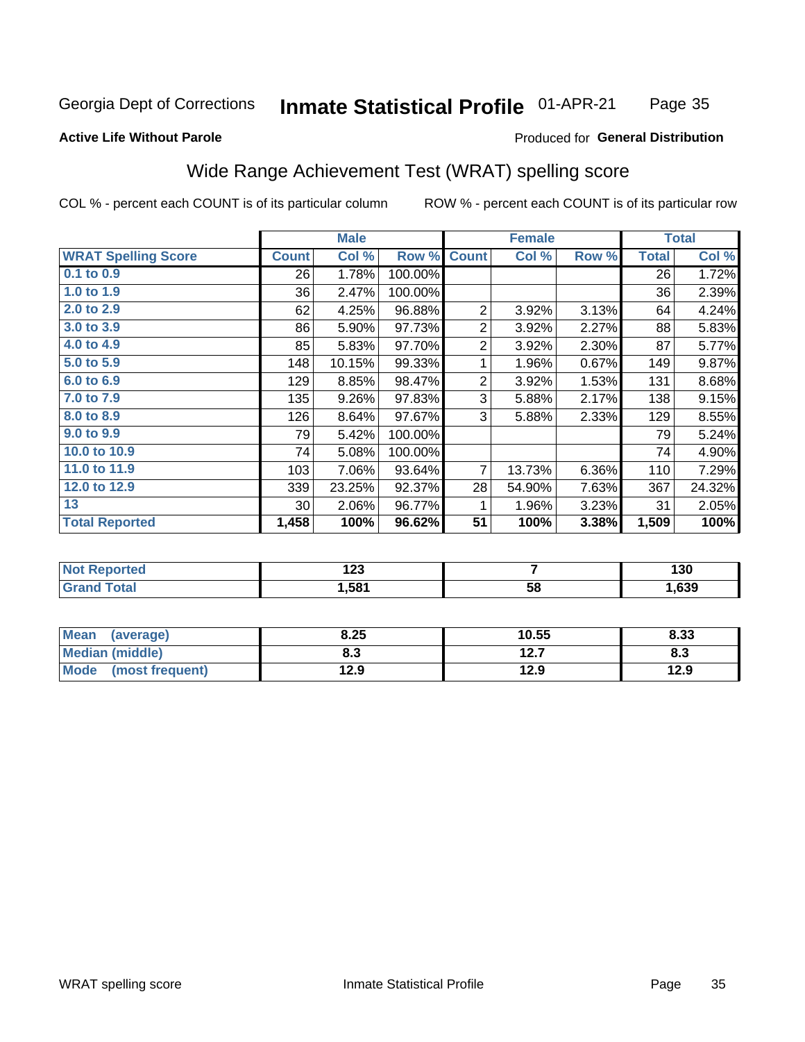Georgia Dept of Corrections **Inmate Statistical Profile** 01-APR-21

**Active Life Without Parole**

Produced for **General Distribution**

## Wide Range Achievement Test (WRAT) spelling score

COL % - percent each COUNT is of its particular column ROW % - percent each COUNT is of its particular row

| | Male | | | Female | | | Total | |
|---|---|---|---|---|---|---|---|---|
| **WRAT Spelling Score** | **Count** | **Col %** | **Row %** | **Count** | **Col %** | **Row %** | **Total** | **Col %** |
| 0.1 to 0.9 | 26 | 1.78% | 100.00% | | | | 26 | 1.72% |
| 1.0 to 1.9 | 36 | 2.47% | 100.00% | | | | 36 | 2.39% |
| 2.0 to 2.9 | 62 | 4.25% | 96.88% | 2 | 3.92% | 3.13% | 64 | 4.24% |
| 3.0 to 3.9 | 86 | 5.90% | 97.73% | 2 | 3.92% | 2.27% | 88 | 5.83% |
| 4.0 to 4.9 | 85 | 5.83% | 97.70% | 2 | 3.92% | 2.30% | 87 | 5.77% |
| 5.0 to 5.9 | 148 | 10.15% | 99.33% | 1 | 1.96% | 0.67% | 149 | 9.87% |
| 6.0 to 6.9 | 129 | 8.85% | 98.47% | 2 | 3.92% | 1.53% | 131 | 8.68% |
| 7.0 to 7.9 | 135 | 9.26% | 97.83% | 3 | 5.88% | 2.17% | 138 | 9.15% |
| 8.0 to 8.9 | 126 | 8.64% | 97.67% | 3 | 5.88% | 2.33% | 129 | 8.55% |
| 9.0 to 9.9 | 79 | 5.42% | 100.00% | | | | 79 | 5.24% |
| 10.0 to 10.9 | 74 | 5.08% | 100.00% | | | | 74 | 4.90% |
| 11.0 to 11.9 | 103 | 7.06% | 93.64% | 7 | 13.73% | 6.36% | 110 | 7.29% |
| 12.0 to 12.9 | 339 | 23.25% | 92.37% | 28 | 54.90% | 7.63% | 367 | 24.32% |
| 13 | 30 | 2.06% | 96.77% | 1 | 1.96% | 3.23% | 31 | 2.05% |
| **Total Reported** | **1,458** | **100%** | **96.62%** | **51** | **100%** | **3.38%** | **1,509** | **100%** |

| | Male | Female | Total |
|---|---|---|---|
| Not Reported | 123 | 7 | 130 |
| Grand Total | 1,581 | 58 | 1,639 |

| | Male | Female | Total |
|---|---|---|---|
| Mean (average) | 8.25 | 10.55 | 8.33 |
| Median (middle) | 8.3 | 12.7 | 8.3 |
| Mode (most frequent) | 12.9 | 12.9 | 12.9 |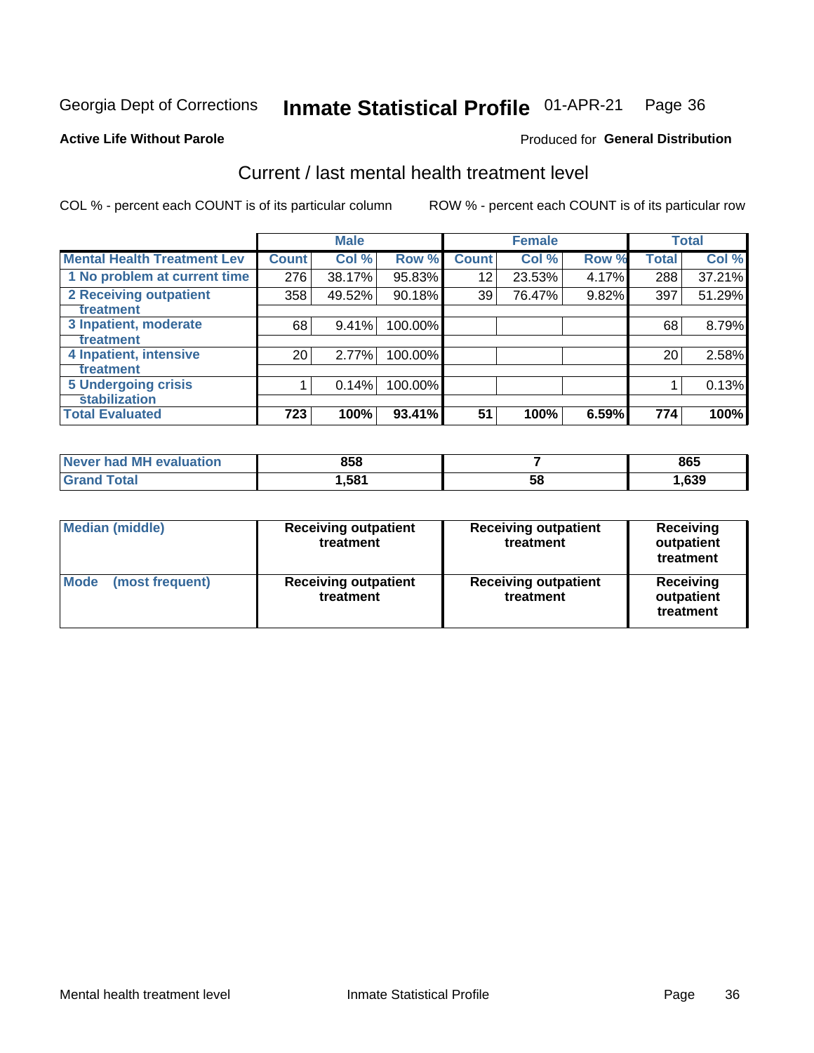Georgia Dept of Corrections **Inmate Statistical Profile** 01-APR-21

**Active Life Without Parole**

Produced for **General Distribution**

## Current / last mental health treatment level

COL % - percent each COUNT is of its particular column

ROW % - percent each COUNT is of its particular row

| | Male | | | Female | | | Total | |
|---|---|---|---|---|---|---|---|---|
| **Mental Health Treatment Lev** | **Count** | **Col %** | **Row %** | **Count** | **Col %** | **Row %** | **Total** | **Col %** |
| 1 No problem at current time | 276 | 38.17% | 95.83% | 12 | 23.53% | 4.17% | 288 | 37.21% |
| 2 Receiving outpatient treatment | 358 | 49.52% | 90.18% | 39 | 76.47% | 9.82% | 397 | 51.29% |
| 3 Inpatient, moderate treatment | 68 | 9.41% | 100.00% | | | | 68 | 8.79% |
| 4 Inpatient, intensive treatment | 20 | 2.77% | 100.00% | | | | 20 | 2.58% |
| 5 Undergoing crisis stabilization | 1 | 0.14% | 100.00% | | | | 1 | 0.13% |
| **Total Evaluated** | **723** | **100%** | **93.41%** | **51** | **100%** | **6.59%** | **774** | **100%** |

| | Male | Female | Total |
|---|---|---|---|
| Never had MH evaluation | 858 | 7 | 865 |
| Grand Total | 1,581 | 58 | 1,639 |

| | Male | Female | Total |
|---|---|---|---|
| Median (middle) | Receiving outpatient treatment | Receiving outpatient treatment | Receiving outpatient treatment |
| Mode (most frequent) | Receiving outpatient treatment | Receiving outpatient treatment | Receiving outpatient treatment |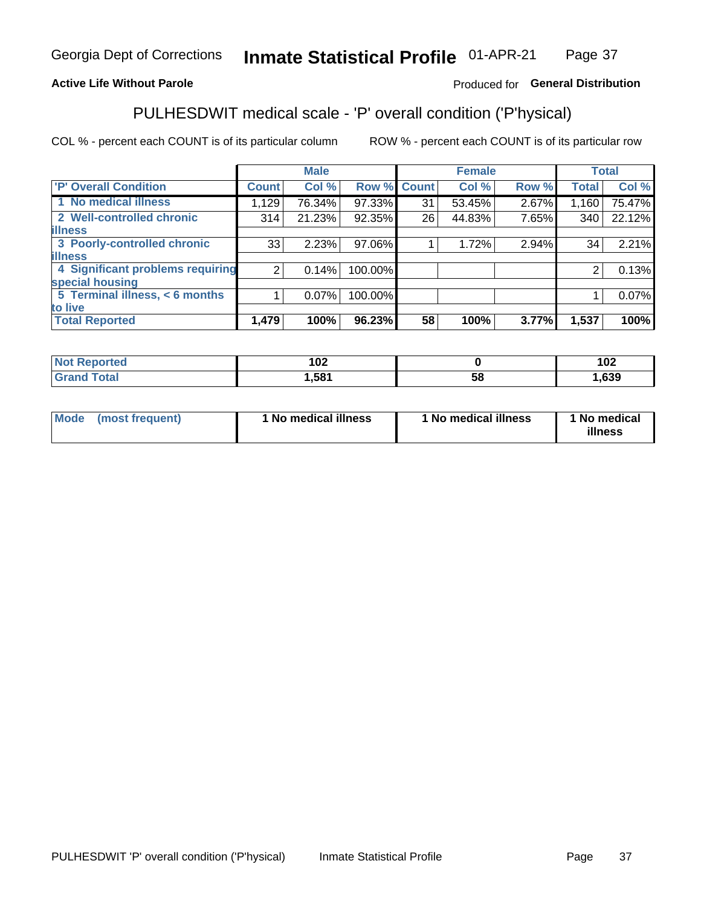Georgia Dept of Corrections **Inmate Statistical Profile** 01-APR-21

**Active Life Without Parole**

Produced for **General Distribution**

## PULHESDWIT medical scale - 'P' overall condition ('P'hysical)

COL % - percent each COUNT is of its particular column

ROW % - percent each COUNT is of its particular row

| | Male | | | Female | | | Total | |
|---|---|---|---|---|---|---|---|---|
| 'P' Overall Condition | Count | Col % | Row % | Count | Col % | Row % | Total | Col % |
| 1 No medical illness | 1,129 | 76.34% | 97.33% | 31 | 53.45% | 2.67% | 1,160 | 75.47% |
| 2 Well-controlled chronic illness | 314 | 21.23% | 92.35% | 26 | 44.83% | 7.65% | 340 | 22.12% |
| 3 Poorly-controlled chronic illness | 33 | 2.23% | 97.06% | 1 | 1.72% | 2.94% | 34 | 2.21% |
| 4 Significant problems requiring special housing | 2 | 0.14% | 100.00% | | | | 2 | 0.13% |
| 5 Terminal illness, < 6 months to live | 1 | 0.07% | 100.00% | | | | 1 | 0.07% |
| **Total Reported** | **1,479** | **100%** | **96.23%** | **58** | **100%** | **3.77%** | **1,537** | **100%** |

| | Male | Female | Total |
|---|---|---|---|
| Not Reported | 102 | 0 | 102 |
| Grand Total | 1,581 | 58 | 1,639 |

| | Male | Female | Total |
|---|---|---|---|
| Mode (most frequent) | 1 No medical illness | 1 No medical illness | 1 No medical illness |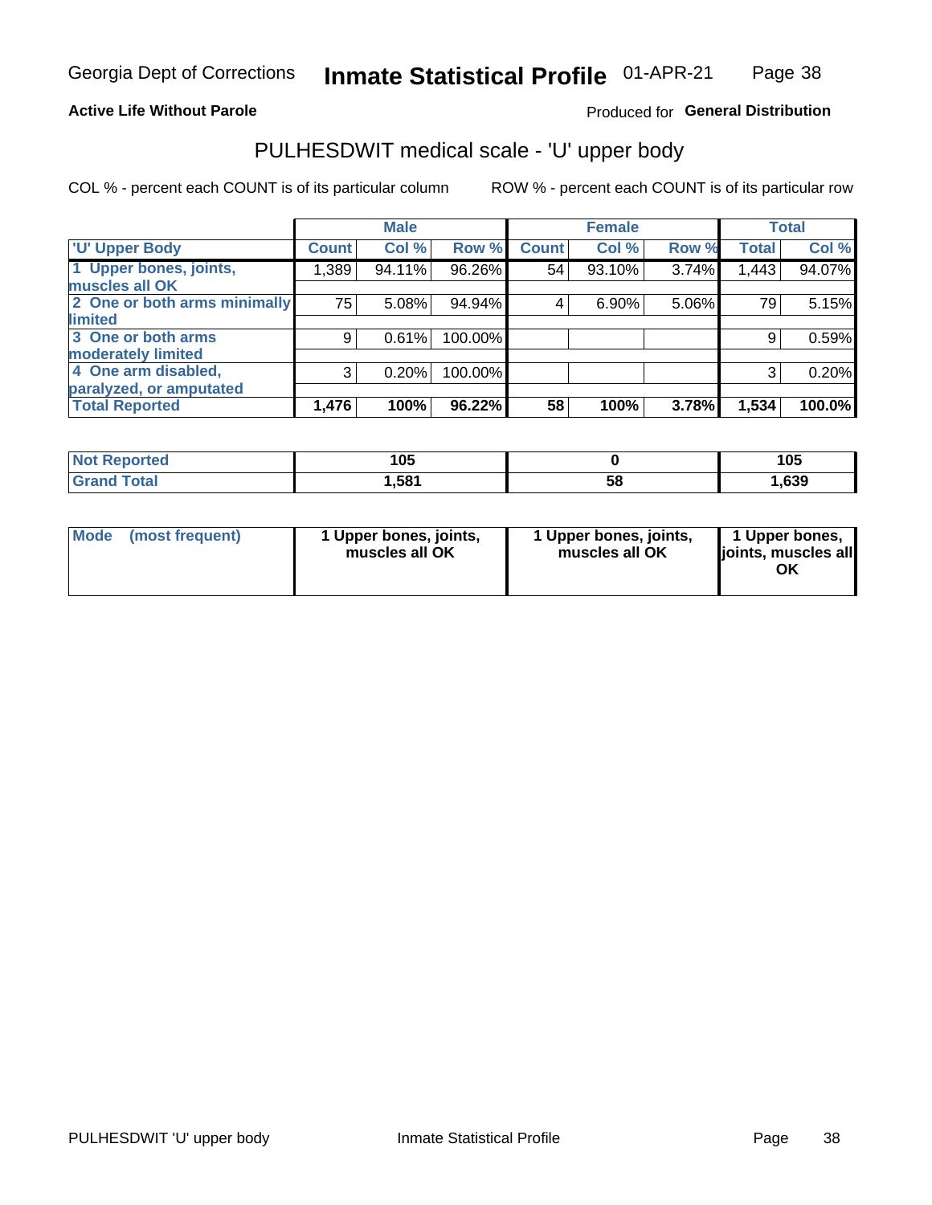Georgia Dept of Corrections **Inmate Statistical Profile** 01-APR-21

**Active Life Without Parole**

Produced for **General Distribution**

## PULHESDWIT medical scale - 'U' upper body

COL % - percent each COUNT is of its particular column ROW % - percent each COUNT is of its particular row

| | Male | | | Female | | | Total | |
|---|---|---|---|---|---|---|---|---|
| 'U' Upper Body | Count | Col % | Row % | Count | Col % | Row % | Total | Col % |
| 1 Upper bones, joints, muscles all OK | 1,389 | 94.11% | 96.26% | 54 | 93.10% | 3.74% | 1,443 | 94.07% |
| 2 One or both arms minimally limited | 75 | 5.08% | 94.94% | 4 | 6.90% | 5.06% | 79 | 5.15% |
| 3 One or both arms moderately limited | 9 | 0.61% | 100.00% | | | | 9 | 0.59% |
| 4 One arm disabled, paralyzed, or amputated | 3 | 0.20% | 100.00% | | | | 3 | 0.20% |
| **Total Reported** | **1,476** | **100%** | **96.22%** | **58** | **100%** | **3.78%** | **1,534** | **100.0%** |

| | Male | Female | Total |
|---|---|---|---|
| Not Reported | 105 | 0 | 105 |
| Grand Total | 1,581 | 58 | 1,639 |

| | Male | Female | Total |
|---|---|---|---|
| Mode (most frequent) | 1 Upper bones, joints, muscles all OK | 1 Upper bones, joints, muscles all OK | 1 Upper bones, joints, muscles all OK |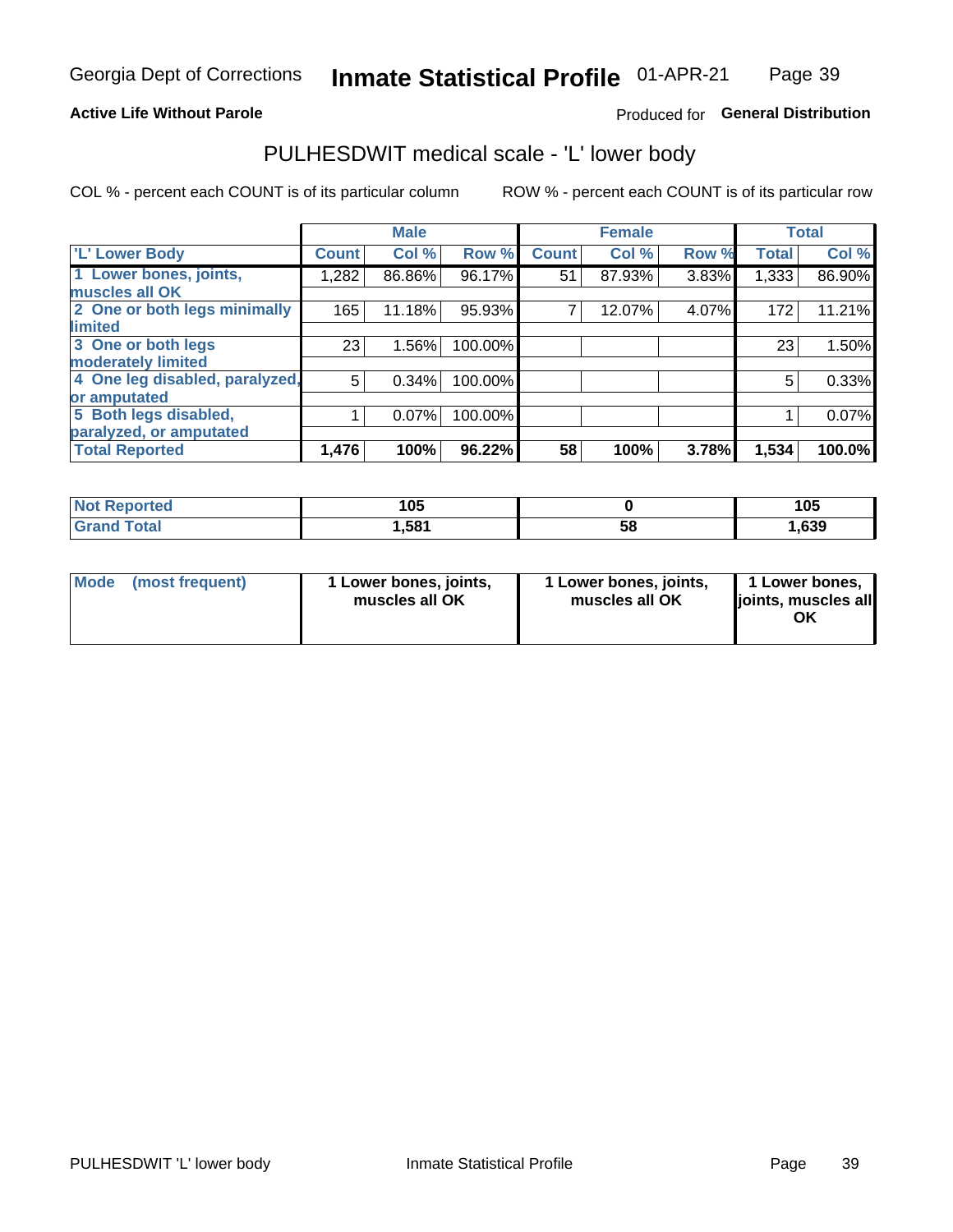Georgia Dept of Corrections **Inmate Statistical Profile** 01-APR-21

**Active Life Without Parole**

Produced for **General Distribution**

## PULHESDWIT medical scale - 'L' lower body

COL % - percent each COUNT is of its particular column

ROW % - percent each COUNT is of its particular row

| | Male | | | Female | | | Total | |
|---|---|---|---|---|---|---|---|---|
| 'L' Lower Body | Count | Col % | Row % | Count | Col % | Row % | Total | Col % |
| 1 Lower bones, joints, muscles all OK | 1,282 | 86.86% | 96.17% | 51 | 87.93% | 3.83% | 1,333 | 86.90% |
| 2 One or both legs minimally limited | 165 | 11.18% | 95.93% | 7 | 12.07% | 4.07% | 172 | 11.21% |
| 3 One or both legs moderately limited | 23 | 1.56% | 100.00% | | | | 23 | 1.50% |
| 4 One leg disabled, paralyzed, or amputated | 5 | 0.34% | 100.00% | | | | 5 | 0.33% |
| 5 Both legs disabled, paralyzed, or amputated | 1 | 0.07% | 100.00% | | | | 1 | 0.07% |
| **Total Reported** | **1,476** | **100%** | **96.22%** | **58** | **100%** | **3.78%** | **1,534** | **100.0%** |

| | Male | Female | Total |
|---|---|---|---|
| Not Reported | 105 | 0 | 105 |
| Grand Total | 1,581 | 58 | 1,639 |

| | Male | Female | Total |
|---|---|---|---|
| Mode (most frequent) | 1 Lower bones, joints, muscles all OK | 1 Lower bones, joints, muscles all OK | 1 Lower bones, joints, muscles all OK |

PULHESDWIT 'L' lower body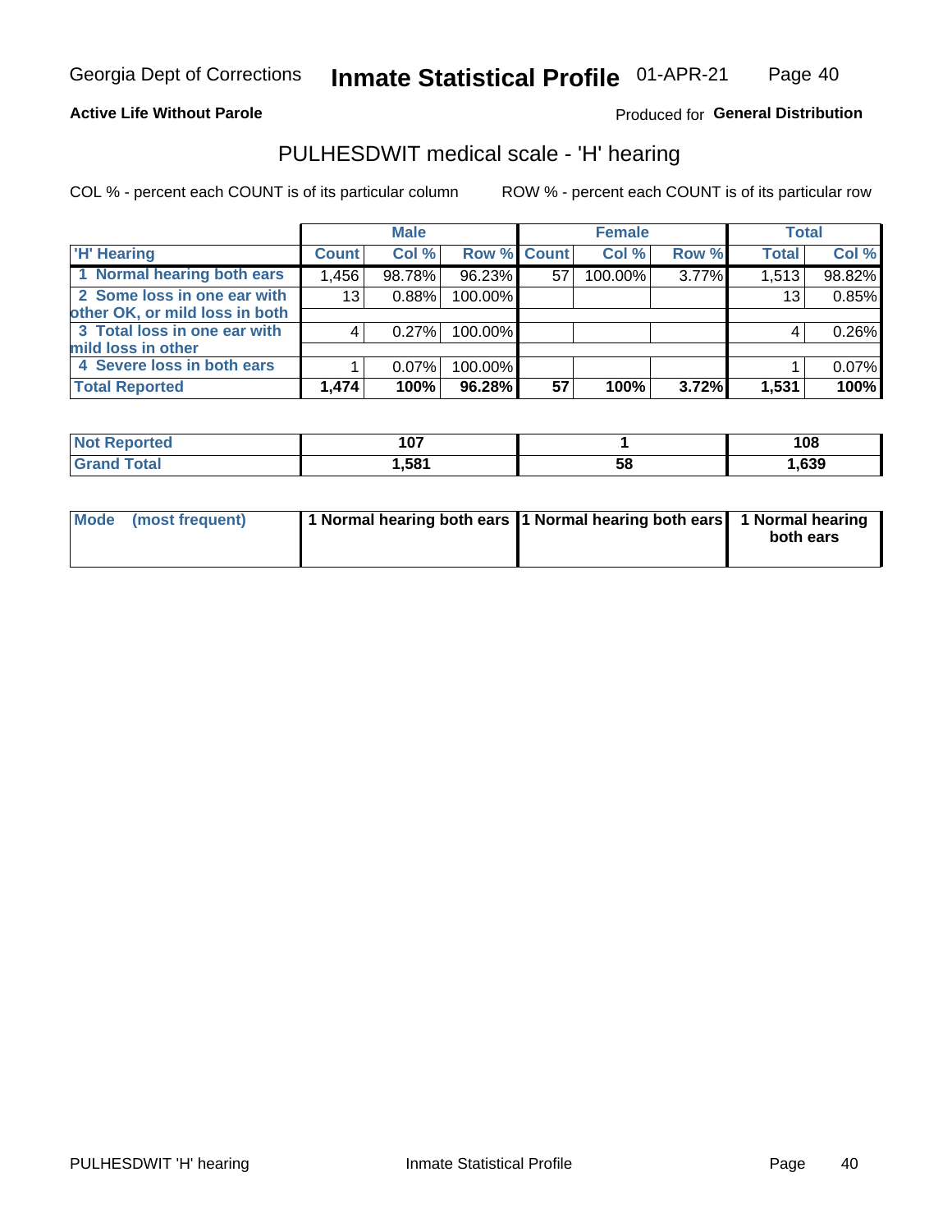Georgia Dept of Corrections **Inmate Statistical Profile** 01-APR-21

**Active Life Without Parole**

Produced for **General Distribution**

## PULHESDWIT medical scale - 'H' hearing

COL % - percent each COUNT is of its particular column

ROW % - percent each COUNT is of its particular row

| | Male | | | Female | | | Total | |
|---|---|---|---|---|---|---|---|---|
| **'H' Hearing** | **Count** | **Col %** | **Row %** | **Count** | **Col %** | **Row %** | **Total** | **Col %** |
| 1 Normal hearing both ears | 1,456 | 98.78% | 96.23% | 57 | 100.00% | 3.77% | 1,513 | 98.82% |
| 2 Some loss in one ear with other OK, or mild loss in both | 13 | 0.88% | 100.00% | | | | 13 | 0.85% |
| 3 Total loss in one ear with mild loss in other | 4 | 0.27% | 100.00% | | | | 4 | 0.26% |
| 4 Severe loss in both ears | 1 | 0.07% | 100.00% | | | | 1 | 0.07% |
| **Total Reported** | **1,474** | **100%** | **96.28%** | **57** | **100%** | **3.72%** | **1,531** | **100%** |

| | Male | Female | Total |
|---|---|---|---|
| **Not Reported** | **107** | **1** | **108** |
| **Grand Total** | **1,581** | **58** | **1,639** |

| | Male | Female | Total |
|---|---|---|---|
| **Mode (most frequent)** | **1 Normal hearing both ears** | **1 Normal hearing both ears** | **1 Normal hearing both ears** |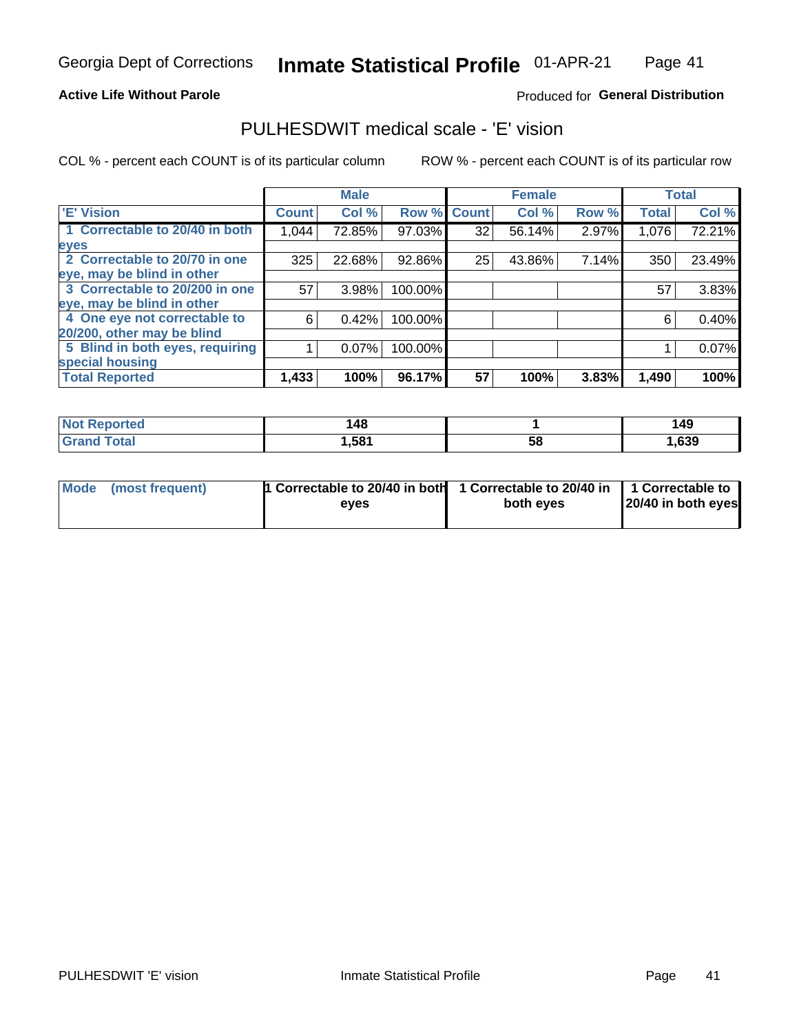Georgia Dept of Corrections **Inmate Statistical Profile** 01-APR-21

**Active Life Without Parole**

Produced for **General Distribution**

## PULHESDWIT medical scale - 'E' vision

COL % - percent each COUNT is of its particular column ROW % - percent each COUNT is of its particular row

| | Male | | | Female | | | Total | |
|---|---|---|---|---|---|---|---|---|
| 'E' Vision | Count | Col % | Row % | Count | Col % | Row % | Total | Col % |
| 1 Correctable to 20/40 in both eyes | 1,044 | 72.85% | 97.03% | 32 | 56.14% | 2.97% | 1,076 | 72.21% |
| 2 Correctable to 20/70 in one eye, may be blind in other | 325 | 22.68% | 92.86% | 25 | 43.86% | 7.14% | 350 | 23.49% |
| 3 Correctable to 20/200 in one eye, may be blind in other | 57 | 3.98% | 100.00% | | | | 57 | 3.83% |
| 4 One eye not correctable to 20/200, other may be blind | 6 | 0.42% | 100.00% | | | | 6 | 0.40% |
| 5 Blind in both eyes, requiring special housing | 1 | 0.07% | 100.00% | | | | 1 | 0.07% |
| **Total Reported** | **1,433** | **100%** | **96.17%** | **57** | **100%** | **3.83%** | **1,490** | **100%** |

| | Male | Female | Total |
|---|---|---|---|
| Not Reported | 148 | 1 | 149 |
| Grand Total | 1,581 | 58 | 1,639 |

| | Male | Female | Total |
|---|---|---|---|
| Mode (most frequent) | 1 Correctable to 20/40 in both eyes | 1 Correctable to 20/40 in both eyes | 1 Correctable to 20/40 in both eyes |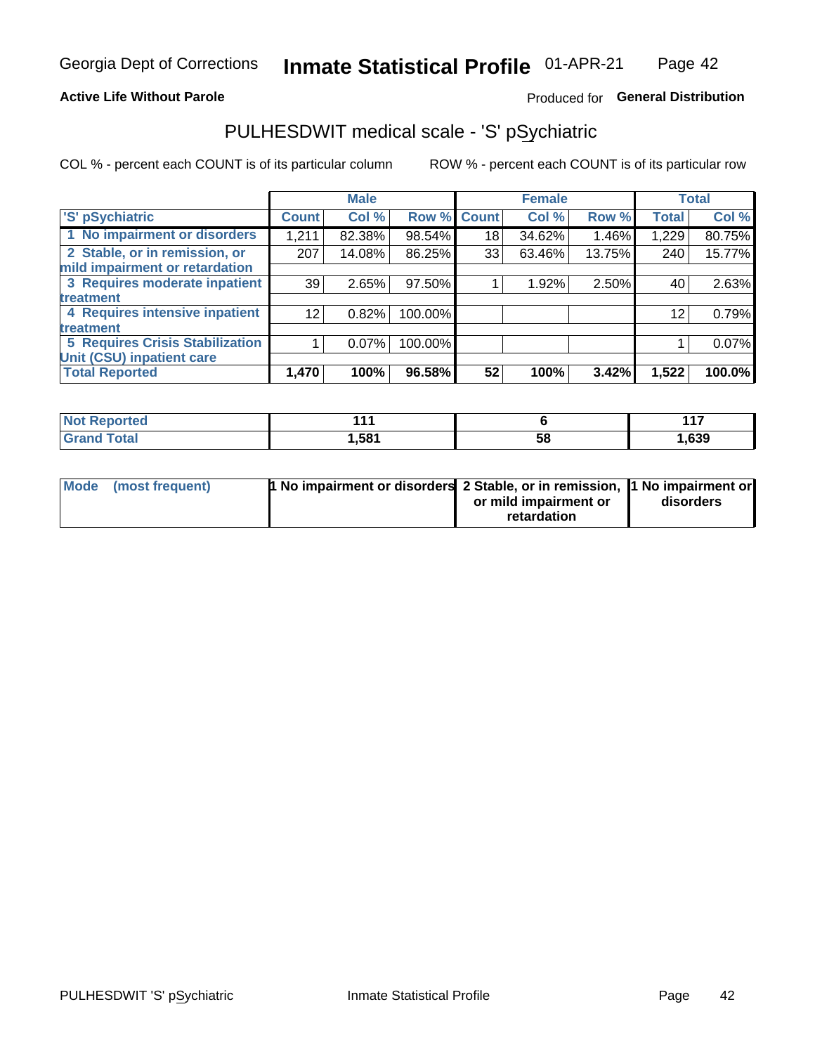Georgia Dept of Corrections **Inmate Statistical Profile** 01-APR-21

**Active Life Without Parole**

Produced for **General Distribution**

## PULHESDWIT medical scale - 'S' pSychiatric

COL % - percent each COUNT is of its particular column ROW % - percent each COUNT is of its particular row

| 'S' pSychiatric | Male | | | Female | | | Total | |
|---|---|---|---|---|---|---|---|---|
| | Count | Col % | Row % | Count | Col % | Row % | Total | Col % |
| 1 No impairment or disorders | 1,211 | 82.38% | 98.54% | 18 | 34.62% | 1.46% | 1,229 | 80.75% |
| 2 Stable, or in remission, or mild impairment or retardation | 207 | 14.08% | 86.25% | 33 | 63.46% | 13.75% | 240 | 15.77% |
| 3 Requires moderate inpatient treatment | 39 | 2.65% | 97.50% | 1 | 1.92% | 2.50% | 40 | 2.63% |
| 4 Requires intensive inpatient treatment | 12 | 0.82% | 100.00% | | | | 12 | 0.79% |
| 5 Requires Crisis Stabilization Unit (CSU) inpatient care | 1 | 0.07% | 100.00% | | | | 1 | 0.07% |
| **Total Reported** | **1,470** | **100%** | **96.58%** | **52** | **100%** | **3.42%** | **1,522** | **100.0%** |

| | Male | Female | Total |
|---|---|---|---|
| Not Reported | 111 | 6 | 117 |
| Grand Total | 1,581 | 58 | 1,639 |

| Mode (most frequent) | Male | Female | Total |
|---|---|---|---|
| | 1 No impairment or disorders | 2 Stable, or in remission, or mild impairment or retardation | 1 No impairment or disorders |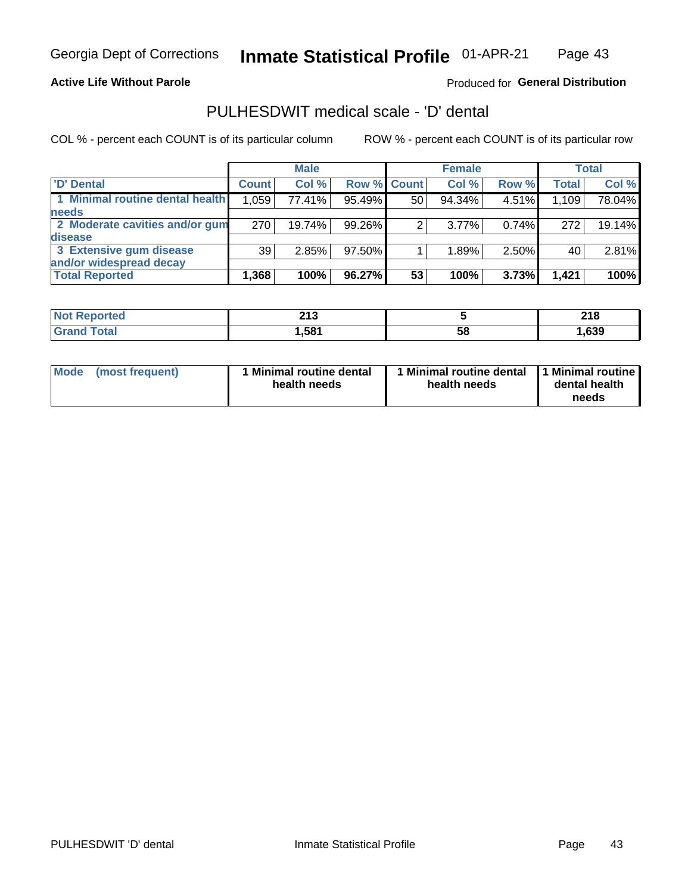Georgia Dept of Corrections **Inmate Statistical Profile** 01-APR-21

**Active Life Without Parole**

Produced for **General Distribution**

## PULHESDWIT medical scale - 'D' dental

COL % - percent each COUNT is of its particular column

ROW % - percent each COUNT is of its particular row

| | Male | | | Female | | | Total | |
|---|---|---|---|---|---|---|---|---|
| 'D' Dental | Count | Col % | Row % | Count | Col % | Row % | Total | Col % |
| 1 Minimal routine dental health needs | 1,059 | 77.41% | 95.49% | 50 | 94.34% | 4.51% | 1,109 | 78.04% |
| 2 Moderate cavities and/or gum disease | 270 | 19.74% | 99.26% | 2 | 3.77% | 0.74% | 272 | 19.14% |
| 3 Extensive gum disease and/or widespread decay | 39 | 2.85% | 97.50% | 1 | 1.89% | 2.50% | 40 | 2.81% |
| **Total Reported** | **1,368** | **100%** | **96.27%** | **53** | **100%** | **3.73%** | **1,421** | **100%** |

| | Male | Female | Total |
|---|---|---|---|
| Not Reported | 213 | 5 | 218 |
| Grand Total | 1,581 | 58 | 1,639 |

| | Male | Female | Total |
|---|---|---|---|
| Mode (most frequent) | 1 Minimal routine dental health needs | 1 Minimal routine dental health needs | 1 Minimal routine dental health needs |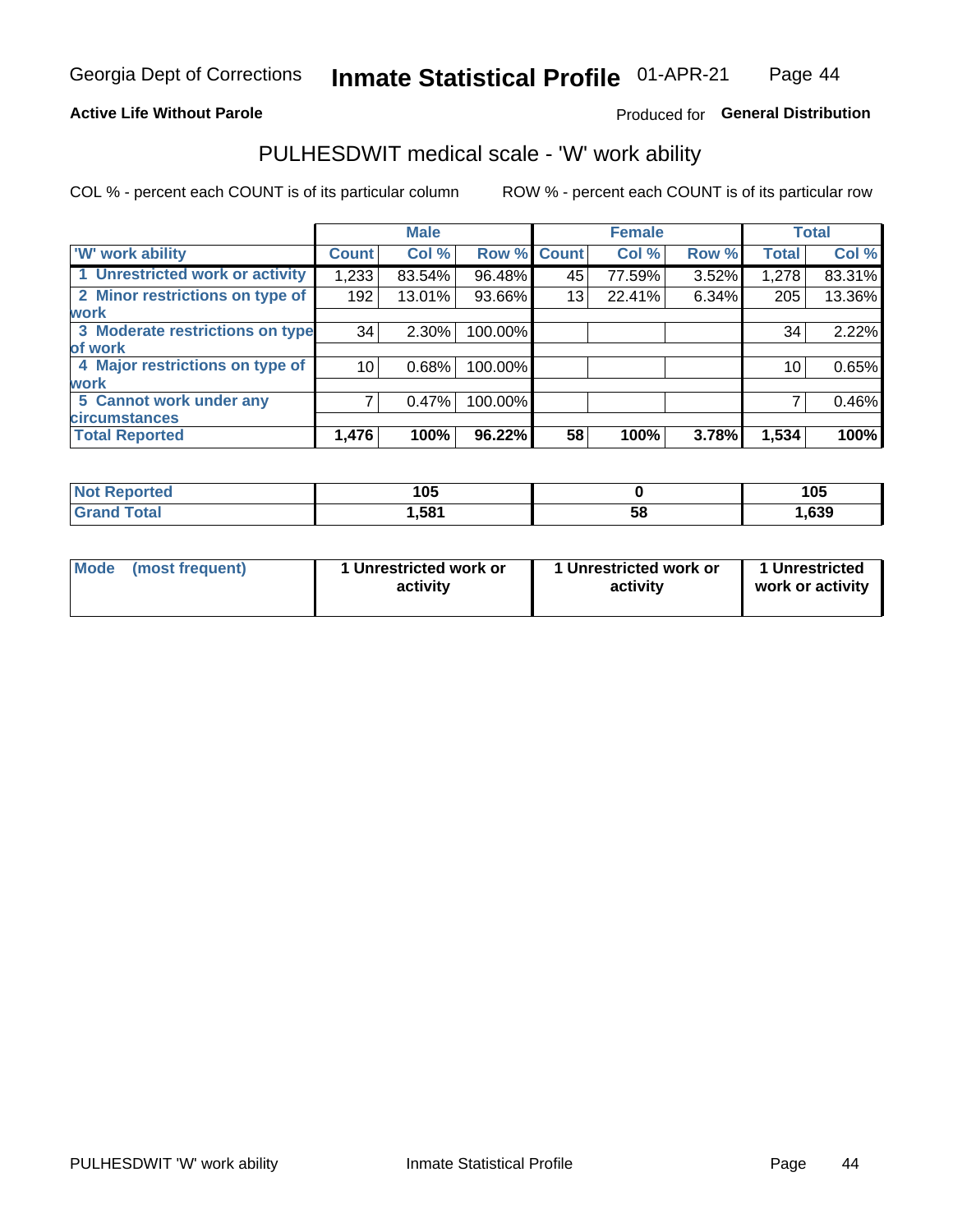Georgia Dept of Corrections **Inmate Statistical Profile** 01-APR-21

**Active Life Without Parole**

Produced for **General Distribution**

## PULHESDWIT medical scale - 'W' work ability

COL % - percent each COUNT is of its particular column

ROW % - percent each COUNT is of its particular row

| | Male | | | Female | | | Total | |
|---|---|---|---|---|---|---|---|---|
| 'W' work ability | Count | Col % | Row % | Count | Col % | Row % | Total | Col % |
| 1 Unrestricted work or activity | 1,233 | 83.54% | 96.48% | 45 | 77.59% | 3.52% | 1,278 | 83.31% |
| 2 Minor restrictions on type of work | 192 | 13.01% | 93.66% | 13 | 22.41% | 6.34% | 205 | 13.36% |
| 3 Moderate restrictions on type of work | 34 | 2.30% | 100.00% | | | | 34 | 2.22% |
| 4 Major restrictions on type of work | 10 | 0.68% | 100.00% | | | | 10 | 0.65% |
| 5 Cannot work under any circumstances | 7 | 0.47% | 100.00% | | | | 7 | 0.46% |
| **Total Reported** | **1,476** | **100%** | **96.22%** | **58** | **100%** | **3.78%** | **1,534** | **100%** |

| | Male | Female | Total |
|---|---|---|---|
| Not Reported | 105 | 0 | 105 |
| Grand Total | 1,581 | 58 | 1,639 |

| | Male | Female | Total |
|---|---|---|---|
| Mode (most frequent) | 1 Unrestricted work or activity | 1 Unrestricted work or activity | 1 Unrestricted work or activity |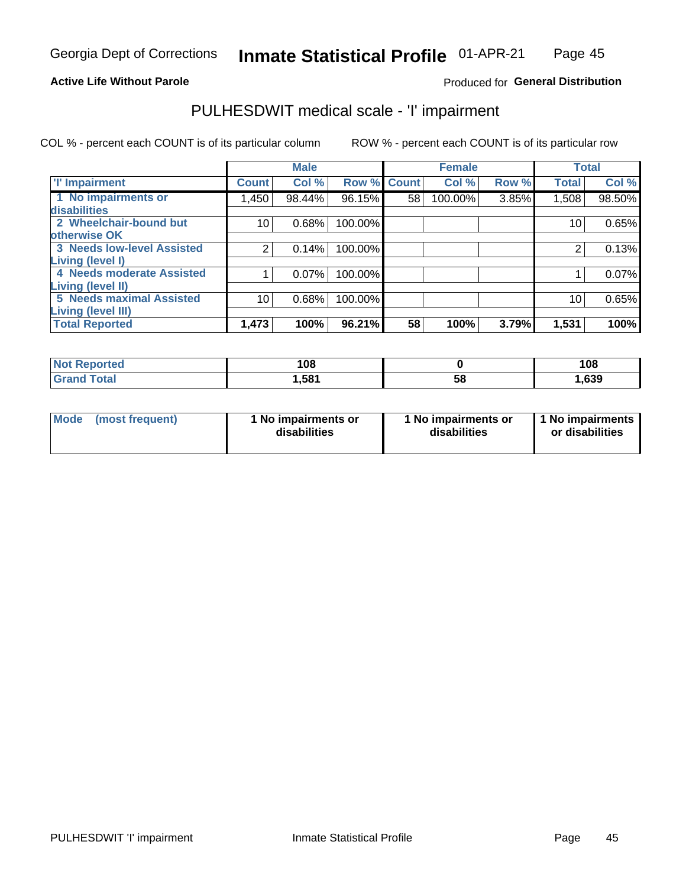Georgia Dept of Corrections **Inmate Statistical Profile** 01-APR-21

**Active Life Without Parole**

Produced for **General Distribution**

## PULHESDWIT medical scale - 'I' impairment

COL % - percent each COUNT is of its particular column ROW % - percent each COUNT is of its particular row

| | Male | | | Female | | | Total | |
|---|---|---|---|---|---|---|---|---|
| **'I' Impairment** | **Count** | **Col %** | **Row %** | **Count** | **Col %** | **Row %** | **Total** | **Col %** |
| **1 No impairments or disabilities** | 1,450 | 98.44% | 96.15% | 58 | 100.00% | 3.85% | 1,508 | 98.50% |
| **2 Wheelchair-bound but otherwise OK** | 10 | 0.68% | 100.00% | | | | 10 | 0.65% |
| **3 Needs low-level Assisted Living (level I)** | 2 | 0.14% | 100.00% | | | | 2 | 0.13% |
| **4 Needs moderate Assisted Living (level II)** | 1 | 0.07% | 100.00% | | | | 1 | 0.07% |
| **5 Needs maximal Assisted Living (level III)** | 10 | 0.68% | 100.00% | | | | 10 | 0.65% |
| **Total Reported** | **1,473** | **100%** | **96.21%** | **58** | **100%** | **3.79%** | **1,531** | **100%** |

| | Male | Female | Total |
|---|---|---|---|
| **Not Reported** | **108** | **0** | **108** |
| **Grand Total** | **1,581** | **58** | **1,639** |

| | Male | Female | Total |
|---|---|---|---|
| **Mode (most frequent)** | **1 No impairments or disabilities** | **1 No impairments or disabilities** | **1 No impairments or disabilities** |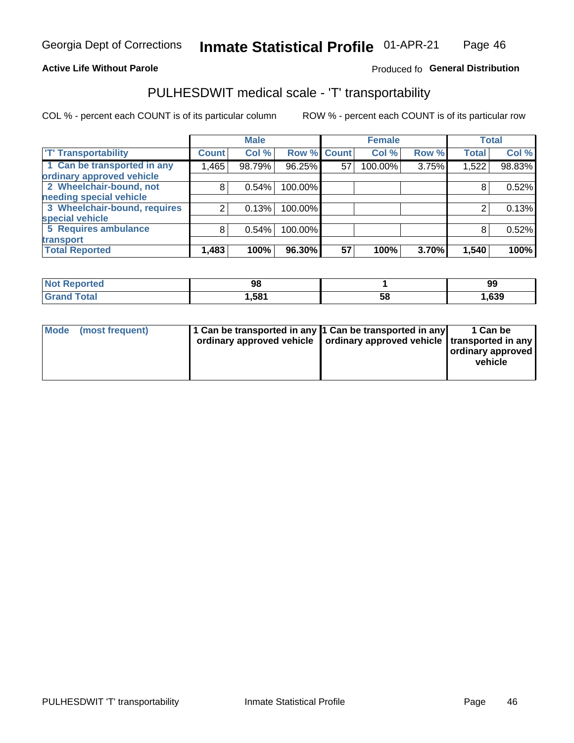Georgia Dept of Corrections **Inmate Statistical Profile** 01-APR-21

**Active Life Without Parole**

Produced fo **General Distribution**

## PULHESDWIT medical scale - 'T' transportability

COL % - percent each COUNT is of its particular column ROW % - percent each COUNT is of its particular row

| | Male | | | Female | | | Total | |
|---|---|---|---|---|---|---|---|---|
| 'T' Transportability | Count | Col % | Row % | Count | Col % | Row % | Total | Col % |
| 1 Can be transported in any ordinary approved vehicle | 1,465 | 98.79% | 96.25% | 57 | 100.00% | 3.75% | 1,522 | 98.83% |
| 2 Wheelchair-bound, not needing special vehicle | 8 | 0.54% | 100.00% | | | | 8 | 0.52% |
| 3 Wheelchair-bound, requires special vehicle | 2 | 0.13% | 100.00% | | | | 2 | 0.13% |
| 5 Requires ambulance transport | 8 | 0.54% | 100.00% | | | | 8 | 0.52% |
| **Total Reported** | **1,483** | **100%** | **96.30%** | **57** | **100%** | **3.70%** | **1,540** | **100%** |

| | Male | Female | Total |
|---|---|---|---|
| Not Reported | 98 | 1 | 99 |
| Grand Total | 1,581 | 58 | 1,639 |

| | Male | Female | Total |
|---|---|---|---|
| Mode (most frequent) | 1 Can be transported in any ordinary approved vehicle | 1 Can be transported in any ordinary approved vehicle | 1 Can be transported in any ordinary approved vehicle |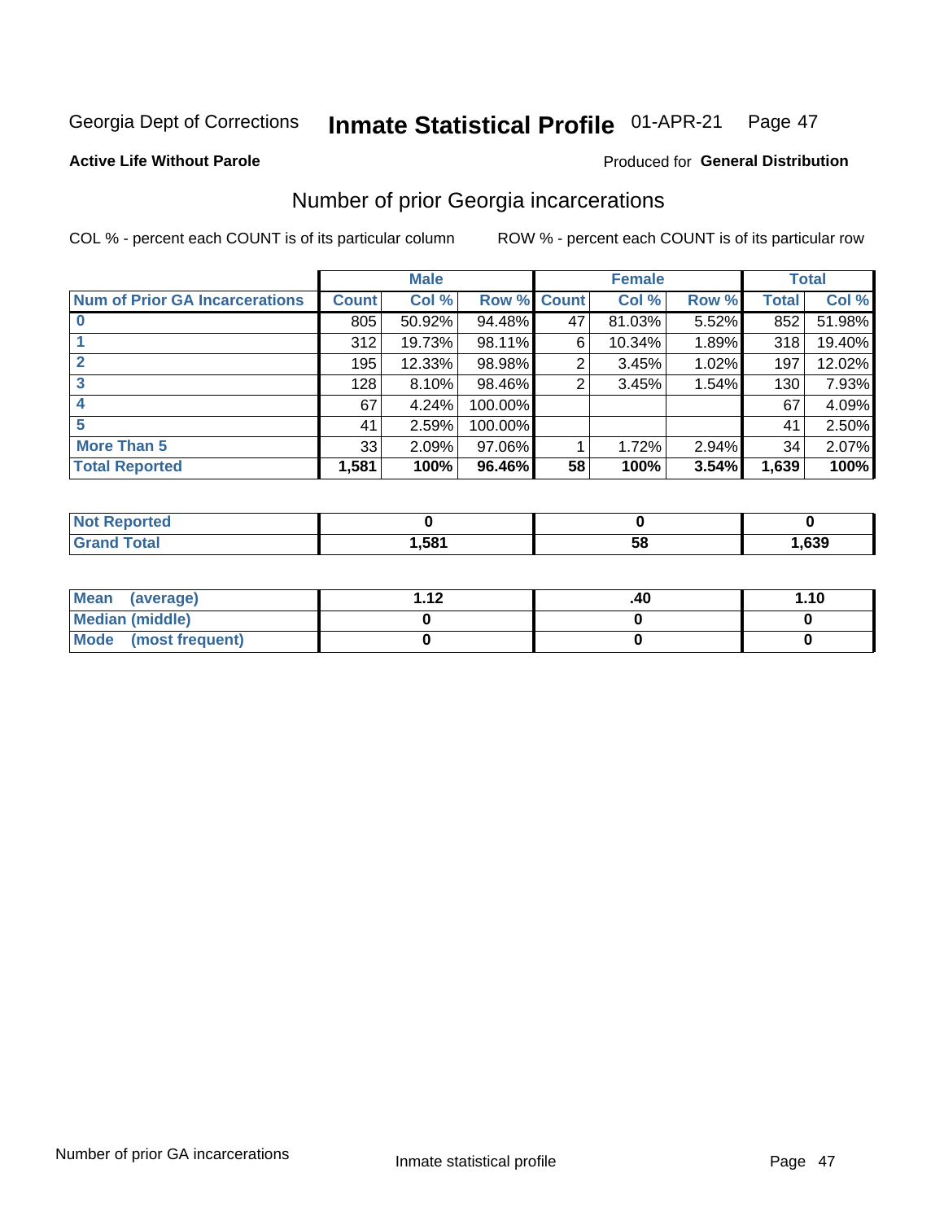Georgia Dept of Corrections **Inmate Statistical Profile** 01-APR-21

**Active Life Without Parole**

Produced for **General Distribution**

## Number of prior Georgia incarcerations

COL % - percent each COUNT is of its particular column

ROW % - percent each COUNT is of its particular row

| | Male | | | Female | | | Total | |
|---|---|---|---|---|---|---|---|---|
| **Num of Prior GA Incarcerations** | **Count** | **Col %** | **Row %** | **Count** | **Col %** | **Row %** | **Total** | **Col %** |
| **0** | 805 | 50.92% | 94.48% | 47 | 81.03% | 5.52% | 852 | 51.98% |
| **1** | 312 | 19.73% | 98.11% | 6 | 10.34% | 1.89% | 318 | 19.40% |
| **2** | 195 | 12.33% | 98.98% | 2 | 3.45% | 1.02% | 197 | 12.02% |
| **3** | 128 | 8.10% | 98.46% | 2 | 3.45% | 1.54% | 130 | 7.93% |
| **4** | 67 | 4.24% | 100.00% | | | | 67 | 4.09% |
| **5** | 41 | 2.59% | 100.00% | | | | 41 | 2.50% |
| **More Than 5** | 33 | 2.09% | 97.06% | 1 | 1.72% | 2.94% | 34 | 2.07% |
| **Total Reported** | **1,581** | **100%** | **96.46%** | **58** | **100%** | **3.54%** | **1,639** | **100%** |

| | Male | Female | Total |
|---|---|---|---|
| **Not Reported** | **0** | **0** | **0** |
| **Grand Total** | **1,581** | **58** | **1,639** |

| | Male | Female | Total |
|---|---|---|---|
| **Mean (average)** | **1.12** | **.40** | **1.10** |
| **Median (middle)** | **0** | **0** | **0** |
| **Mode (most frequent)** | **0** | **0** | **0** |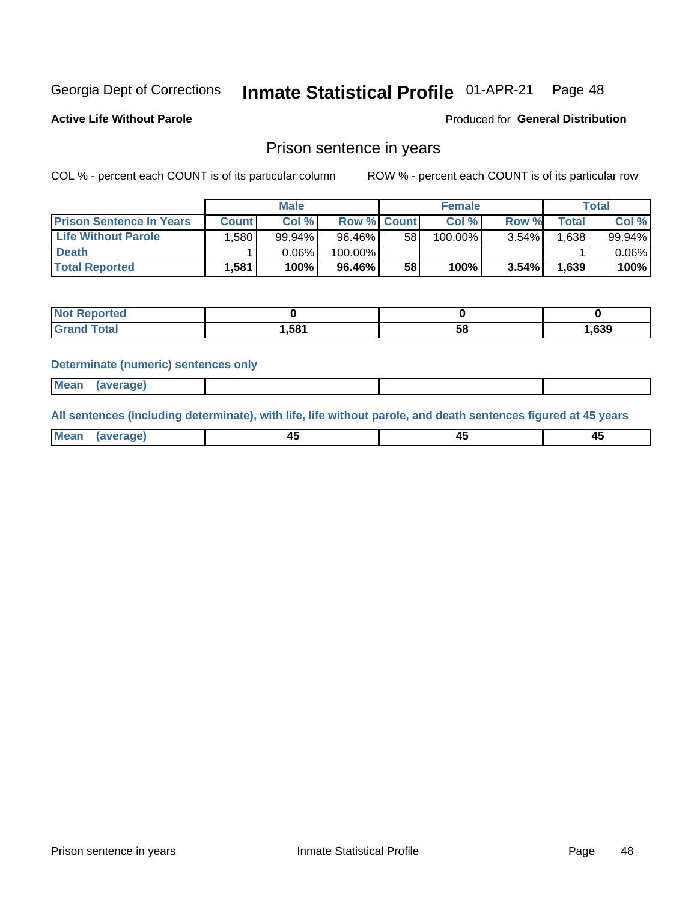Georgia Dept of Corrections **Inmate Statistical Profile** 01-APR-21 Page 48

**Active Life Without Parole**

Produced for **General Distribution**

## Prison sentence in years

COL % - percent each COUNT is of its particular column

ROW % - percent each COUNT is of its particular row

| | Male | | | Female | | | Total | |
|---|---|---|---|---|---|---|---|---|
| **Prison Sentence In Years** | **Count** | **Col %** | **Row %** | **Count** | **Col %** | **Row %** | **Total** | **Col %** |
| **Life Without Parole** | 1,580 | 99.94% | 96.46% | 58 | 100.00% | 3.54% | 1,638 | 99.94% |
| **Death** | 1 | 0.06% | 100.00% | | | | 1 | 0.06% |
| **Total Reported** | **1,581** | **100%** | **96.46%** | **58** | **100%** | **3.54%** | **1,639** | **100%** |

| | Male | Female | Total |
|---|---|---|---|
| **Not Reported** | **0** | **0** | **0** |
| **Grand Total** | **1,581** | **58** | **1,639** |

### Determinate (numeric) sentences only

| | Male | Female | Total |
|---|---|---|---|
| **Mean (average)** | | | |

### All sentences (including determinate), with life, life without parole, and death sentences figured at 45 years

| | Male | Female | Total |
|---|---|---|---|
| **Mean (average)** | **45** | **45** | **45** |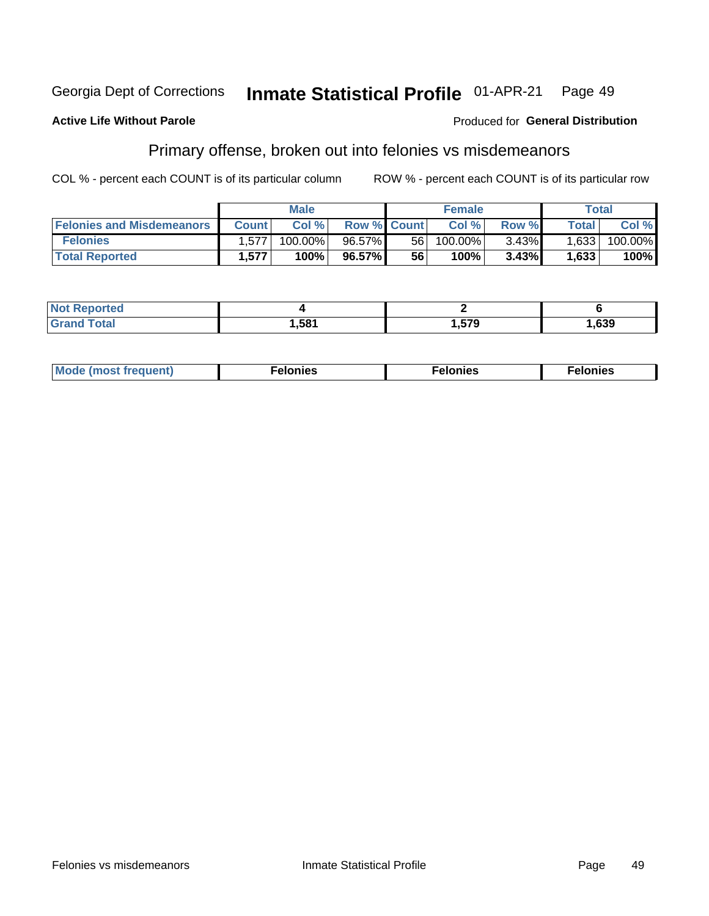Georgia Dept of Corrections **Inmate Statistical Profile** 01-APR-21

**Active Life Without Parole**

Produced for **General Distribution**

## Primary offense, broken out into felonies vs misdemeanors

COL % - percent each COUNT is of its particular column

ROW % - percent each COUNT is of its particular row

| | Male | | | Female | | | Total | |
|---|---|---|---|---|---|---|---|---|
| **Felonies and Misdemeanors** | **Count** | **Col %** | **Row %** | **Count** | **Col %** | **Row %** | **Total** | **Col %** |
| **Felonies** | 1,577 | 100.00% | 96.57% | 56 | 100.00% | 3.43% | 1,633 | 100.00% |
| **Total Reported** | **1,577** | **100%** | **96.57%** | **56** | **100%** | **3.43%** | **1,633** | **100%** |

| | Male | Female | Total |
|---|---|---|---|
| **Not Reported** | **4** | **2** | **6** |
| **Grand Total** | **1,581** | **1,579** | **1,639** |

| | Male | Female | Total |
|---|---|---|---|
| **Mode (most frequent)** | **Felonies** | **Felonies** | **Felonies** |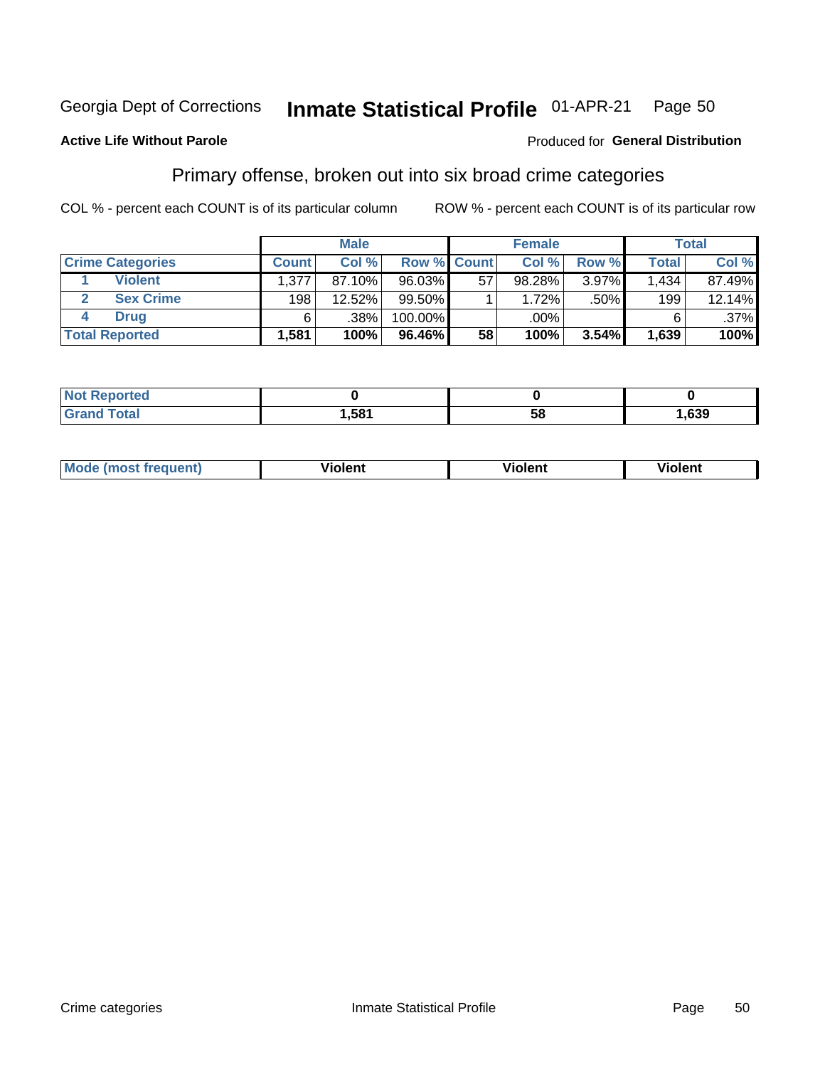Georgia Dept of Corrections **Inmate Statistical Profile** 01-APR-21 Page 50

**Active Life Without Parole**

Produced for **General Distribution**

## Primary offense, broken out into six broad crime categories

COL % - percent each COUNT is of its particular column

ROW % - percent each COUNT is of its particular row

| | | Male | | | Female | | | Total | |
|---|---|---|---|---|---|---|---|---|---|
| **Crime Categories** | | **Count** | **Col %** | **Row %** | **Count** | **Col %** | **Row %** | **Total** | **Col %** |
| 1 | **Violent** | 1,377 | 87.10% | 96.03% | 57 | 98.28% | 3.97% | 1,434 | 87.49% |
| 2 | **Sex Crime** | 198 | 12.52% | 99.50% | 1 | 1.72% | .50% | 199 | 12.14% |
| 4 | **Drug** | 6 | .38% | 100.00% | | .00% | | 6 | .37% |
| **Total Reported** | | **1,581** | **100%** | **96.46%** | **58** | **100%** | **3.54%** | **1,639** | **100%** |

| | Male | Female | Total |
|---|---|---|---|
| **Not Reported** | **0** | **0** | **0** |
| **Grand Total** | **1,581** | **58** | **1,639** |

| | Male | Female | Total |
|---|---|---|---|
| **Mode (most frequent)** | **Violent** | **Violent** | **Violent** |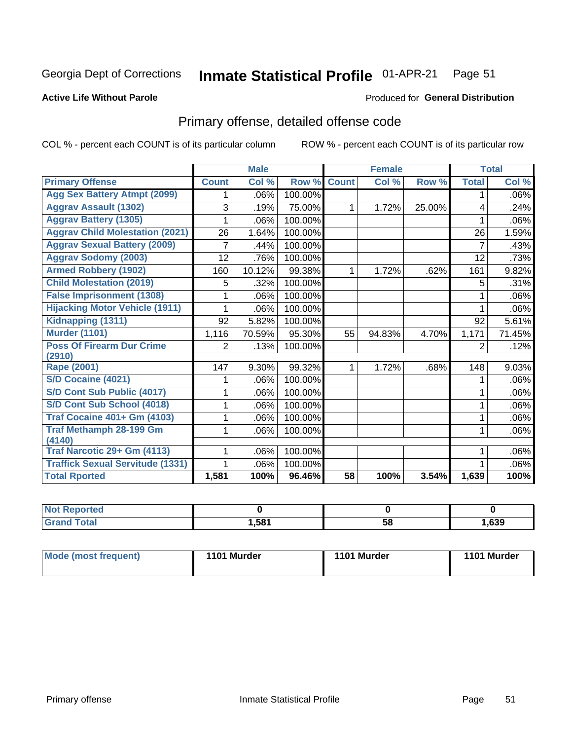Georgia Dept of Corrections **Inmate Statistical Profile** 01-APR-21

**Active Life Without Parole**

Produced for **General Distribution**

## Primary offense, detailed offense code

COL % - percent each COUNT is of its particular column

ROW % - percent each COUNT is of its particular row

| | Male | | | Female | | | Total | |
|---|---|---|---|---|---|---|---|---|
| **Primary Offense** | **Count** | **Col %** | **Row %** | **Count** | **Col %** | **Row %** | **Total** | **Col %** |
| Agg Sex Battery Atmpt (2099) | 1 | .06% | 100.00% | | | | 1 | .06% |
| Aggrav Assault (1302) | 3 | .19% | 75.00% | 1 | 1.72% | 25.00% | 4 | .24% |
| Aggrav Battery (1305) | 1 | .06% | 100.00% | | | | 1 | .06% |
| Aggrav Child Molestation (2021) | 26 | 1.64% | 100.00% | | | | 26 | 1.59% |
| Aggrav Sexual Battery (2009) | 7 | .44% | 100.00% | | | | 7 | .43% |
| Aggrav Sodomy (2003) | 12 | .76% | 100.00% | | | | 12 | .73% |
| Armed Robbery (1902) | 160 | 10.12% | 99.38% | 1 | 1.72% | .62% | 161 | 9.82% |
| Child Molestation (2019) | 5 | .32% | 100.00% | | | | 5 | .31% |
| False Imprisonment (1308) | 1 | .06% | 100.00% | | | | 1 | .06% |
| Hijacking Motor Vehicle (1911) | 1 | .06% | 100.00% | | | | 1 | .06% |
| Kidnapping (1311) | 92 | 5.82% | 100.00% | | | | 92 | 5.61% |
| Murder (1101) | 1,116 | 70.59% | 95.30% | 55 | 94.83% | 4.70% | 1,171 | 71.45% |
| Poss Of Firearm Dur Crime (2910) | 2 | .13% | 100.00% | | | | 2 | .12% |
| Rape (2001) | 147 | 9.30% | 99.32% | 1 | 1.72% | .68% | 148 | 9.03% |
| S/D Cocaine (4021) | 1 | .06% | 100.00% | | | | 1 | .06% |
| S/D Cont Sub Public (4017) | 1 | .06% | 100.00% | | | | 1 | .06% |
| S/D Cont Sub School (4018) | 1 | .06% | 100.00% | | | | 1 | .06% |
| Traf Cocaine 401+ Gm (4103) | 1 | .06% | 100.00% | | | | 1 | .06% |
| Traf Methamph 28-199 Gm (4140) | 1 | .06% | 100.00% | | | | 1 | .06% |
| Traf Narcotic 29+ Gm (4113) | 1 | .06% | 100.00% | | | | 1 | .06% |
| Traffick Sexual Servitude (1331) | 1 | .06% | 100.00% | | | | 1 | .06% |
| **Total Rported** | **1,581** | **100%** | **96.46%** | **58** | **100%** | **3.54%** | **1,639** | **100%** |

| | Male | Female | Total |
|---|---|---|---|
| Not Reported | **0** | **0** | **0** |
| Grand Total | **1,581** | **58** | **1,639** |

| | Male | Female | Total |
|---|---|---|---|
| Mode (most frequent) | **1101 Murder** | **1101 Murder** | **1101 Murder** |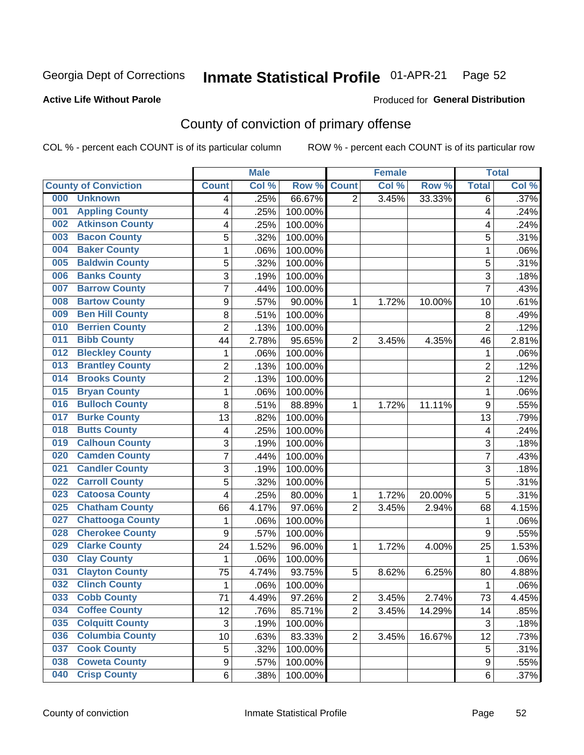Georgia Dept of Corrections **Inmate Statistical Profile** 01-APR-21

**Active Life Without Parole**

Produced for **General Distribution**

## County of conviction of primary offense

COL % - percent each COUNT is of its particular column ROW % - percent each COUNT is of its particular row

| County of Conviction | Male | | | Female | | | Total | |
|---|---|---|---|---|---|---|---|---|
| | Count | Col % | Row % | Count | Col % | Row % | Total | Col % |
| 000 Unknown | 4 | .25% | 66.67% | 2 | 3.45% | 33.33% | 6 | .37% |
| 001 Appling County | 4 | .25% | 100.00% | | | | 4 | .24% |
| 002 Atkinson County | 4 | .25% | 100.00% | | | | 4 | .24% |
| 003 Bacon County | 5 | .32% | 100.00% | | | | 5 | .31% |
| 004 Baker County | 1 | .06% | 100.00% | | | | 1 | .06% |
| 005 Baldwin County | 5 | .32% | 100.00% | | | | 5 | .31% |
| 006 Banks County | 3 | .19% | 100.00% | | | | 3 | .18% |
| 007 Barrow County | 7 | .44% | 100.00% | | | | 7 | .43% |
| 008 Bartow County | 9 | .57% | 90.00% | 1 | 1.72% | 10.00% | 10 | .61% |
| 009 Ben Hill County | 8 | .51% | 100.00% | | | | 8 | .49% |
| 010 Berrien County | 2 | .13% | 100.00% | | | | 2 | .12% |
| 011 Bibb County | 44 | 2.78% | 95.65% | 2 | 3.45% | 4.35% | 46 | 2.81% |
| 012 Bleckley County | 1 | .06% | 100.00% | | | | 1 | .06% |
| 013 Brantley County | 2 | .13% | 100.00% | | | | 2 | .12% |
| 014 Brooks County | 2 | .13% | 100.00% | | | | 2 | .12% |
| 015 Bryan County | 1 | .06% | 100.00% | | | | 1 | .06% |
| 016 Bulloch County | 8 | .51% | 88.89% | 1 | 1.72% | 11.11% | 9 | .55% |
| 017 Burke County | 13 | .82% | 100.00% | | | | 13 | .79% |
| 018 Butts County | 4 | .25% | 100.00% | | | | 4 | .24% |
| 019 Calhoun County | 3 | .19% | 100.00% | | | | 3 | .18% |
| 020 Camden County | 7 | .44% | 100.00% | | | | 7 | .43% |
| 021 Candler County | 3 | .19% | 100.00% | | | | 3 | .18% |
| 022 Carroll County | 5 | .32% | 100.00% | | | | 5 | .31% |
| 023 Catoosa County | 4 | .25% | 80.00% | 1 | 1.72% | 20.00% | 5 | .31% |
| 025 Chatham County | 66 | 4.17% | 97.06% | 2 | 3.45% | 2.94% | 68 | 4.15% |
| 027 Chattooga County | 1 | .06% | 100.00% | | | | 1 | .06% |
| 028 Cherokee County | 9 | .57% | 100.00% | | | | 9 | .55% |
| 029 Clarke County | 24 | 1.52% | 96.00% | 1 | 1.72% | 4.00% | 25 | 1.53% |
| 030 Clay County | 1 | .06% | 100.00% | | | | 1 | .06% |
| 031 Clayton County | 75 | 4.74% | 93.75% | 5 | 8.62% | 6.25% | 80 | 4.88% |
| 032 Clinch County | 1 | .06% | 100.00% | | | | 1 | .06% |
| 033 Cobb County | 71 | 4.49% | 97.26% | 2 | 3.45% | 2.74% | 73 | 4.45% |
| 034 Coffee County | 12 | .76% | 85.71% | 2 | 3.45% | 14.29% | 14 | .85% |
| 035 Colquitt County | 3 | .19% | 100.00% | | | | 3 | .18% |
| 036 Columbia County | 10 | .63% | 83.33% | 2 | 3.45% | 16.67% | 12 | .73% |
| 037 Cook County | 5 | .32% | 100.00% | | | | 5 | .31% |
| 038 Coweta County | 9 | .57% | 100.00% | | | | 9 | .55% |
| 040 Crisp County | 6 | .38% | 100.00% | | | | 6 | .37% |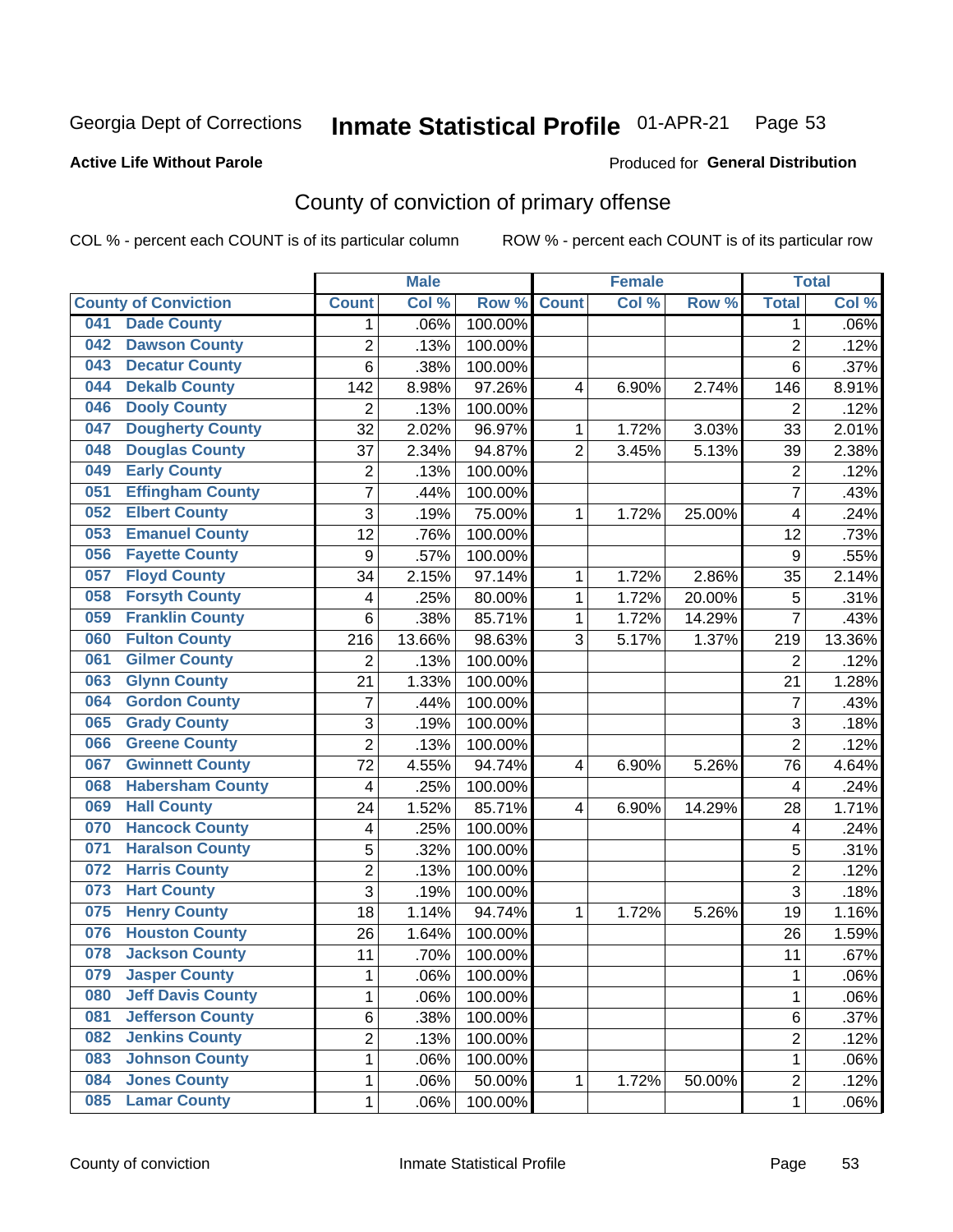Georgia Dept of Corrections **Inmate Statistical Profile** 01-APR-21

**Active Life Without Parole**

Produced for **General Distribution**

## County of conviction of primary offense

COL % - percent each COUNT is of its particular column ROW % - percent each COUNT is of its particular row

| County of Conviction | Male | | | Female | | | Total | |
|---|---|---|---|---|---|---|---|---|
| | Count | Col % | Row % | Count | Col % | Row % | Total | Col % |
| 041 Dade County | 1 | .06% | 100.00% | | | | 1 | .06% |
| 042 Dawson County | 2 | .13% | 100.00% | | | | 2 | .12% |
| 043 Decatur County | 6 | .38% | 100.00% | | | | 6 | .37% |
| 044 Dekalb County | 142 | 8.98% | 97.26% | 4 | 6.90% | 2.74% | 146 | 8.91% |
| 046 Dooly County | 2 | .13% | 100.00% | | | | 2 | .12% |
| 047 Dougherty County | 32 | 2.02% | 96.97% | 1 | 1.72% | 3.03% | 33 | 2.01% |
| 048 Douglas County | 37 | 2.34% | 94.87% | 2 | 3.45% | 5.13% | 39 | 2.38% |
| 049 Early County | 2 | .13% | 100.00% | | | | 2 | .12% |
| 051 Effingham County | 7 | .44% | 100.00% | | | | 7 | .43% |
| 052 Elbert County | 3 | .19% | 75.00% | 1 | 1.72% | 25.00% | 4 | .24% |
| 053 Emanuel County | 12 | .76% | 100.00% | | | | 12 | .73% |
| 056 Fayette County | 9 | .57% | 100.00% | | | | 9 | .55% |
| 057 Floyd County | 34 | 2.15% | 97.14% | 1 | 1.72% | 2.86% | 35 | 2.14% |
| 058 Forsyth County | 4 | .25% | 80.00% | 1 | 1.72% | 20.00% | 5 | .31% |
| 059 Franklin County | 6 | .38% | 85.71% | 1 | 1.72% | 14.29% | 7 | .43% |
| 060 Fulton County | 216 | 13.66% | 98.63% | 3 | 5.17% | 1.37% | 219 | 13.36% |
| 061 Gilmer County | 2 | .13% | 100.00% | | | | 2 | .12% |
| 063 Glynn County | 21 | 1.33% | 100.00% | | | | 21 | 1.28% |
| 064 Gordon County | 7 | .44% | 100.00% | | | | 7 | .43% |
| 065 Grady County | 3 | .19% | 100.00% | | | | 3 | .18% |
| 066 Greene County | 2 | .13% | 100.00% | | | | 2 | .12% |
| 067 Gwinnett County | 72 | 4.55% | 94.74% | 4 | 6.90% | 5.26% | 76 | 4.64% |
| 068 Habersham County | 4 | .25% | 100.00% | | | | 4 | .24% |
| 069 Hall County | 24 | 1.52% | 85.71% | 4 | 6.90% | 14.29% | 28 | 1.71% |
| 070 Hancock County | 4 | .25% | 100.00% | | | | 4 | .24% |
| 071 Haralson County | 5 | .32% | 100.00% | | | | 5 | .31% |
| 072 Harris County | 2 | .13% | 100.00% | | | | 2 | .12% |
| 073 Hart County | 3 | .19% | 100.00% | | | | 3 | .18% |
| 075 Henry County | 18 | 1.14% | 94.74% | 1 | 1.72% | 5.26% | 19 | 1.16% |
| 076 Houston County | 26 | 1.64% | 100.00% | | | | 26 | 1.59% |
| 078 Jackson County | 11 | .70% | 100.00% | | | | 11 | .67% |
| 079 Jasper County | 1 | .06% | 100.00% | | | | 1 | .06% |
| 080 Jeff Davis County | 1 | .06% | 100.00% | | | | 1 | .06% |
| 081 Jefferson County | 6 | .38% | 100.00% | | | | 6 | .37% |
| 082 Jenkins County | 2 | .13% | 100.00% | | | | 2 | .12% |
| 083 Johnson County | 1 | .06% | 100.00% | | | | 1 | .06% |
| 084 Jones County | 1 | .06% | 50.00% | 1 | 1.72% | 50.00% | 2 | .12% |
| 085 Lamar County | 1 | .06% | 100.00% | | | | 1 | .06% |

County of conviction Inmate Statistical Profile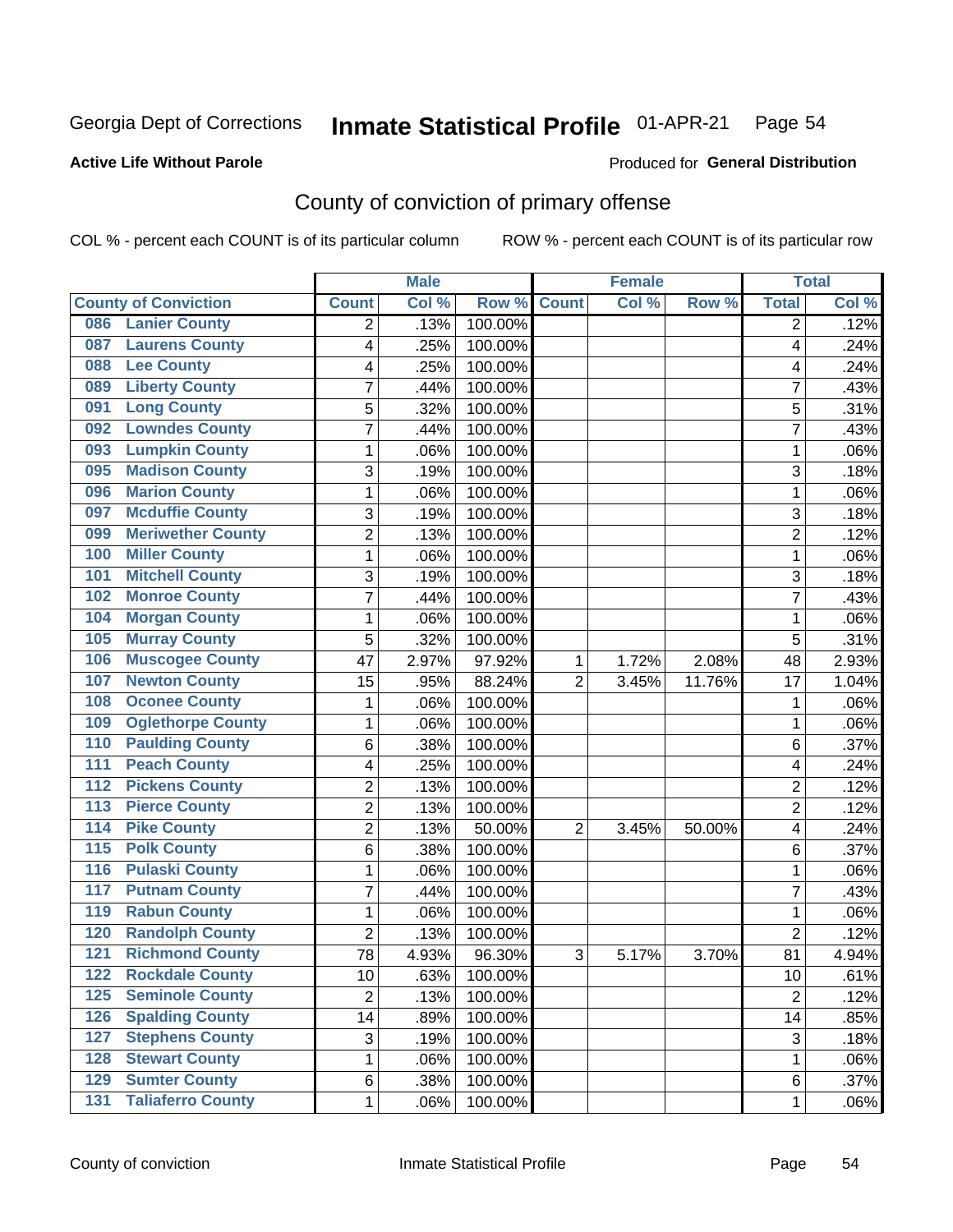Georgia Dept of Corrections **Inmate Statistical Profile** 01-APR-21 Page 54

**Active Life Without Parole**

Produced for **General Distribution**

## County of conviction of primary offense

COL % - percent each COUNT is of its particular column ROW % - percent each COUNT is of its particular row

| County of Conviction | Male | | | Female | | | Total | |
|---|---|---|---|---|---|---|---|---|
| | Count | Col % | Row % | Count | Col % | Row % | Total | Col % |
| 086 Lanier County | 2 | .13% | 100.00% | | | | 2 | .12% |
| 087 Laurens County | 4 | .25% | 100.00% | | | | 4 | .24% |
| 088 Lee County | 4 | .25% | 100.00% | | | | 4 | .24% |
| 089 Liberty County | 7 | .44% | 100.00% | | | | 7 | .43% |
| 091 Long County | 5 | .32% | 100.00% | | | | 5 | .31% |
| 092 Lowndes County | 7 | .44% | 100.00% | | | | 7 | .43% |
| 093 Lumpkin County | 1 | .06% | 100.00% | | | | 1 | .06% |
| 095 Madison County | 3 | .19% | 100.00% | | | | 3 | .18% |
| 096 Marion County | 1 | .06% | 100.00% | | | | 1 | .06% |
| 097 Mcduffie County | 3 | .19% | 100.00% | | | | 3 | .18% |
| 099 Meriwether County | 2 | .13% | 100.00% | | | | 2 | .12% |
| 100 Miller County | 1 | .06% | 100.00% | | | | 1 | .06% |
| 101 Mitchell County | 3 | .19% | 100.00% | | | | 3 | .18% |
| 102 Monroe County | 7 | .44% | 100.00% | | | | 7 | .43% |
| 104 Morgan County | 1 | .06% | 100.00% | | | | 1 | .06% |
| 105 Murray County | 5 | .32% | 100.00% | | | | 5 | .31% |
| 106 Muscogee County | 47 | 2.97% | 97.92% | 1 | 1.72% | 2.08% | 48 | 2.93% |
| 107 Newton County | 15 | .95% | 88.24% | 2 | 3.45% | 11.76% | 17 | 1.04% |
| 108 Oconee County | 1 | .06% | 100.00% | | | | 1 | .06% |
| 109 Oglethorpe County | 1 | .06% | 100.00% | | | | 1 | .06% |
| 110 Paulding County | 6 | .38% | 100.00% | | | | 6 | .37% |
| 111 Peach County | 4 | .25% | 100.00% | | | | 4 | .24% |
| 112 Pickens County | 2 | .13% | 100.00% | | | | 2 | .12% |
| 113 Pierce County | 2 | .13% | 100.00% | | | | 2 | .12% |
| 114 Pike County | 2 | .13% | 50.00% | 2 | 3.45% | 50.00% | 4 | .24% |
| 115 Polk County | 6 | .38% | 100.00% | | | | 6 | .37% |
| 116 Pulaski County | 1 | .06% | 100.00% | | | | 1 | .06% |
| 117 Putnam County | 7 | .44% | 100.00% | | | | 7 | .43% |
| 119 Rabun County | 1 | .06% | 100.00% | | | | 1 | .06% |
| 120 Randolph County | 2 | .13% | 100.00% | | | | 2 | .12% |
| 121 Richmond County | 78 | 4.93% | 96.30% | 3 | 5.17% | 3.70% | 81 | 4.94% |
| 122 Rockdale County | 10 | .63% | 100.00% | | | | 10 | .61% |
| 125 Seminole County | 2 | .13% | 100.00% | | | | 2 | .12% |
| 126 Spalding County | 14 | .89% | 100.00% | | | | 14 | .85% |
| 127 Stephens County | 3 | .19% | 100.00% | | | | 3 | .18% |
| 128 Stewart County | 1 | .06% | 100.00% | | | | 1 | .06% |
| 129 Sumter County | 6 | .38% | 100.00% | | | | 6 | .37% |
| 131 Taliaferro County | 1 | .06% | 100.00% | | | | 1 | .06% |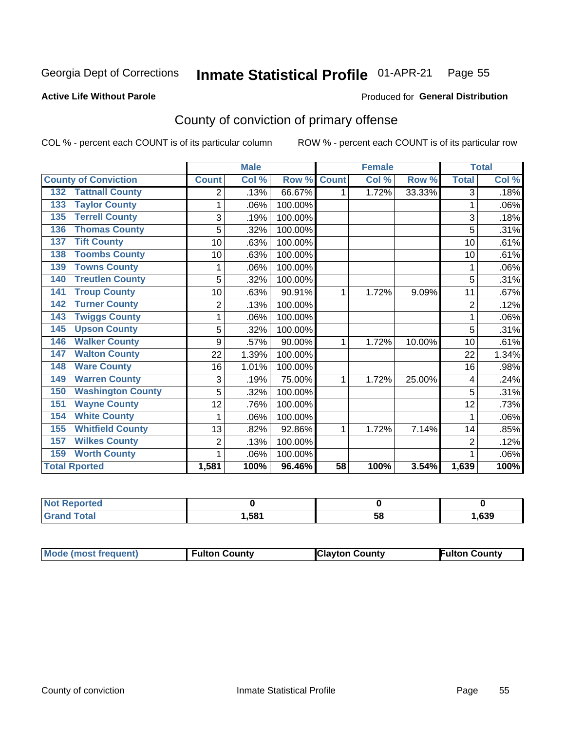Georgia Dept of Corrections **Inmate Statistical Profile** 01-APR-21 Page 55

**Active Life Without Parole** Produced for **General Distribution**

## County of conviction of primary offense

COL % - percent each COUNT is of its particular column ROW % - percent each COUNT is of its particular row

| County of Conviction | Male | | | Female | | | Total | |
|---|---|---|---|---|---|---|---|---|
| | Count | Col % | Row % | Count | Col % | Row % | Total | Col % |
| 132 Tattnall County | 2 | .13% | 66.67% | 1 | 1.72% | 33.33% | 3 | .18% |
| 133 Taylor County | 1 | .06% | 100.00% | | | | 1 | .06% |
| 135 Terrell County | 3 | .19% | 100.00% | | | | 3 | .18% |
| 136 Thomas County | 5 | .32% | 100.00% | | | | 5 | .31% |
| 137 Tift County | 10 | .63% | 100.00% | | | | 10 | .61% |
| 138 Toombs County | 10 | .63% | 100.00% | | | | 10 | .61% |
| 139 Towns County | 1 | .06% | 100.00% | | | | 1 | .06% |
| 140 Treutlen County | 5 | .32% | 100.00% | | | | 5 | .31% |
| 141 Troup County | 10 | .63% | 90.91% | 1 | 1.72% | 9.09% | 11 | .67% |
| 142 Turner County | 2 | .13% | 100.00% | | | | 2 | .12% |
| 143 Twiggs County | 1 | .06% | 100.00% | | | | 1 | .06% |
| 145 Upson County | 5 | .32% | 100.00% | | | | 5 | .31% |
| 146 Walker County | 9 | .57% | 90.00% | 1 | 1.72% | 10.00% | 10 | .61% |
| 147 Walton County | 22 | 1.39% | 100.00% | | | | 22 | 1.34% |
| 148 Ware County | 16 | 1.01% | 100.00% | | | | 16 | .98% |
| 149 Warren County | 3 | .19% | 75.00% | 1 | 1.72% | 25.00% | 4 | .24% |
| 150 Washington County | 5 | .32% | 100.00% | | | | 5 | .31% |
| 151 Wayne County | 12 | .76% | 100.00% | | | | 12 | .73% |
| 154 White County | 1 | .06% | 100.00% | | | | 1 | .06% |
| 155 Whitfield County | 13 | .82% | 92.86% | 1 | 1.72% | 7.14% | 14 | .85% |
| 157 Wilkes County | 2 | .13% | 100.00% | | | | 2 | .12% |
| 159 Worth County | 1 | .06% | 100.00% | | | | 1 | .06% |
| **Total Rported** | **1,581** | **100%** | **96.46%** | **58** | **100%** | **3.54%** | **1,639** | **100%** |

| | Male | Female | Total |
|---|---|---|---|
| Not Reported | **0** | **0** | **0** |
| Grand Total | **1,581** | **58** | **1,639** |

| | Male | Female | Total |
|---|---|---|---|
| Mode (most frequent) | **Fulton County** | **Clayton County** | **Fulton County** |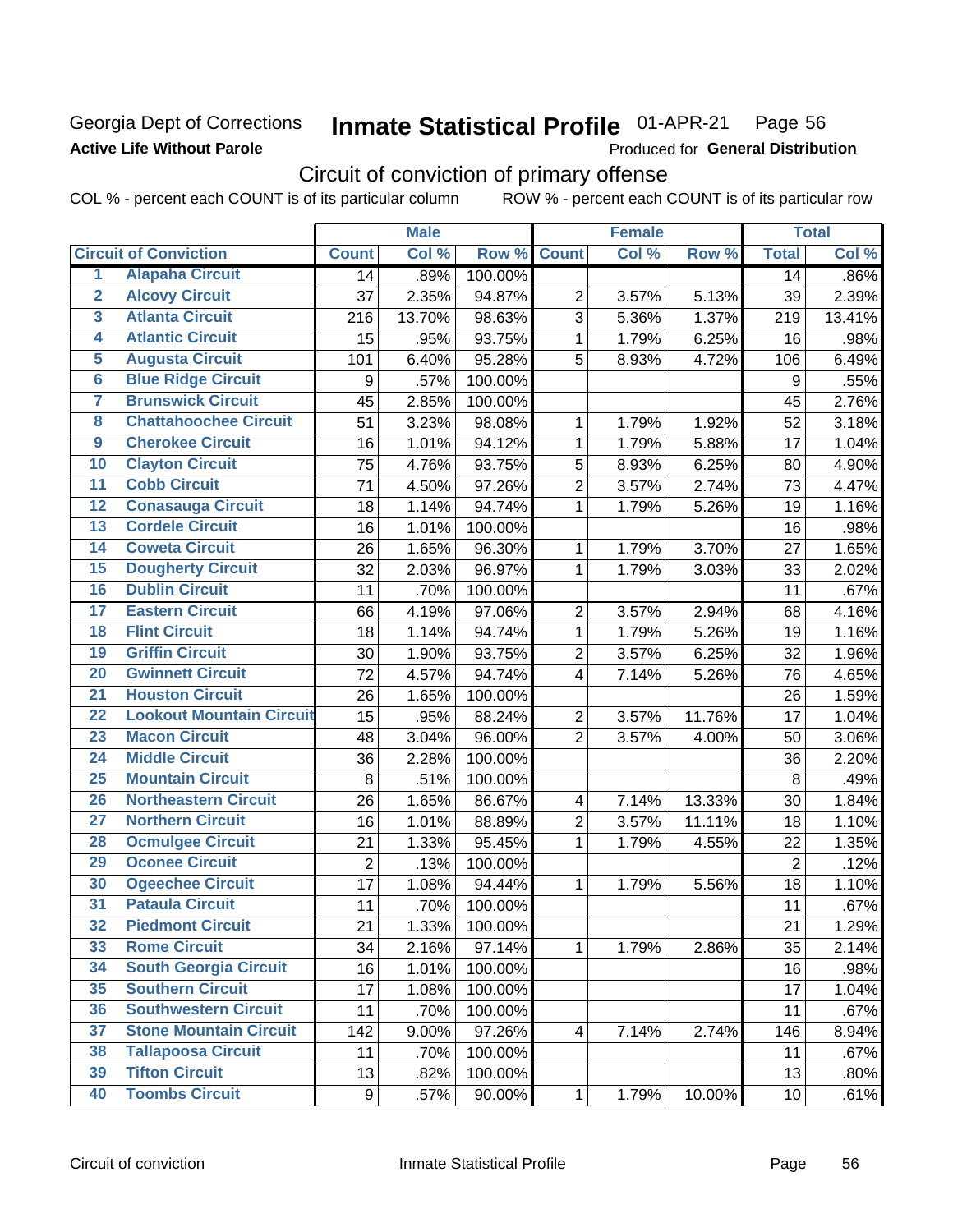Georgia Dept of Corrections **Inmate Statistical Profile** 01-APR-21 Page 56

**Active Life Without Parole**

Produced for **General Distribution**

## Circuit of conviction of primary offense

COL % - percent each COUNT is of its particular column ROW % - percent each COUNT is of its particular row

| | | Male | | | Female | | | Total | |
|---|---|---|---|---|---|---|---|---|---|
| Circuit of Conviction | | Count | Col % | Row % | Count | Col % | Row % | Total | Col % |
| 1 | Alapaha Circuit | 14 | .89% | 100.00% | | | | 14 | .86% |
| 2 | Alcovy Circuit | 37 | 2.35% | 94.87% | 2 | 3.57% | 5.13% | 39 | 2.39% |
| 3 | Atlanta Circuit | 216 | 13.70% | 98.63% | 3 | 5.36% | 1.37% | 219 | 13.41% |
| 4 | Atlantic Circuit | 15 | .95% | 93.75% | 1 | 1.79% | 6.25% | 16 | .98% |
| 5 | Augusta Circuit | 101 | 6.40% | 95.28% | 5 | 8.93% | 4.72% | 106 | 6.49% |
| 6 | Blue Ridge Circuit | 9 | .57% | 100.00% | | | | 9 | .55% |
| 7 | Brunswick Circuit | 45 | 2.85% | 100.00% | | | | 45 | 2.76% |
| 8 | Chattahoochee Circuit | 51 | 3.23% | 98.08% | 1 | 1.79% | 1.92% | 52 | 3.18% |
| 9 | Cherokee Circuit | 16 | 1.01% | 94.12% | 1 | 1.79% | 5.88% | 17 | 1.04% |
| 10 | Clayton Circuit | 75 | 4.76% | 93.75% | 5 | 8.93% | 6.25% | 80 | 4.90% |
| 11 | Cobb Circuit | 71 | 4.50% | 97.26% | 2 | 3.57% | 2.74% | 73 | 4.47% |
| 12 | Conasauga Circuit | 18 | 1.14% | 94.74% | 1 | 1.79% | 5.26% | 19 | 1.16% |
| 13 | Cordele Circuit | 16 | 1.01% | 100.00% | | | | 16 | .98% |
| 14 | Coweta Circuit | 26 | 1.65% | 96.30% | 1 | 1.79% | 3.70% | 27 | 1.65% |
| 15 | Dougherty Circuit | 32 | 2.03% | 96.97% | 1 | 1.79% | 3.03% | 33 | 2.02% |
| 16 | Dublin Circuit | 11 | .70% | 100.00% | | | | 11 | .67% |
| 17 | Eastern Circuit | 66 | 4.19% | 97.06% | 2 | 3.57% | 2.94% | 68 | 4.16% |
| 18 | Flint Circuit | 18 | 1.14% | 94.74% | 1 | 1.79% | 5.26% | 19 | 1.16% |
| 19 | Griffin Circuit | 30 | 1.90% | 93.75% | 2 | 3.57% | 6.25% | 32 | 1.96% |
| 20 | Gwinnett Circuit | 72 | 4.57% | 94.74% | 4 | 7.14% | 5.26% | 76 | 4.65% |
| 21 | Houston Circuit | 26 | 1.65% | 100.00% | | | | 26 | 1.59% |
| 22 | Lookout Mountain Circuit | 15 | .95% | 88.24% | 2 | 3.57% | 11.76% | 17 | 1.04% |
| 23 | Macon Circuit | 48 | 3.04% | 96.00% | 2 | 3.57% | 4.00% | 50 | 3.06% |
| 24 | Middle Circuit | 36 | 2.28% | 100.00% | | | | 36 | 2.20% |
| 25 | Mountain Circuit | 8 | .51% | 100.00% | | | | 8 | .49% |
| 26 | Northeastern Circuit | 26 | 1.65% | 86.67% | 4 | 7.14% | 13.33% | 30 | 1.84% |
| 27 | Northern Circuit | 16 | 1.01% | 88.89% | 2 | 3.57% | 11.11% | 18 | 1.10% |
| 28 | Ocmulgee Circuit | 21 | 1.33% | 95.45% | 1 | 1.79% | 4.55% | 22 | 1.35% |
| 29 | Oconee Circuit | 2 | .13% | 100.00% | | | | 2 | .12% |
| 30 | Ogeechee Circuit | 17 | 1.08% | 94.44% | 1 | 1.79% | 5.56% | 18 | 1.10% |
| 31 | Pataula Circuit | 11 | .70% | 100.00% | | | | 11 | .67% |
| 32 | Piedmont Circuit | 21 | 1.33% | 100.00% | | | | 21 | 1.29% |
| 33 | Rome Circuit | 34 | 2.16% | 97.14% | 1 | 1.79% | 2.86% | 35 | 2.14% |
| 34 | South Georgia Circuit | 16 | 1.01% | 100.00% | | | | 16 | .98% |
| 35 | Southern Circuit | 17 | 1.08% | 100.00% | | | | 17 | 1.04% |
| 36 | Southwestern Circuit | 11 | .70% | 100.00% | | | | 11 | .67% |
| 37 | Stone Mountain Circuit | 142 | 9.00% | 97.26% | 4 | 7.14% | 2.74% | 146 | 8.94% |
| 38 | Tallapoosa Circuit | 11 | .70% | 100.00% | | | | 11 | .67% |
| 39 | Tifton Circuit | 13 | .82% | 100.00% | | | | 13 | .80% |
| 40 | Toombs Circuit | 9 | .57% | 90.00% | 1 | 1.79% | 10.00% | 10 | .61% |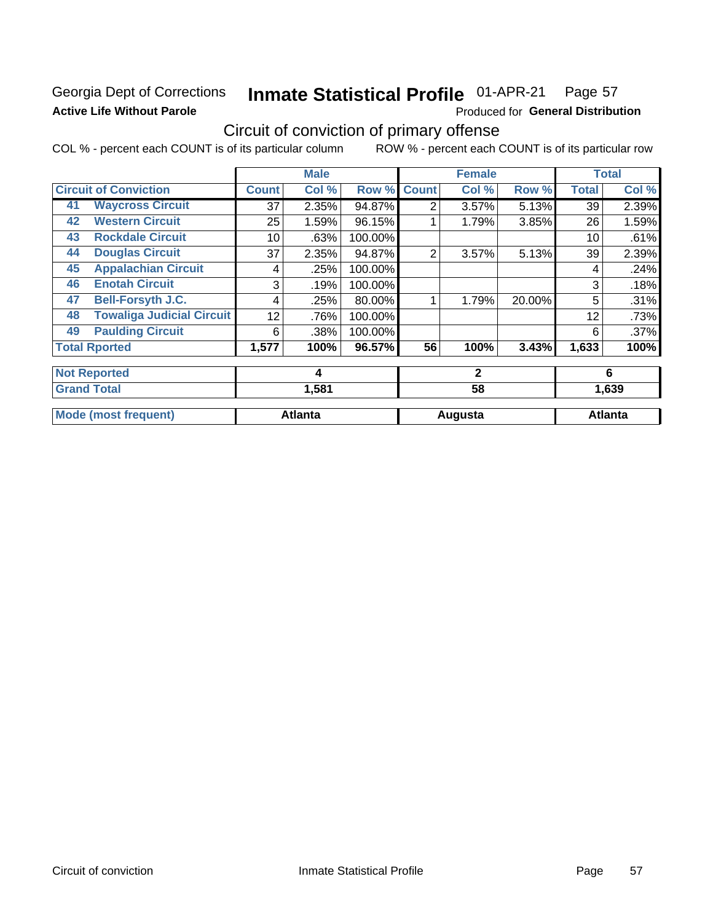Georgia Dept of Corrections
**Active Life Without Parole**

# Inmate Statistical Profile 01-APR-21 Page 57

Produced for **General Distribution**

## Circuit of conviction of primary offense

COL % - percent each COUNT is of its particular column ROW % - percent each COUNT is of its particular row

| Circuit of Conviction | | Male | | | Female | | | Total | |
|---|---|---|---|---|---|---|---|---|---|
| | | Count | Col % | Row % | Count | Col % | Row % | Total | Col % |
| 41 | Waycross Circuit | 37 | 2.35% | 94.87% | 2 | 3.57% | 5.13% | 39 | 2.39% |
| 42 | Western Circuit | 25 | 1.59% | 96.15% | 1 | 1.79% | 3.85% | 26 | 1.59% |
| 43 | Rockdale Circuit | 10 | .63% | 100.00% | | | | 10 | .61% |
| 44 | Douglas Circuit | 37 | 2.35% | 94.87% | 2 | 3.57% | 5.13% | 39 | 2.39% |
| 45 | Appalachian Circuit | 4 | .25% | 100.00% | | | | 4 | .24% |
| 46 | Enotah Circuit | 3 | .19% | 100.00% | | | | 3 | .18% |
| 47 | Bell-Forsyth J.C. | 4 | .25% | 80.00% | 1 | 1.79% | 20.00% | 5 | .31% |
| 48 | Towaliga Judicial Circuit | 12 | .76% | 100.00% | | | | 12 | .73% |
| 49 | Paulding Circuit | 6 | .38% | 100.00% | | | | 6 | .37% |
| Total Rported | | 1,577 | 100% | 96.57% | 56 | 100% | 3.43% | 1,633 | 100% |
| Not Reported | | 4 | | | 2 | | | 6 | |
| Grand Total | | 1,581 | | | 58 | | | 1,639 | |
| Mode (most frequent) | | Atlanta | | | Augusta | | | Atlanta | |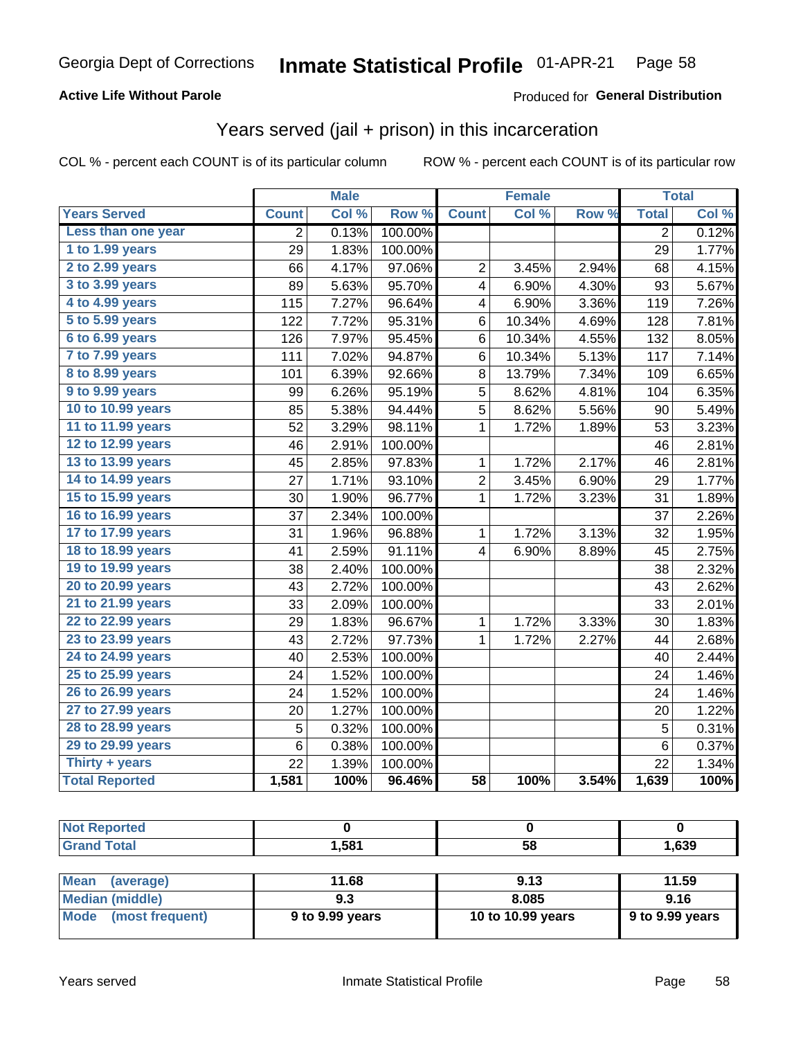Georgia Dept of Corrections **Inmate Statistical Profile** 01-APR-21 Page 58

**Active Life Without Parole**

Produced for **General Distribution**

## Years served (jail + prison) in this incarceration

COL % - percent each COUNT is of its particular column    ROW % - percent each COUNT is of its particular row

| | Male | | | Female | | | Total | |
|---|---|---|---|---|---|---|---|---|
| **Years Served** | **Count** | **Col %** | **Row %** | **Count** | **Col %** | **Row %** | **Total** | **Col %** |
| Less than one year | 2 | 0.13% | 100.00% | | | | 2 | 0.12% |
| 1 to 1.99 years | 29 | 1.83% | 100.00% | | | | 29 | 1.77% |
| 2 to 2.99 years | 66 | 4.17% | 97.06% | 2 | 3.45% | 2.94% | 68 | 4.15% |
| 3 to 3.99 years | 89 | 5.63% | 95.70% | 4 | 6.90% | 4.30% | 93 | 5.67% |
| 4 to 4.99 years | 115 | 7.27% | 96.64% | 4 | 6.90% | 3.36% | 119 | 7.26% |
| 5 to 5.99 years | 122 | 7.72% | 95.31% | 6 | 10.34% | 4.69% | 128 | 7.81% |
| 6 to 6.99 years | 126 | 7.97% | 95.45% | 6 | 10.34% | 4.55% | 132 | 8.05% |
| 7 to 7.99 years | 111 | 7.02% | 94.87% | 6 | 10.34% | 5.13% | 117 | 7.14% |
| 8 to 8.99 years | 101 | 6.39% | 92.66% | 8 | 13.79% | 7.34% | 109 | 6.65% |
| 9 to 9.99 years | 99 | 6.26% | 95.19% | 5 | 8.62% | 4.81% | 104 | 6.35% |
| 10 to 10.99 years | 85 | 5.38% | 94.44% | 5 | 8.62% | 5.56% | 90 | 5.49% |
| 11 to 11.99 years | 52 | 3.29% | 98.11% | 1 | 1.72% | 1.89% | 53 | 3.23% |
| 12 to 12.99 years | 46 | 2.91% | 100.00% | | | | 46 | 2.81% |
| 13 to 13.99 years | 45 | 2.85% | 97.83% | 1 | 1.72% | 2.17% | 46 | 2.81% |
| 14 to 14.99 years | 27 | 1.71% | 93.10% | 2 | 3.45% | 6.90% | 29 | 1.77% |
| 15 to 15.99 years | 30 | 1.90% | 96.77% | 1 | 1.72% | 3.23% | 31 | 1.89% |
| 16 to 16.99 years | 37 | 2.34% | 100.00% | | | | 37 | 2.26% |
| 17 to 17.99 years | 31 | 1.96% | 96.88% | 1 | 1.72% | 3.13% | 32 | 1.95% |
| 18 to 18.99 years | 41 | 2.59% | 91.11% | 4 | 6.90% | 8.89% | 45 | 2.75% |
| 19 to 19.99 years | 38 | 2.40% | 100.00% | | | | 38 | 2.32% |
| 20 to 20.99 years | 43 | 2.72% | 100.00% | | | | 43 | 2.62% |
| 21 to 21.99 years | 33 | 2.09% | 100.00% | | | | 33 | 2.01% |
| 22 to 22.99 years | 29 | 1.83% | 96.67% | 1 | 1.72% | 3.33% | 30 | 1.83% |
| 23 to 23.99 years | 43 | 2.72% | 97.73% | 1 | 1.72% | 2.27% | 44 | 2.68% |
| 24 to 24.99 years | 40 | 2.53% | 100.00% | | | | 40 | 2.44% |
| 25 to 25.99 years | 24 | 1.52% | 100.00% | | | | 24 | 1.46% |
| 26 to 26.99 years | 24 | 1.52% | 100.00% | | | | 24 | 1.46% |
| 27 to 27.99 years | 20 | 1.27% | 100.00% | | | | 20 | 1.22% |
| 28 to 28.99 years | 5 | 0.32% | 100.00% | | | | 5 | 0.31% |
| 29 to 29.99 years | 6 | 0.38% | 100.00% | | | | 6 | 0.37% |
| Thirty + years | 22 | 1.39% | 100.00% | | | | 22 | 1.34% |
| **Total Reported** | **1,581** | **100%** | **96.46%** | **58** | **100%** | **3.54%** | **1,639** | **100%** |

| | Male | Female | Total |
|---|---|---|---|
| Not Reported | 0 | 0 | 0 |
| Grand Total | 1,581 | 58 | 1,639 |

| | Male | Female | Total |
|---|---|---|---|
| Mean (average) | 11.68 | 9.13 | 11.59 |
| Median (middle) | 9.3 | 8.085 | 9.16 |
| Mode (most frequent) | 9 to 9.99 years | 10 to 10.99 years | 9 to 9.99 years |

Years served    Inmate Statistical Profile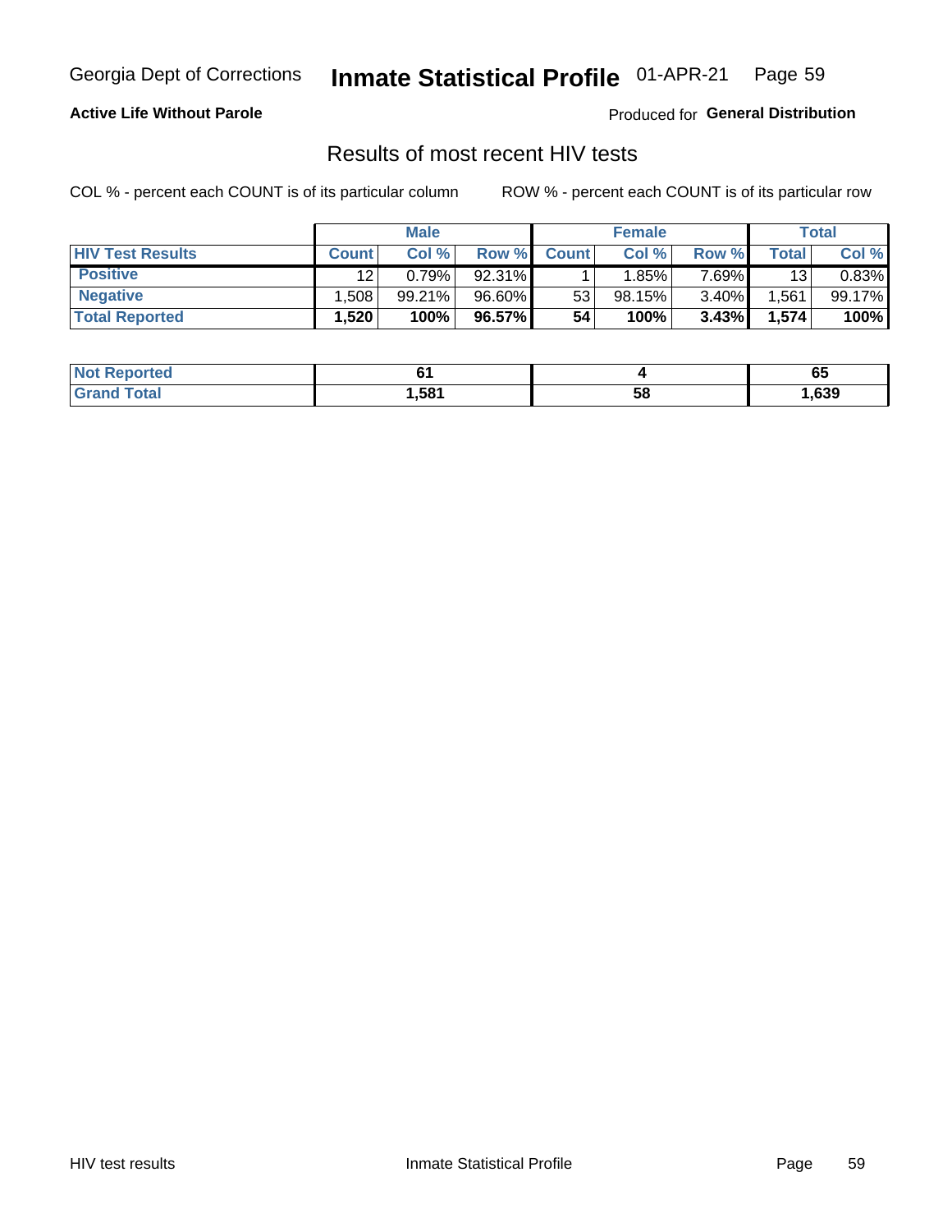Georgia Dept of Corrections **Inmate Statistical Profile** 01-APR-21

**Active Life Without Parole**

Produced for **General Distribution**

## Results of most recent HIV tests

COL % - percent each COUNT is of its particular column ROW % - percent each COUNT is of its particular row

| | Male | | | Female | | | Total | |
|---|---|---|---|---|---|---|---|---|
| **HIV Test Results** | **Count** | **Col %** | **Row %** | **Count** | **Col %** | **Row %** | **Total** | **Col %** |
| **Positive** | 12 | 0.79% | 92.31% | 1 | 1.85% | 7.69% | 13 | 0.83% |
| **Negative** | 1,508 | 99.21% | 96.60% | 53 | 98.15% | 3.40% | 1,561 | 99.17% |
| **Total Reported** | **1,520** | **100%** | **96.57%** | **54** | **100%** | **3.43%** | **1,574** | **100%** |

| | Male | Female | Total |
|---|---|---|---|
| **Not Reported** | **61** | **4** | **65** |
| **Grand Total** | **1,581** | **58** | **1,639** |

HIV test results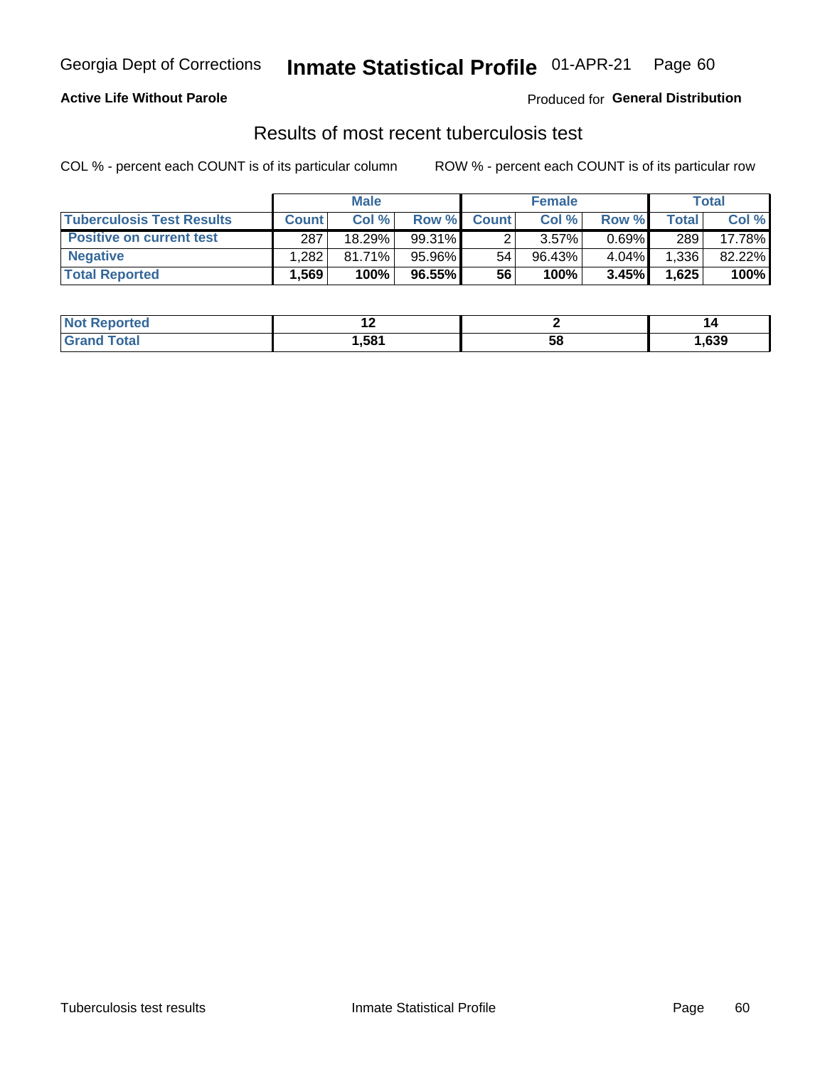Georgia Dept of Corrections **Inmate Statistical Profile** 01-APR-21 Page 60

**Active Life Without Parole**

Produced for **General Distribution**

## Results of most recent tuberculosis test

COL % - percent each COUNT is of its particular column    ROW % - percent each COUNT is of its particular row

| | Male | | | Female | | | Total | |
|---|---|---|---|---|---|---|---|---|
| **Tuberculosis Test Results** | **Count** | **Col %** | **Row %** | **Count** | **Col %** | **Row %** | **Total** | **Col %** |
| **Positive on current test** | 287 | 18.29% | 99.31% | 2 | 3.57% | 0.69% | 289 | 17.78% |
| **Negative** | 1,282 | 81.71% | 95.96% | 54 | 96.43% | 4.04% | 1,336 | 82.22% |
| **Total Reported** | **1,569** | **100%** | **96.55%** | **56** | **100%** | **3.45%** | **1,625** | **100%** |

| | Male | Female | Total |
|---|---|---|---|
| **Not Reported** | **12** | **2** | **14** |
| **Grand Total** | **1,581** | **58** | **1,639** |

Tuberculosis test results    Inmate Statistical Profile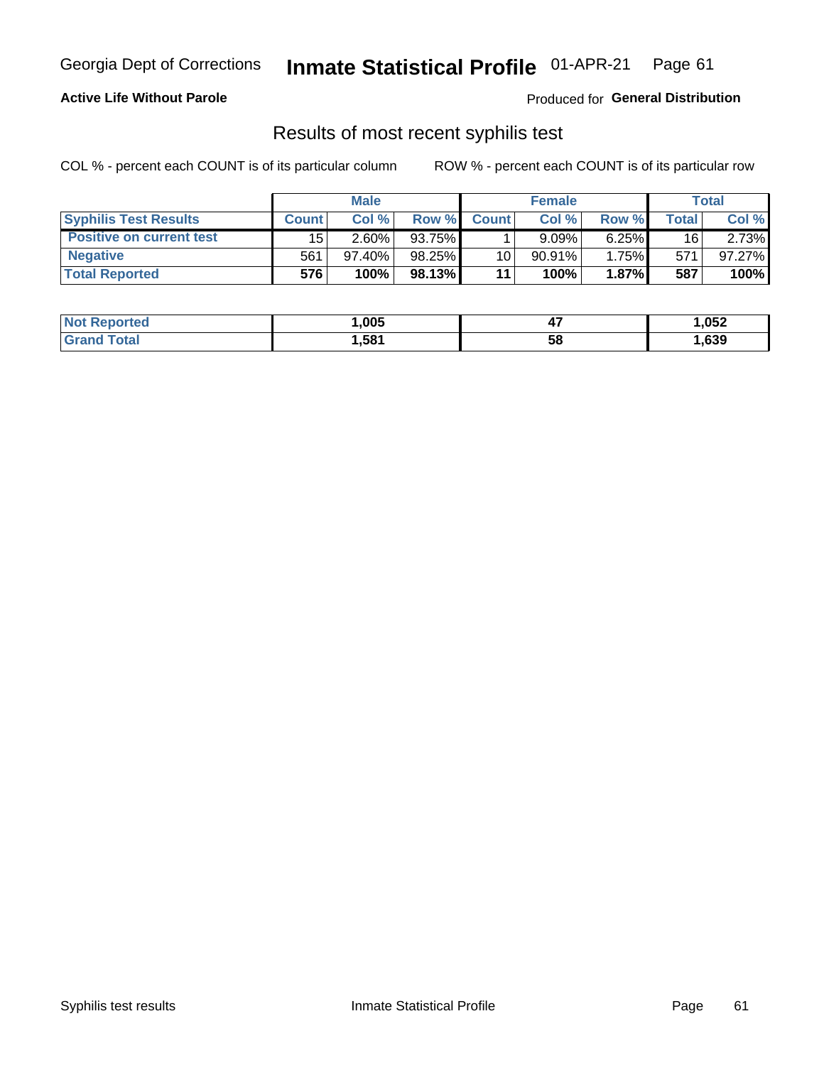Georgia Dept of Corrections **Inmate Statistical Profile** 01-APR-21

**Active Life Without Parole**

Produced for **General Distribution**

## Results of most recent syphilis test

COL % - percent each COUNT is of its particular column ROW % - percent each COUNT is of its particular row

| | Male | | | Female | | | Total | |
|---|---|---|---|---|---|---|---|---|
| **Syphilis Test Results** | **Count** | **Col %** | **Row %** | **Count** | **Col %** | **Row %** | **Total** | **Col %** |
| **Positive on current test** | 15 | 2.60% | 93.75% | 1 | 9.09% | 6.25% | 16 | 2.73% |
| **Negative** | 561 | 97.40% | 98.25% | 10 | 90.91% | 1.75% | 571 | 97.27% |
| **Total Reported** | **576** | **100%** | **98.13%** | **11** | **100%** | **1.87%** | **587** | **100%** |

| | Male | Female | Total |
|---|---|---|---|
| **Not Reported** | **1,005** | **47** | **1,052** |
| **Grand Total** | **1,581** | **58** | **1,639** |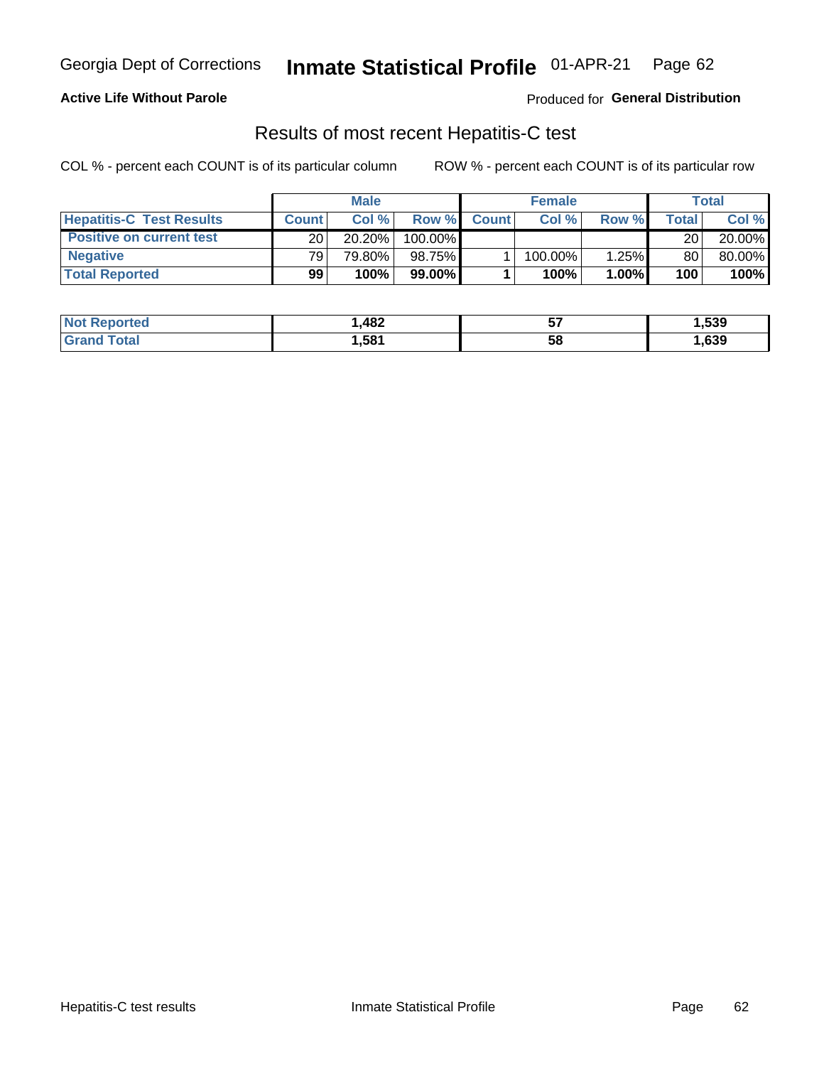Georgia Dept of Corrections **Inmate Statistical Profile** 01-APR-21 Page 62

**Active Life Without Parole**

Produced for **General Distribution**

## Results of most recent Hepatitis-C test

COL % - percent each COUNT is of its particular column ROW % - percent each COUNT is of its particular row

| | Male | | | Female | | | Total | |
|---|---|---|---|---|---|---|---|---|
| **Hepatitis-C Test Results** | **Count** | **Col %** | **Row %** | **Count** | **Col %** | **Row %** | **Total** | **Col %** |
| **Positive on current test** | 20 | 20.20% | 100.00% | | | | 20 | 20.00% |
| **Negative** | 79 | 79.80% | 98.75% | 1 | 100.00% | 1.25% | 80 | 80.00% |
| **Total Reported** | **99** | **100%** | **99.00%** | **1** | **100%** | **1.00%** | **100** | **100%** |

| | Male | Female | Total |
|---|---|---|---|
| **Not Reported** | **1,482** | **57** | **1,539** |
| **Grand Total** | **1,581** | **58** | **1,639** |

Hepatitis-C test results Inmate Statistical Profile